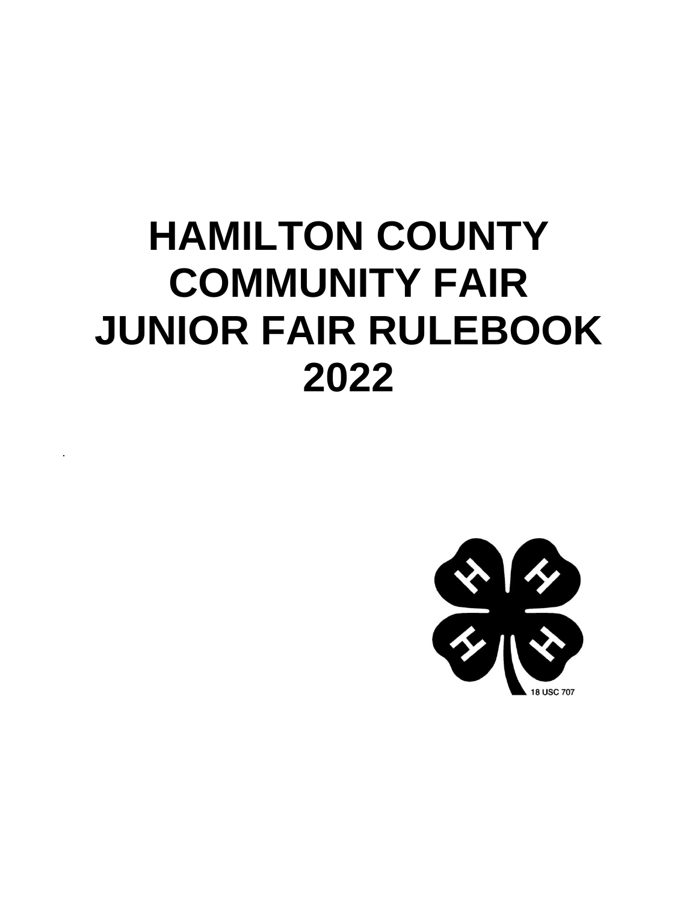# HAMILTON COUNTY COMMUNITY FAIR JUNIOR FAIR RULEBOOK 2022

18 USC 707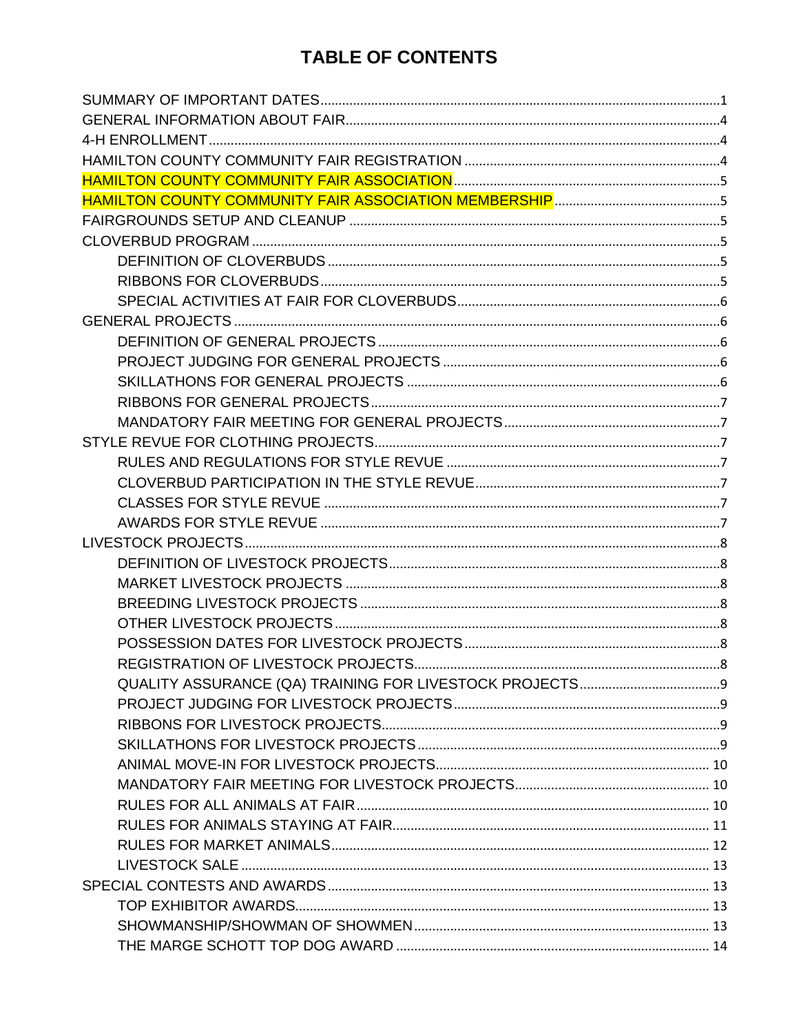# TABLE OF CONTENTS

- SUMMARY OF IMPORTANT DATES....1
- GENERAL INFORMATION ABOUT FAIR....4
- 4-H ENROLLMENT....4
- HAMILTON COUNTY COMMUNITY FAIR REGISTRATION....4
- HAMILTON COUNTY COMMUNITY FAIR ASSOCIATION....5
- HAMILTON COUNTY COMMUNITY FAIR ASSOCIATION MEMBERSHIP....5
- FAIRGROUNDS SETUP AND CLEANUP....5
- CLOVERBUD PROGRAM....5
  - DEFINITION OF CLOVERBUDS....5
  - RIBBONS FOR CLOVERBUDS....5
  - SPECIAL ACTIVITIES AT FAIR FOR CLOVERBUDS....6
- GENERAL PROJECTS....6
  - DEFINITION OF GENERAL PROJECTS....6
  - PROJECT JUDGING FOR GENERAL PROJECTS....6
  - SKILLATHONS FOR GENERAL PROJECTS....6
  - RIBBONS FOR GENERAL PROJECTS....7
  - MANDATORY FAIR MEETING FOR GENERAL PROJECTS....7
- STYLE REVUE FOR CLOTHING PROJECTS....7
  - RULES AND REGULATIONS FOR STYLE REVUE....7
  - CLOVERBUD PARTICIPATION IN THE STYLE REVUE....7
  - CLASSES FOR STYLE REVUE....7
  - AWARDS FOR STYLE REVUE....7
- LIVESTOCK PROJECTS....8
  - DEFINITION OF LIVESTOCK PROJECTS....8
  - MARKET LIVESTOCK PROJECTS....8
  - BREEDING LIVESTOCK PROJECTS....8
  - OTHER LIVESTOCK PROJECTS....8
  - POSSESSION DATES FOR LIVESTOCK PROJECTS....8
  - REGISTRATION OF LIVESTOCK PROJECTS....8
  - QUALITY ASSURANCE (QA) TRAINING FOR LIVESTOCK PROJECTS....9
  - PROJECT JUDGING FOR LIVESTOCK PROJECTS....9
  - RIBBONS FOR LIVESTOCK PROJECTS....9
  - SKILLATHONS FOR LIVESTOCK PROJECTS....9
  - ANIMAL MOVE-IN FOR LIVESTOCK PROJECTS....10
  - MANDATORY FAIR MEETING FOR LIVESTOCK PROJECTS....10
  - RULES FOR ALL ANIMALS AT FAIR....10
  - RULES FOR ANIMALS STAYING AT FAIR....11
  - RULES FOR MARKET ANIMALS....12
  - LIVESTOCK SALE....13
- SPECIAL CONTESTS AND AWARDS....13
  - TOP EXHIBITOR AWARDS....13
  - SHOWMANSHIP/SHOWMAN OF SHOWMEN....13
  - THE MARGE SCHOTT TOP DOG AWARD....14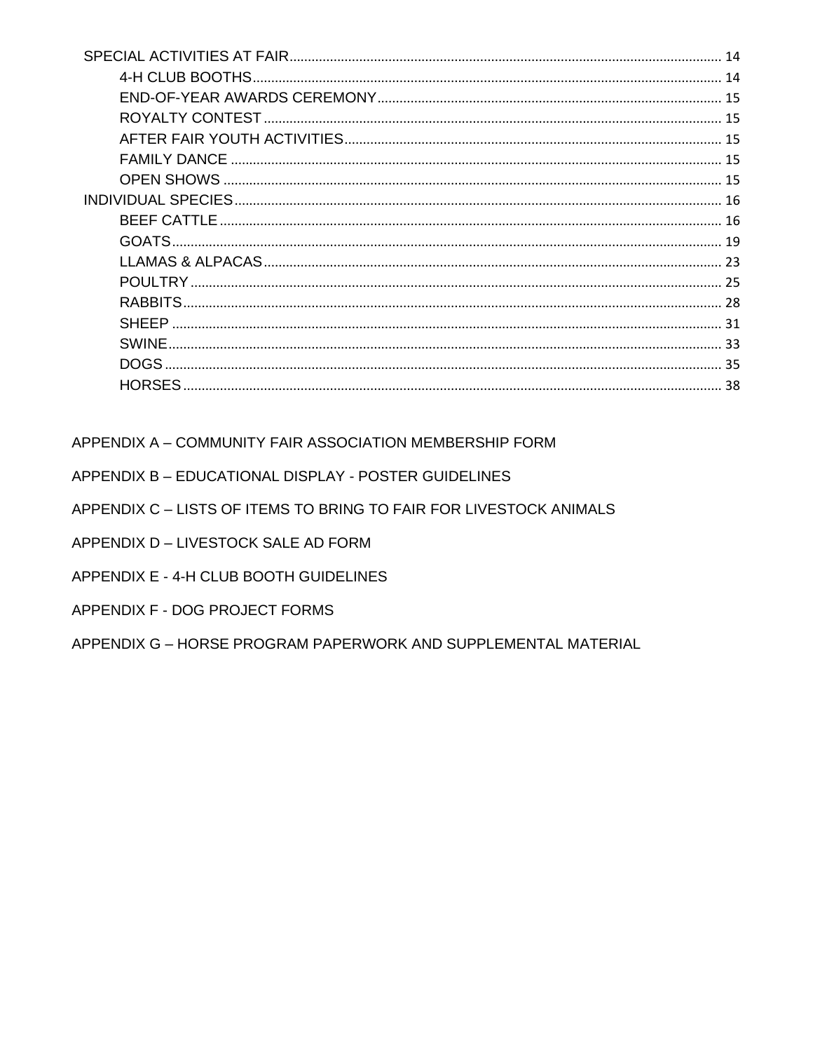- SPECIAL ACTIVITIES AT FAIR ........ 14
  - 4-H CLUB BOOTHS ........ 14
  - END-OF-YEAR AWARDS CEREMONY ........ 15
  - ROYALTY CONTEST ........ 15
  - AFTER FAIR YOUTH ACTIVITIES ........ 15
  - FAMILY DANCE ........ 15
  - OPEN SHOWS ........ 15
- INDIVIDUAL SPECIES ........ 16
  - BEEF CATTLE ........ 16
  - GOATS ........ 19
  - LLAMAS & ALPACAS ........ 23
  - POULTRY ........ 25
  - RABBITS ........ 28
  - SHEEP ........ 31
  - SWINE ........ 33
  - DOGS ........ 35
  - HORSES ........ 38

APPENDIX A – COMMUNITY FAIR ASSOCIATION MEMBERSHIP FORM

APPENDIX B – EDUCATIONAL DISPLAY - POSTER GUIDELINES

APPENDIX C – LISTS OF ITEMS TO BRING TO FAIR FOR LIVESTOCK ANIMALS

APPENDIX D – LIVESTOCK SALE AD FORM

APPENDIX E - 4-H CLUB BOOTH GUIDELINES

APPENDIX F - DOG PROJECT FORMS

APPENDIX G – HORSE PROGRAM PAPERWORK AND SUPPLEMENTAL MATERIAL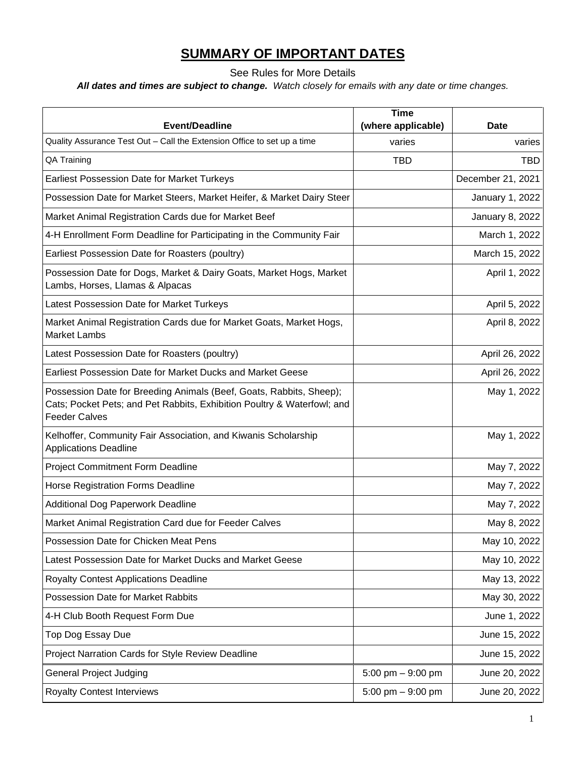# SUMMARY OF IMPORTANT DATES

See Rules for More Details

***All dates and times are subject to change.*** *Watch closely for emails with any date or time changes.*

| Event/Deadline | Time (where applicable) | Date |
|---|---|---|
| Quality Assurance Test Out – Call the Extension Office to set up a time | varies | varies |
| QA Training | TBD | TBD |
| Earliest Possession Date for Market Turkeys | | December 21, 2021 |
| Possession Date for Market Steers, Market Heifer, & Market Dairy Steer | | January 1, 2022 |
| Market Animal Registration Cards due for Market Beef | | January 8, 2022 |
| 4-H Enrollment Form Deadline for Participating in the Community Fair | | March 1, 2022 |
| Earliest Possession Date for Roasters (poultry) | | March 15, 2022 |
| Possession Date for Dogs, Market & Dairy Goats, Market Hogs, Market Lambs, Horses, Llamas & Alpacas | | April 1, 2022 |
| Latest Possession Date for Market Turkeys | | April 5, 2022 |
| Market Animal Registration Cards due for Market Goats, Market Hogs, Market Lambs | | April 8, 2022 |
| Latest Possession Date for Roasters (poultry) | | April 26, 2022 |
| Earliest Possession Date for Market Ducks and Market Geese | | April 26, 2022 |
| Possession Date for Breeding Animals (Beef, Goats, Rabbits, Sheep); Cats; Pocket Pets; and Pet Rabbits, Exhibition Poultry & Waterfowl; and Feeder Calves | | May 1, 2022 |
| Kelhoffer, Community Fair Association, and Kiwanis Scholarship Applications Deadline | | May 1, 2022 |
| Project Commitment Form Deadline | | May 7, 2022 |
| Horse Registration Forms Deadline | | May 7, 2022 |
| Additional Dog Paperwork Deadline | | May 7, 2022 |
| Market Animal Registration Card due for Feeder Calves | | May 8, 2022 |
| Possession Date for Chicken Meat Pens | | May 10, 2022 |
| Latest Possession Date for Market Ducks and Market Geese | | May 10, 2022 |
| Royalty Contest Applications Deadline | | May 13, 2022 |
| Possession Date for Market Rabbits | | May 30, 2022 |
| 4-H Club Booth Request Form Due | | June 1, 2022 |
| Top Dog Essay Due | | June 15, 2022 |
| Project Narration Cards for Style Review Deadline | | June 15, 2022 |
| General Project Judging | 5:00 pm – 9:00 pm | June 20, 2022 |
| Royalty Contest Interviews | 5:00 pm – 9:00 pm | June 20, 2022 |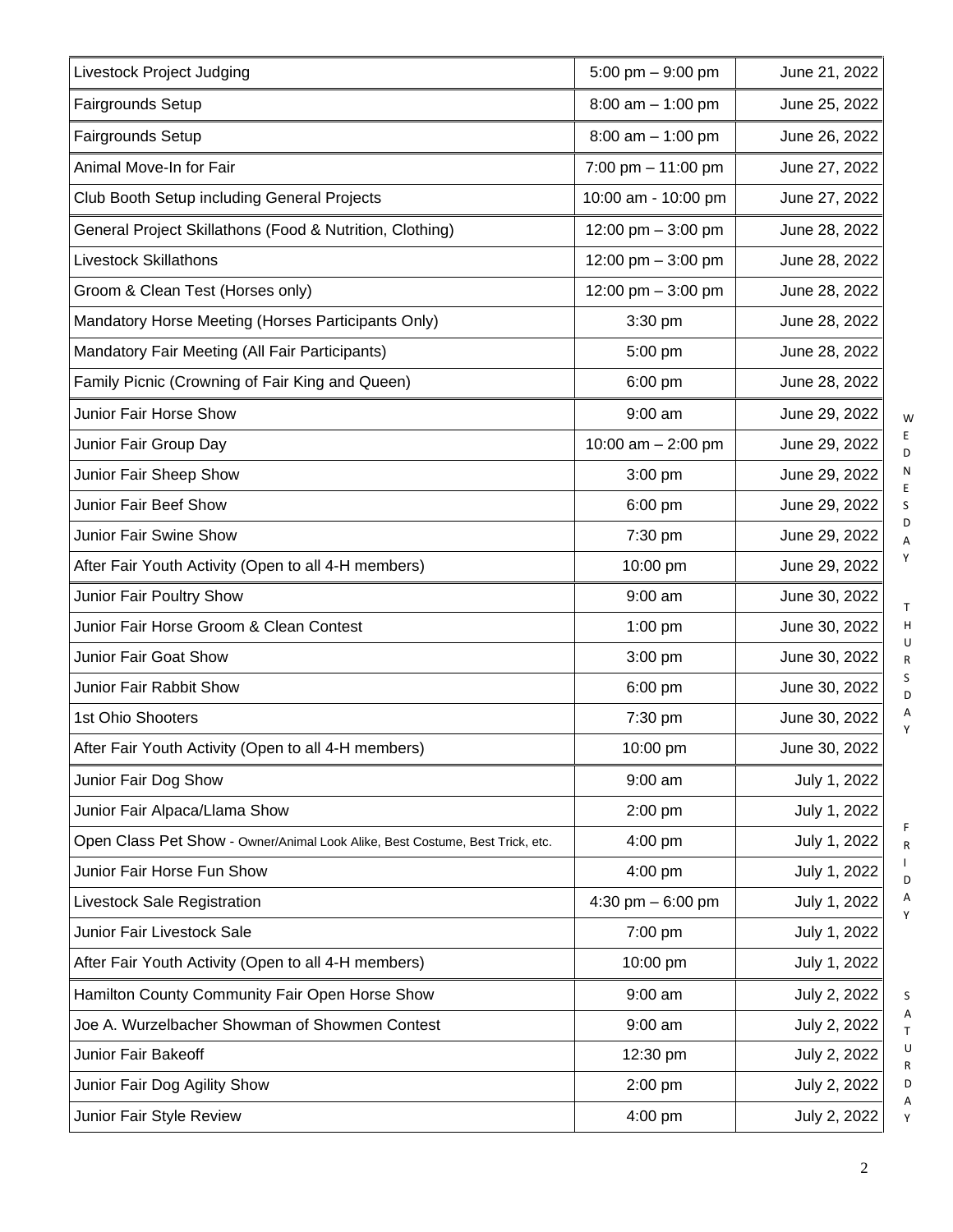| | | | |
|---|---|---|---|
| Livestock Project Judging | 5:00 pm – 9:00 pm | June 21, 2022 | |
| Fairgrounds Setup | 8:00 am – 1:00 pm | June 25, 2022 | |
| Fairgrounds Setup | 8:00 am – 1:00 pm | June 26, 2022 | |
| Animal Move-In for Fair | 7:00 pm – 11:00 pm | June 27, 2022 | |
| Club Booth Setup including General Projects | 10:00 am - 10:00 pm | June 27, 2022 | |
| General Project Skillathons (Food & Nutrition, Clothing) | 12:00 pm – 3:00 pm | June 28, 2022 | |
| Livestock Skillathons | 12:00 pm – 3:00 pm | June 28, 2022 | |
| Groom & Clean Test (Horses only) | 12:00 pm – 3:00 pm | June 28, 2022 | |
| Mandatory Horse Meeting (Horses Participants Only) | 3:30 pm | June 28, 2022 | |
| Mandatory Fair Meeting (All Fair Participants) | 5:00 pm | June 28, 2022 | |
| Family Picnic (Crowning of Fair King and Queen) | 6:00 pm | June 28, 2022 | |
| Junior Fair Horse Show | 9:00 am | June 29, 2022 | WEDNESDAY |
| Junior Fair Group Day | 10:00 am – 2:00 pm | June 29, 2022 | |
| Junior Fair Sheep Show | 3:00 pm | June 29, 2022 | |
| Junior Fair Beef Show | 6:00 pm | June 29, 2022 | |
| Junior Fair Swine Show | 7:30 pm | June 29, 2022 | |
| After Fair Youth Activity (Open to all 4-H members) | 10:00 pm | June 29, 2022 | |
| Junior Fair Poultry Show | 9:00 am | June 30, 2022 | THURSDAY |
| Junior Fair Horse Groom & Clean Contest | 1:00 pm | June 30, 2022 | |
| Junior Fair Goat Show | 3:00 pm | June 30, 2022 | |
| Junior Fair Rabbit Show | 6:00 pm | June 30, 2022 | |
| 1st Ohio Shooters | 7:30 pm | June 30, 2022 | |
| After Fair Youth Activity (Open to all 4-H members) | 10:00 pm | June 30, 2022 | |
| Junior Fair Dog Show | 9:00 am | July 1, 2022 | FRIDAY |
| Junior Fair Alpaca/Llama Show | 2:00 pm | July 1, 2022 | |
| Open Class Pet Show - Owner/Animal Look Alike, Best Costume, Best Trick, etc. | 4:00 pm | July 1, 2022 | |
| Junior Fair Horse Fun Show | 4:00 pm | July 1, 2022 | |
| Livestock Sale Registration | 4:30 pm – 6:00 pm | July 1, 2022 | |
| Junior Fair Livestock Sale | 7:00 pm | July 1, 2022 | |
| After Fair Youth Activity (Open to all 4-H members) | 10:00 pm | July 1, 2022 | |
| Hamilton County Community Fair Open Horse Show | 9:00 am | July 2, 2022 | SATURDAY |
| Joe A. Wurzelbacher Showman of Showmen Contest | 9:00 am | July 2, 2022 | |
| Junior Fair Bakeoff | 12:30 pm | July 2, 2022 | |
| Junior Fair Dog Agility Show | 2:00 pm | July 2, 2022 | |
| Junior Fair Style Review | 4:00 pm | July 2, 2022 | |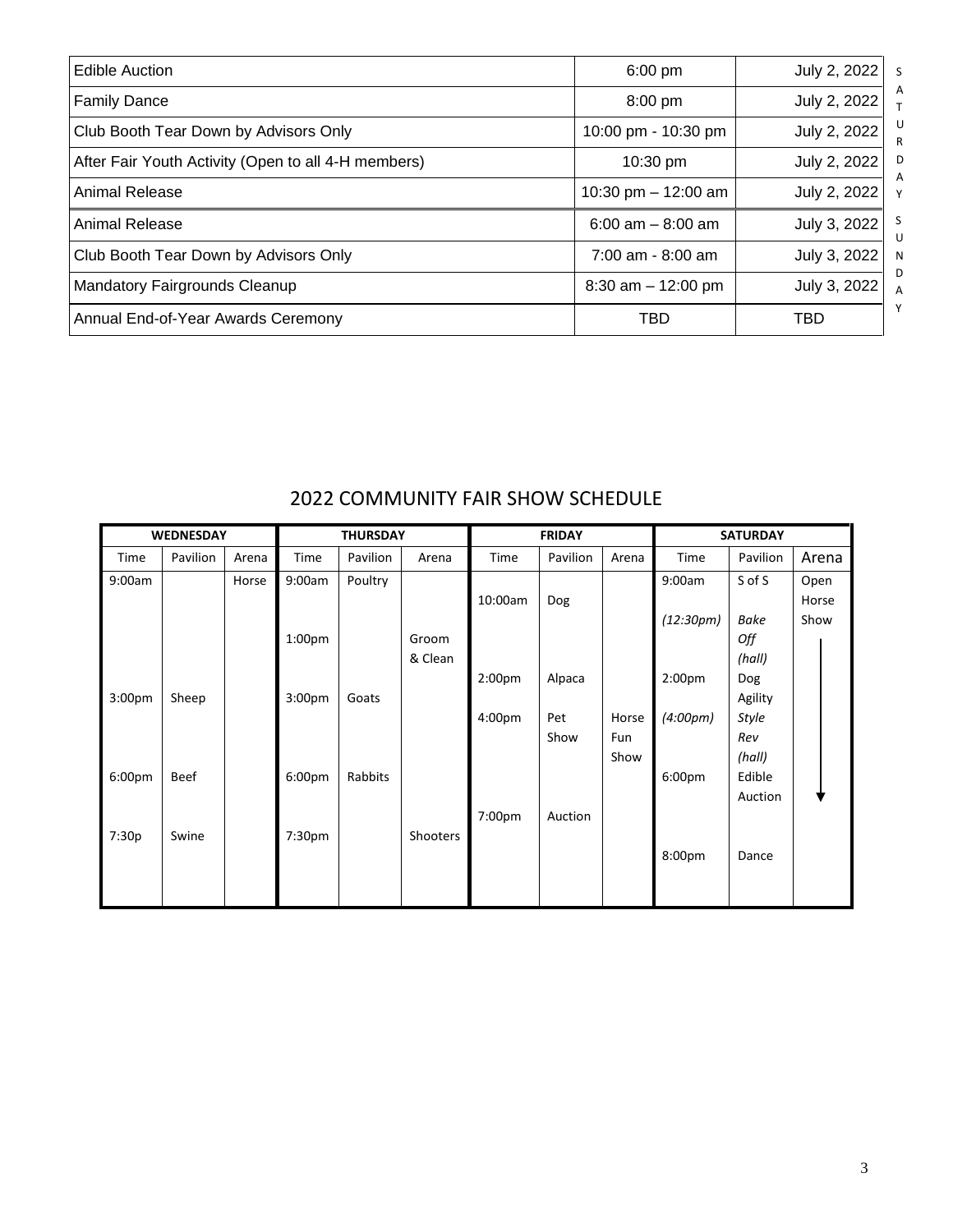| Event | Time | Date | Day |
|---|---|---|---|
| Edible Auction | 6:00 pm | July 2, 2022 | SATURDAY |
| Family Dance | 8:00 pm | July 2, 2022 | |
| Club Booth Tear Down by Advisors Only | 10:00 pm - 10:30 pm | July 2, 2022 | |
| After Fair Youth Activity (Open to all 4-H members) | 10:30 pm | July 2, 2022 | |
| Animal Release | 10:30 pm – 12:00 am | July 2, 2022 | |
| Animal Release | 6:00 am – 8:00 am | July 3, 2022 | SUNDAY |
| Club Booth Tear Down by Advisors Only | 7:00 am - 8:00 am | July 3, 2022 | |
| Mandatory Fairgrounds Cleanup | 8:30 am – 12:00 pm | July 3, 2022 | |
| Annual End-of-Year Awards Ceremony | TBD | TBD | |

## 2022 COMMUNITY FAIR SHOW SCHEDULE

| WEDNESDAY | | | THURSDAY | | | FRIDAY | | | SATURDAY | | |
|---|---|---|---|---|---|---|---|---|---|---|---|
| Time | Pavilion | Arena | Time | Pavilion | Arena | Time | Pavilion | Arena | Time | Pavilion | Arena |
| 9:00am | | Horse | 9:00am | Poultry | | | | | 9:00am | S of S | Open Horse Show ↓ |
| | | | | | | 10:00am | Dog | | | | |
| | | | | | | | | | *(12:30pm)* | *Bake Off (hall)* | |
| | | | 1:00pm | | Groom & Clean | | | | | | |
| | | | | | | 2:00pm | Alpaca | | 2:00pm | Dog Agility | |
| 3:00pm | Sheep | | 3:00pm | Goats | | | | | | | |
| | | | | | | 4:00pm | Pet Show | Horse Fun Show | *(4:00pm)* | *Style Rev (hall)* | |
| 6:00pm | Beef | | 6:00pm | Rabbits | | | | | 6:00pm | Edible Auction | |
| | | | | | | 7:00pm | Auction | | | | |
| 7:30p | Swine | | 7:30pm | | Shooters | | | | | | |
| | | | | | | | | | 8:00pm | Dance | |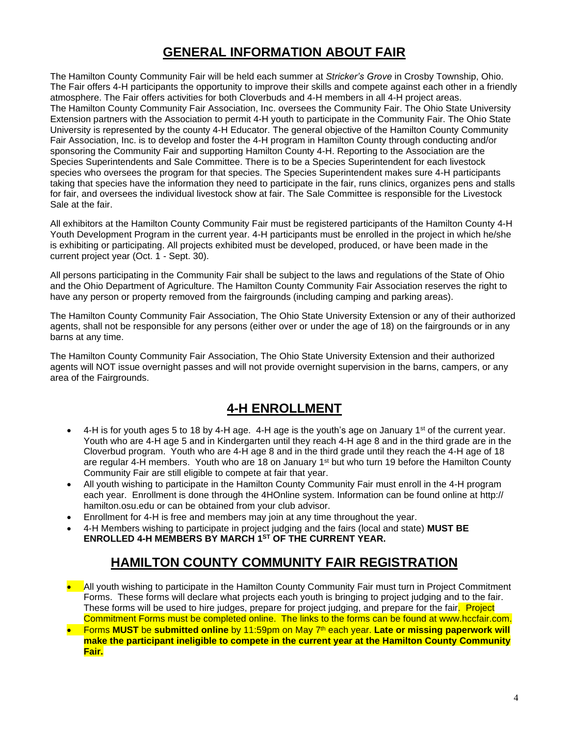## GENERAL INFORMATION ABOUT FAIR

The Hamilton County Community Fair will be held each summer at *Stricker's Grove* in Crosby Township, Ohio. The Fair offers 4-H participants the opportunity to improve their skills and compete against each other in a friendly atmosphere. The Fair offers activities for both Cloverbuds and 4-H members in all 4-H project areas. The Hamilton County Community Fair Association, Inc. oversees the Community Fair. The Ohio State University Extension partners with the Association to permit 4-H youth to participate in the Community Fair. The Ohio State University is represented by the county 4-H Educator. The general objective of the Hamilton County Community Fair Association, Inc. is to develop and foster the 4-H program in Hamilton County through conducting and/or sponsoring the Community Fair and supporting Hamilton County 4-H. Reporting to the Association are the Species Superintendents and Sale Committee. There is to be a Species Superintendent for each livestock species who oversees the program for that species. The Species Superintendent makes sure 4-H participants taking that species have the information they need to participate in the fair, runs clinics, organizes pens and stalls for fair, and oversees the individual livestock show at fair. The Sale Committee is responsible for the Livestock Sale at the fair.

All exhibitors at the Hamilton County Community Fair must be registered participants of the Hamilton County 4-H Youth Development Program in the current year. 4-H participants must be enrolled in the project in which he/she is exhibiting or participating. All projects exhibited must be developed, produced, or have been made in the current project year (Oct. 1 - Sept. 30).

All persons participating in the Community Fair shall be subject to the laws and regulations of the State of Ohio and the Ohio Department of Agriculture. The Hamilton County Community Fair Association reserves the right to have any person or property removed from the fairgrounds (including camping and parking areas).

The Hamilton County Community Fair Association, The Ohio State University Extension or any of their authorized agents, shall not be responsible for any persons (either over or under the age of 18) on the fairgrounds or in any barns at any time.

The Hamilton County Community Fair Association, The Ohio State University Extension and their authorized agents will NOT issue overnight passes and will not provide overnight supervision in the barns, campers, or any area of the Fairgrounds.

## 4-H ENROLLMENT

- 4-H is for youth ages 5 to 18 by 4-H age. 4-H age is the youth's age on January 1st of the current year. Youth who are 4-H age 5 and in Kindergarten until they reach 4-H age 8 and in the third grade are in the Cloverbud program. Youth who are 4-H age 8 and in the third grade until they reach the 4-H age of 18 are regular 4-H members. Youth who are 18 on January 1st but who turn 19 before the Hamilton County Community Fair are still eligible to compete at fair that year.
- All youth wishing to participate in the Hamilton County Community Fair must enroll in the 4-H program each year. Enrollment is done through the 4HOnline system. Information can be found online at http:// hamilton.osu.edu or can be obtained from your club advisor.
- Enrollment for 4-H is free and members may join at any time throughout the year.
- 4-H Members wishing to participate in project judging and the fairs (local and state) **MUST BE ENROLLED 4-H MEMBERS BY MARCH 1ST OF THE CURRENT YEAR.**

## HAMILTON COUNTY COMMUNITY FAIR REGISTRATION

- All youth wishing to participate in the Hamilton County Community Fair must turn in Project Commitment Forms. These forms will declare what projects each youth is bringing to project judging and to the fair. These forms will be used to hire judges, prepare for project judging, and prepare for the fair. Project Commitment Forms must be completed online. The links to the forms can be found at www.hccfair.com.
- Forms **MUST** be **submitted online** by 11:59pm on May 7th each year. **Late or missing paperwork will make the participant ineligible to compete in the current year at the Hamilton County Community Fair.**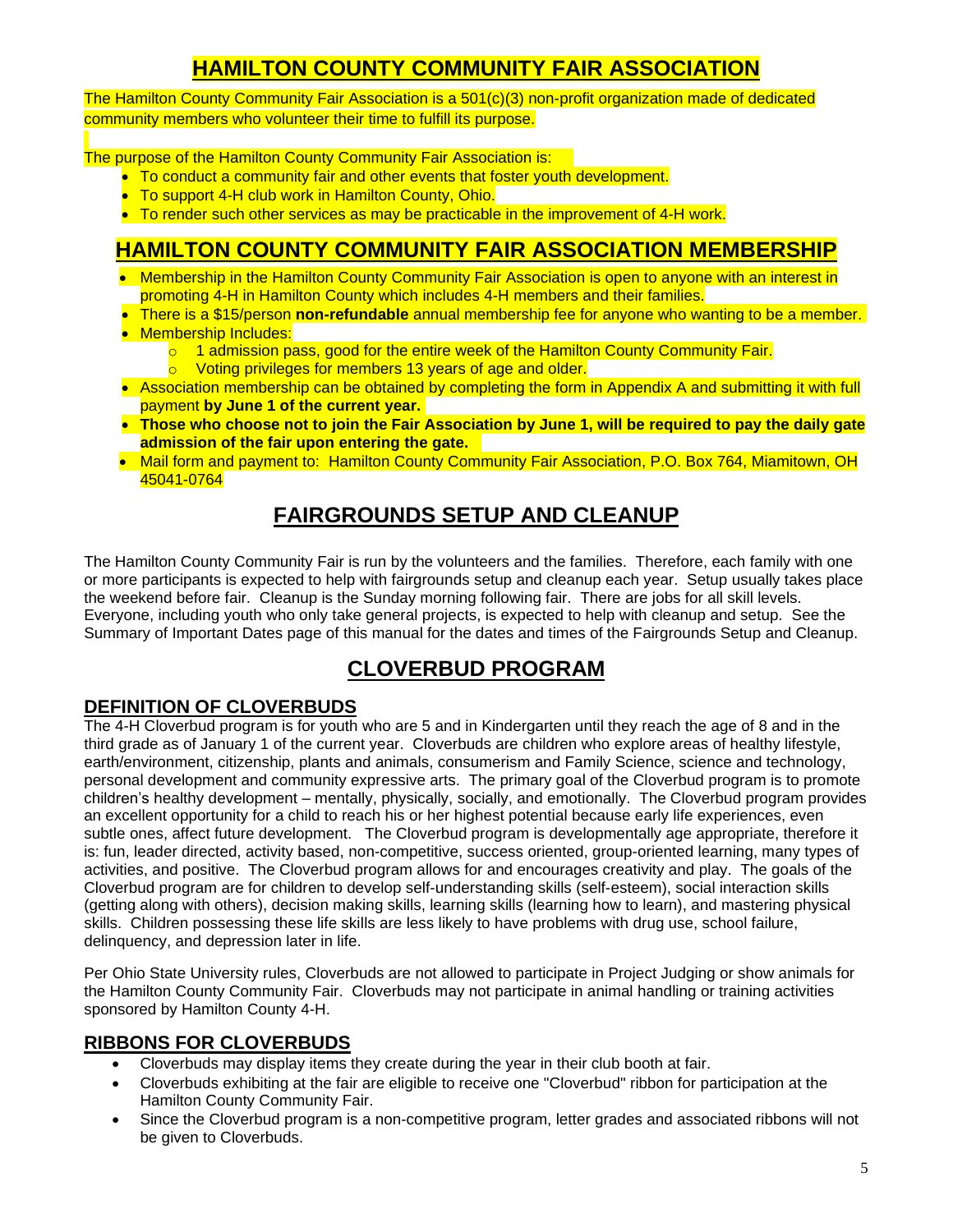# HAMILTON COUNTY COMMUNITY FAIR ASSOCIATION

The Hamilton County Community Fair Association is a 501(c)(3) non-profit organization made of dedicated community members who volunteer their time to fulfill its purpose.

The purpose of the Hamilton County Community Fair Association is:

- To conduct a community fair and other events that foster youth development.
- To support 4-H club work in Hamilton County, Ohio.
- To render such other services as may be practicable in the improvement of 4-H work.

# HAMILTON COUNTY COMMUNITY FAIR ASSOCIATION MEMBERSHIP

- Membership in the Hamilton County Community Fair Association is open to anyone with an interest in promoting 4-H in Hamilton County which includes 4-H members and their families.
- There is a $15/person **non-refundable** annual membership fee for anyone who wanting to be a member.
- Membership Includes:
  - 1 admission pass, good for the entire week of the Hamilton County Community Fair.
  - Voting privileges for members 13 years of age and older.
- Association membership can be obtained by completing the form in Appendix A and submitting it with full payment **by June 1 of the current year.**
- **Those who choose not to join the Fair Association by June 1, will be required to pay the daily gate admission of the fair upon entering the gate.**
- Mail form and payment to: Hamilton County Community Fair Association, P.O. Box 764, Miamitown, OH 45041-0764

# FAIRGROUNDS SETUP AND CLEANUP

The Hamilton County Community Fair is run by the volunteers and the families. Therefore, each family with one or more participants is expected to help with fairgrounds setup and cleanup each year. Setup usually takes place the weekend before fair. Cleanup is the Sunday morning following fair. There are jobs for all skill levels. Everyone, including youth who only take general projects, is expected to help with cleanup and setup. See the Summary of Important Dates page of this manual for the dates and times of the Fairgrounds Setup and Cleanup.

# CLOVERBUD PROGRAM

## DEFINITION OF CLOVERBUDS

The 4-H Cloverbud program is for youth who are 5 and in Kindergarten until they reach the age of 8 and in the third grade as of January 1 of the current year. Cloverbuds are children who explore areas of healthy lifestyle, earth/environment, citizenship, plants and animals, consumerism and Family Science, science and technology, personal development and community expressive arts. The primary goal of the Cloverbud program is to promote children's healthy development – mentally, physically, socially, and emotionally. The Cloverbud program provides an excellent opportunity for a child to reach his or her highest potential because early life experiences, even subtle ones, affect future development. The Cloverbud program is developmentally age appropriate, therefore it is: fun, leader directed, activity based, non-competitive, success oriented, group-oriented learning, many types of activities, and positive. The Cloverbud program allows for and encourages creativity and play. The goals of the Cloverbud program are for children to develop self-understanding skills (self-esteem), social interaction skills (getting along with others), decision making skills, learning skills (learning how to learn), and mastering physical skills. Children possessing these life skills are less likely to have problems with drug use, school failure, delinquency, and depression later in life.

Per Ohio State University rules, Cloverbuds are not allowed to participate in Project Judging or show animals for the Hamilton County Community Fair. Cloverbuds may not participate in animal handling or training activities sponsored by Hamilton County 4-H.

## RIBBONS FOR CLOVERBUDS

- Cloverbuds may display items they create during the year in their club booth at fair.
- Cloverbuds exhibiting at the fair are eligible to receive one "Cloverbud" ribbon for participation at the Hamilton County Community Fair.
- Since the Cloverbud program is a non-competitive program, letter grades and associated ribbons will not be given to Cloverbuds.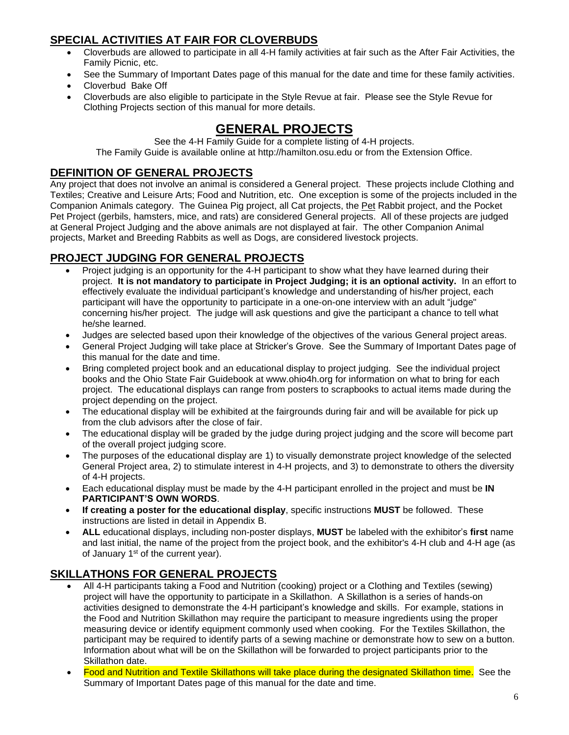## SPECIAL ACTIVITIES AT FAIR FOR CLOVERBUDS

- Cloverbuds are allowed to participate in all 4-H family activities at fair such as the After Fair Activities, the Family Picnic, etc.
- See the Summary of Important Dates page of this manual for the date and time for these family activities.
- Cloverbud Bake Off
- Cloverbuds are also eligible to participate in the Style Revue at fair. Please see the Style Revue for Clothing Projects section of this manual for more details.

# GENERAL PROJECTS

See the 4-H Family Guide for a complete listing of 4-H projects.
The Family Guide is available online at http://hamilton.osu.edu or from the Extension Office.

## DEFINITION OF GENERAL PROJECTS

Any project that does not involve an animal is considered a General project. These projects include Clothing and Textiles; Creative and Leisure Arts; Food and Nutrition, etc. One exception is some of the projects included in the Companion Animals category. The Guinea Pig project, all Cat projects, the Pet Rabbit project, and the Pocket Pet Project (gerbils, hamsters, mice, and rats) are considered General projects. All of these projects are judged at General Project Judging and the above animals are not displayed at fair. The other Companion Animal projects, Market and Breeding Rabbits as well as Dogs, are considered livestock projects.

## PROJECT JUDGING FOR GENERAL PROJECTS

- Project judging is an opportunity for the 4-H participant to show what they have learned during their project. **It is not mandatory to participate in Project Judging; it is an optional activity.** In an effort to effectively evaluate the individual participant's knowledge and understanding of his/her project, each participant will have the opportunity to participate in a one-on-one interview with an adult "judge" concerning his/her project. The judge will ask questions and give the participant a chance to tell what he/she learned.
- Judges are selected based upon their knowledge of the objectives of the various General project areas.
- General Project Judging will take place at Stricker's Grove. See the Summary of Important Dates page of this manual for the date and time.
- Bring completed project book and an educational display to project judging. See the individual project books and the Ohio State Fair Guidebook at www.ohio4h.org for information on what to bring for each project. The educational displays can range from posters to scrapbooks to actual items made during the project depending on the project.
- The educational display will be exhibited at the fairgrounds during fair and will be available for pick up from the club advisors after the close of fair.
- The educational display will be graded by the judge during project judging and the score will become part of the overall project judging score.
- The purposes of the educational display are 1) to visually demonstrate project knowledge of the selected General Project area, 2) to stimulate interest in 4-H projects, and 3) to demonstrate to others the diversity of 4-H projects.
- Each educational display must be made by the 4-H participant enrolled in the project and must be **IN PARTICIPANT'S OWN WORDS**.
- **If creating a poster for the educational display**, specific instructions **MUST** be followed. These instructions are listed in detail in Appendix B.
- **ALL** educational displays, including non-poster displays, **MUST** be labeled with the exhibitor's **first** name and last initial, the name of the project from the project book, and the exhibitor's 4-H club and 4-H age (as of January 1st of the current year).

## SKILLATHONS FOR GENERAL PROJECTS

- All 4-H participants taking a Food and Nutrition (cooking) project or a Clothing and Textiles (sewing) project will have the opportunity to participate in a Skillathon. A Skillathon is a series of hands-on activities designed to demonstrate the 4-H participant's knowledge and skills. For example, stations in the Food and Nutrition Skillathon may require the participant to measure ingredients using the proper measuring device or identify equipment commonly used when cooking. For the Textiles Skillathon, the participant may be required to identify parts of a sewing machine or demonstrate how to sew on a button. Information about what will be on the Skillathon will be forwarded to project participants prior to the Skillathon date.
- Food and Nutrition and Textile Skillathons will take place during the designated Skillathon time. See the Summary of Important Dates page of this manual for the date and time.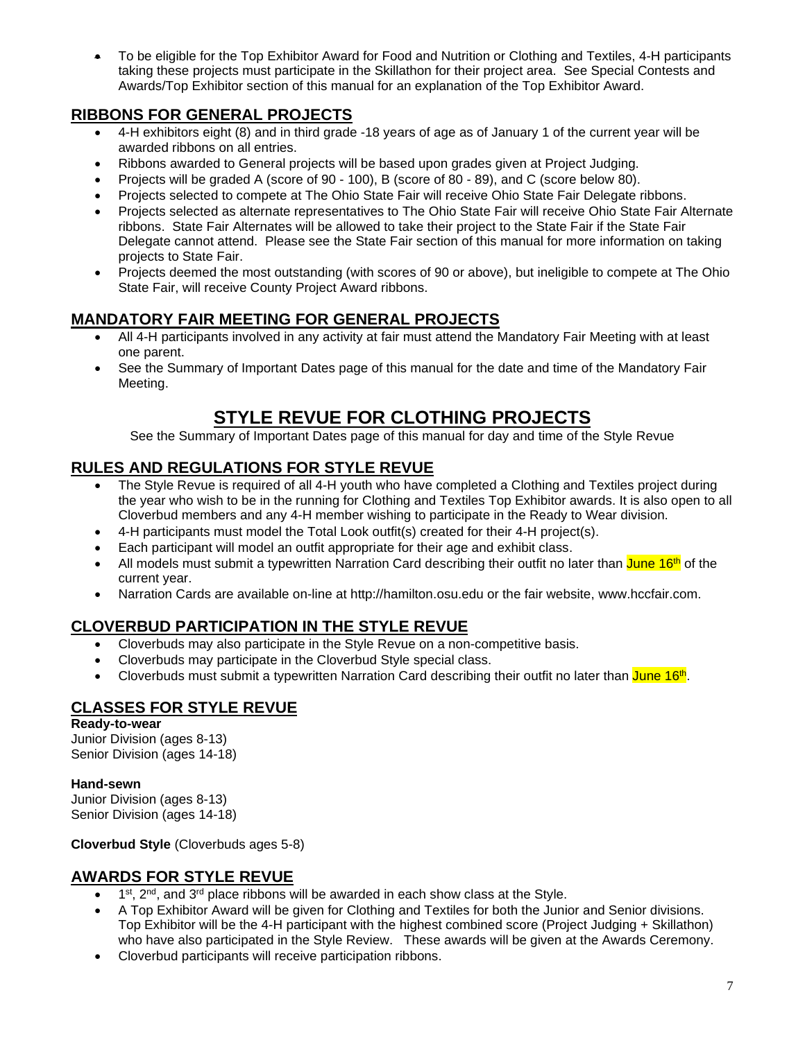- To be eligible for the Top Exhibitor Award for Food and Nutrition or Clothing and Textiles, 4-H participants taking these projects must participate in the Skillathon for their project area. See Special Contests and Awards/Top Exhibitor section of this manual for an explanation of the Top Exhibitor Award.

## RIBBONS FOR GENERAL PROJECTS

- 4-H exhibitors eight (8) and in third grade -18 years of age as of January 1 of the current year will be awarded ribbons on all entries.
- Ribbons awarded to General projects will be based upon grades given at Project Judging.
- Projects will be graded A (score of 90 - 100), B (score of 80 - 89), and C (score below 80).
- Projects selected to compete at The Ohio State Fair will receive Ohio State Fair Delegate ribbons.
- Projects selected as alternate representatives to The Ohio State Fair will receive Ohio State Fair Alternate ribbons. State Fair Alternates will be allowed to take their project to the State Fair if the State Fair Delegate cannot attend. Please see the State Fair section of this manual for more information on taking projects to State Fair.
- Projects deemed the most outstanding (with scores of 90 or above), but ineligible to compete at The Ohio State Fair, will receive County Project Award ribbons.

## MANDATORY FAIR MEETING FOR GENERAL PROJECTS

- All 4-H participants involved in any activity at fair must attend the Mandatory Fair Meeting with at least one parent.
- See the Summary of Important Dates page of this manual for the date and time of the Mandatory Fair Meeting.

# STYLE REVUE FOR CLOTHING PROJECTS

See the Summary of Important Dates page of this manual for day and time of the Style Revue

## RULES AND REGULATIONS FOR STYLE REVUE

- The Style Revue is required of all 4-H youth who have completed a Clothing and Textiles project during the year who wish to be in the running for Clothing and Textiles Top Exhibitor awards. It is also open to all Cloverbud members and any 4-H member wishing to participate in the Ready to Wear division.
- 4-H participants must model the Total Look outfit(s) created for their 4-H project(s).
- Each participant will model an outfit appropriate for their age and exhibit class.
- All models must submit a typewritten Narration Card describing their outfit no later than June 16th of the current year.
- Narration Cards are available on-line at http://hamilton.osu.edu or the fair website, www.hccfair.com.

## CLOVERBUD PARTICIPATION IN THE STYLE REVUE

- Cloverbuds may also participate in the Style Revue on a non-competitive basis.
- Cloverbuds may participate in the Cloverbud Style special class.
- Cloverbuds must submit a typewritten Narration Card describing their outfit no later than June 16th.

## CLASSES FOR STYLE REVUE

**Ready-to-wear**
Junior Division (ages 8-13)
Senior Division (ages 14-18)

**Hand-sewn**
Junior Division (ages 8-13)
Senior Division (ages 14-18)

**Cloverbud Style** (Cloverbuds ages 5-8)

## AWARDS FOR STYLE REVUE

- 1st, 2nd, and 3rd place ribbons will be awarded in each show class at the Style.
- A Top Exhibitor Award will be given for Clothing and Textiles for both the Junior and Senior divisions. Top Exhibitor will be the 4-H participant with the highest combined score (Project Judging + Skillathon) who have also participated in the Style Review. These awards will be given at the Awards Ceremony.
- Cloverbud participants will receive participation ribbons.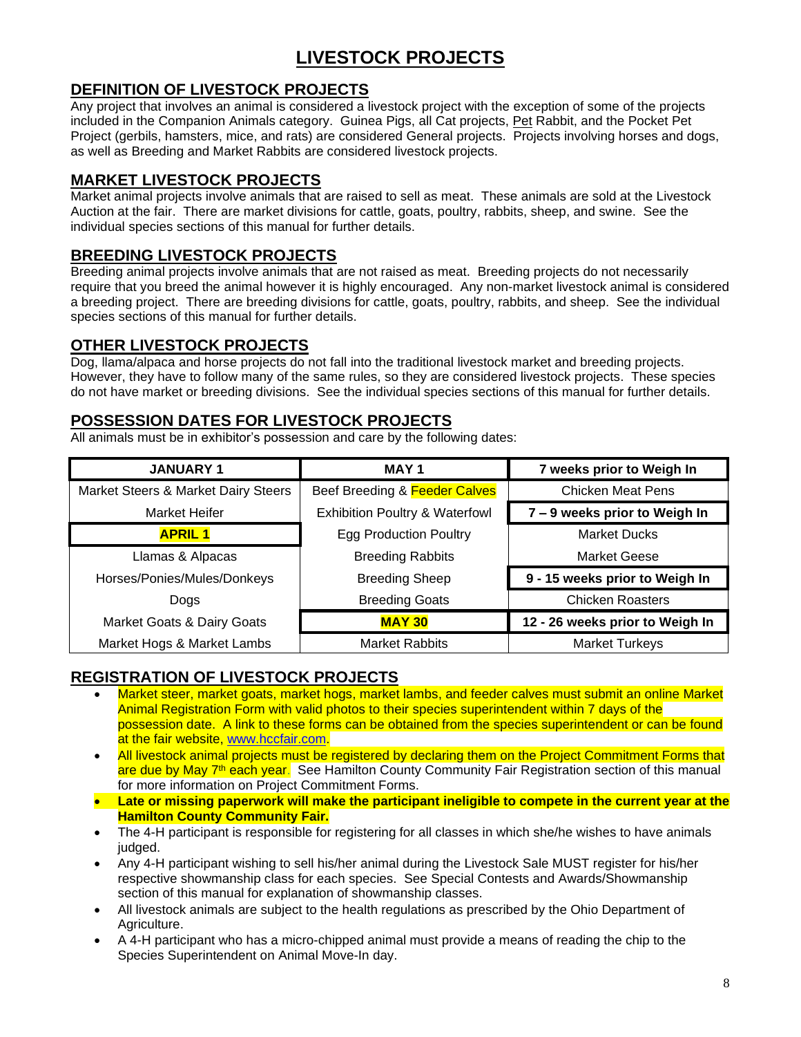# LIVESTOCK PROJECTS

## DEFINITION OF LIVESTOCK PROJECTS

Any project that involves an animal is considered a livestock project with the exception of some of the projects included in the Companion Animals category. Guinea Pigs, all Cat projects, Pet Rabbit, and the Pocket Pet Project (gerbils, hamsters, mice, and rats) are considered General projects. Projects involving horses and dogs, as well as Breeding and Market Rabbits are considered livestock projects.

## MARKET LIVESTOCK PROJECTS

Market animal projects involve animals that are raised to sell as meat. These animals are sold at the Livestock Auction at the fair. There are market divisions for cattle, goats, poultry, rabbits, sheep, and swine. See the individual species sections of this manual for further details.

## BREEDING LIVESTOCK PROJECTS

Breeding animal projects involve animals that are not raised as meat. Breeding projects do not necessarily require that you breed the animal however it is highly encouraged. Any non-market livestock animal is considered a breeding project. There are breeding divisions for cattle, goats, poultry, rabbits, and sheep. See the individual species sections of this manual for further details.

## OTHER LIVESTOCK PROJECTS

Dog, llama/alpaca and horse projects do not fall into the traditional livestock market and breeding projects. However, they have to follow many of the same rules, so they are considered livestock projects. These species do not have market or breeding divisions. See the individual species sections of this manual for further details.

## POSSESSION DATES FOR LIVESTOCK PROJECTS

All animals must be in exhibitor's possession and care by the following dates:

| JANUARY 1 | MAY 1 | 7 weeks prior to Weigh In |
|---|---|---|
| Market Steers & Market Dairy Steers | Beef Breeding & Feeder Calves | Chicken Meat Pens |
| Market Heifer | Exhibition Poultry & Waterfowl | **7 – 9 weeks prior to Weigh In** |
| **APRIL 1** | Egg Production Poultry | Market Ducks |
| Llamas & Alpacas | Breeding Rabbits | Market Geese |
| Horses/Ponies/Mules/Donkeys | Breeding Sheep | **9 - 15 weeks prior to Weigh In** |
| Dogs | Breeding Goats | Chicken Roasters |
| Market Goats & Dairy Goats | **MAY 30** | **12 - 26 weeks prior to Weigh In** |
| Market Hogs & Market Lambs | Market Rabbits | Market Turkeys |

## REGISTRATION OF LIVESTOCK PROJECTS

- Market steer, market goats, market hogs, market lambs, and feeder calves must submit an online Market Animal Registration Form with valid photos to their species superintendent within 7 days of the possession date. A link to these forms can be obtained from the species superintendent or can be found at the fair website, www.hccfair.com.
- All livestock animal projects must be registered by declaring them on the Project Commitment Forms that are due by May 7th each year. See Hamilton County Community Fair Registration section of this manual for more information on Project Commitment Forms.
- **Late or missing paperwork will make the participant ineligible to compete in the current year at the Hamilton County Community Fair.**
- The 4-H participant is responsible for registering for all classes in which she/he wishes to have animals judged.
- Any 4-H participant wishing to sell his/her animal during the Livestock Sale MUST register for his/her respective showmanship class for each species. See Special Contests and Awards/Showmanship section of this manual for explanation of showmanship classes.
- All livestock animals are subject to the health regulations as prescribed by the Ohio Department of Agriculture.
- A 4-H participant who has a micro-chipped animal must provide a means of reading the chip to the Species Superintendent on Animal Move-In day.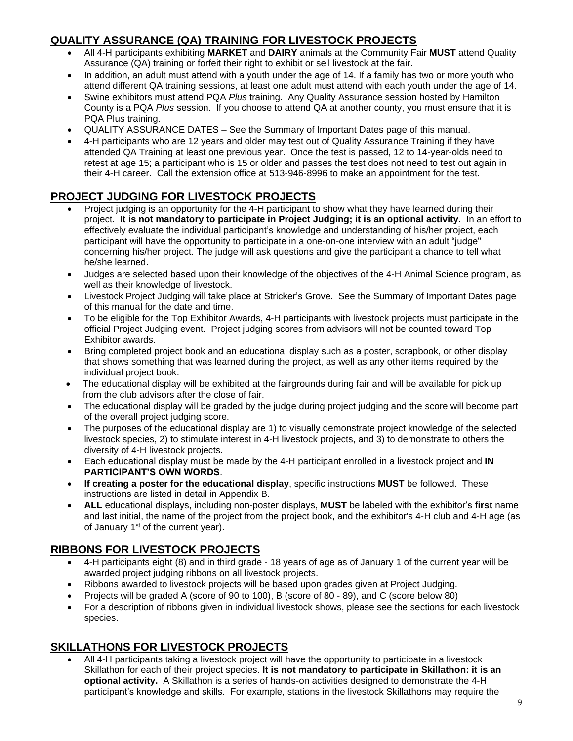## QUALITY ASSURANCE (QA) TRAINING FOR LIVESTOCK PROJECTS

- All 4-H participants exhibiting **MARKET** and **DAIRY** animals at the Community Fair **MUST** attend Quality Assurance (QA) training or forfeit their right to exhibit or sell livestock at the fair.
- In addition, an adult must attend with a youth under the age of 14. If a family has two or more youth who attend different QA training sessions, at least one adult must attend with each youth under the age of 14.
- Swine exhibitors must attend PQA *Plus* training. Any Quality Assurance session hosted by Hamilton County is a PQA *Plus* session. If you choose to attend QA at another county, you must ensure that it is PQA Plus training.
- QUALITY ASSURANCE DATES – See the Summary of Important Dates page of this manual.
- 4-H participants who are 12 years and older may test out of Quality Assurance Training if they have attended QA Training at least one previous year. Once the test is passed, 12 to 14-year-olds need to retest at age 15; a participant who is 15 or older and passes the test does not need to test out again in their 4-H career. Call the extension office at 513-946-8996 to make an appointment for the test.

## PROJECT JUDGING FOR LIVESTOCK PROJECTS

- Project judging is an opportunity for the 4-H participant to show what they have learned during their project. **It is not mandatory to participate in Project Judging; it is an optional activity.** In an effort to effectively evaluate the individual participant's knowledge and understanding of his/her project, each participant will have the opportunity to participate in a one-on-one interview with an adult "judge" concerning his/her project. The judge will ask questions and give the participant a chance to tell what he/she learned.
- Judges are selected based upon their knowledge of the objectives of the 4-H Animal Science program, as well as their knowledge of livestock.
- Livestock Project Judging will take place at Stricker's Grove. See the Summary of Important Dates page of this manual for the date and time.
- To be eligible for the Top Exhibitor Awards, 4-H participants with livestock projects must participate in the official Project Judging event. Project judging scores from advisors will not be counted toward Top Exhibitor awards.
- Bring completed project book and an educational display such as a poster, scrapbook, or other display that shows something that was learned during the project, as well as any other items required by the individual project book.
- The educational display will be exhibited at the fairgrounds during fair and will be available for pick up from the club advisors after the close of fair.
- The educational display will be graded by the judge during project judging and the score will become part of the overall project judging score.
- The purposes of the educational display are 1) to visually demonstrate project knowledge of the selected livestock species, 2) to stimulate interest in 4-H livestock projects, and 3) to demonstrate to others the diversity of 4-H livestock projects.
- Each educational display must be made by the 4-H participant enrolled in a livestock project and **IN PARTICIPANT'S OWN WORDS**.
- **If creating a poster for the educational display**, specific instructions **MUST** be followed. These instructions are listed in detail in Appendix B.
- **ALL** educational displays, including non-poster displays, **MUST** be labeled with the exhibitor's **first** name and last initial, the name of the project from the project book, and the exhibitor's 4-H club and 4-H age (as of January 1st of the current year).

## RIBBONS FOR LIVESTOCK PROJECTS

- 4-H participants eight (8) and in third grade - 18 years of age as of January 1 of the current year will be awarded project judging ribbons on all livestock projects.
- Ribbons awarded to livestock projects will be based upon grades given at Project Judging.
- Projects will be graded A (score of 90 to 100), B (score of 80 - 89), and C (score below 80)
- For a description of ribbons given in individual livestock shows, please see the sections for each livestock species.

## SKILLATHONS FOR LIVESTOCK PROJECTS

- All 4-H participants taking a livestock project will have the opportunity to participate in a livestock Skillathon for each of their project species. **It is not mandatory to participate in Skillathon: it is an optional activity.** A Skillathon is a series of hands-on activities designed to demonstrate the 4-H participant's knowledge and skills. For example, stations in the livestock Skillathons may require the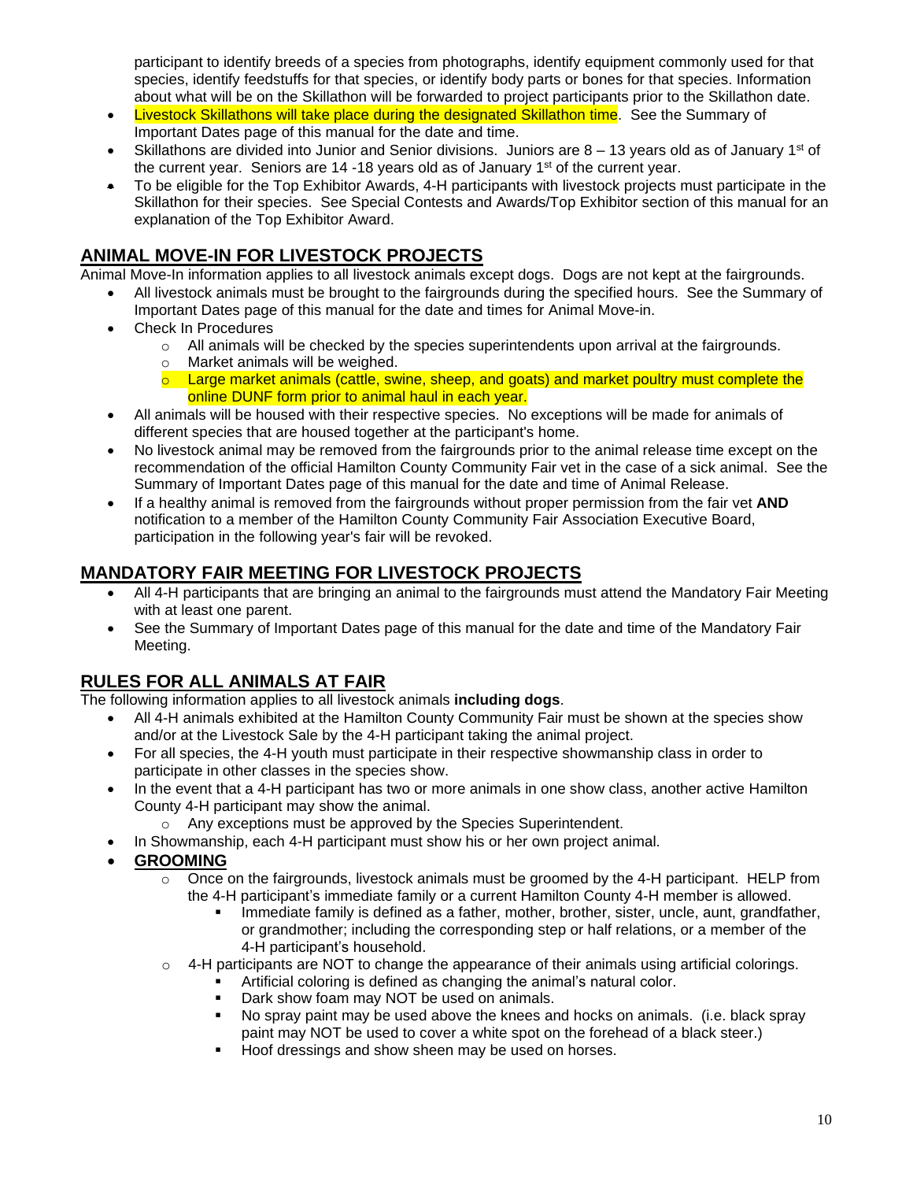participant to identify breeds of a species from photographs, identify equipment commonly used for that species, identify feedstuffs for that species, or identify body parts or bones for that species. Information about what will be on the Skillathon will be forwarded to project participants prior to the Skillathon date.

- Livestock Skillathons will take place during the designated Skillathon time. See the Summary of Important Dates page of this manual for the date and time.
- Skillathons are divided into Junior and Senior divisions. Juniors are 8 – 13 years old as of January 1st of the current year. Seniors are 14 -18 years old as of January 1st of the current year.
- To be eligible for the Top Exhibitor Awards, 4-H participants with livestock projects must participate in the Skillathon for their species. See Special Contests and Awards/Top Exhibitor section of this manual for an explanation of the Top Exhibitor Award.

## ANIMAL MOVE-IN FOR LIVESTOCK PROJECTS

Animal Move-In information applies to all livestock animals except dogs. Dogs are not kept at the fairgrounds.

- All livestock animals must be brought to the fairgrounds during the specified hours. See the Summary of Important Dates page of this manual for the date and times for Animal Move-in.
- Check In Procedures
  - All animals will be checked by the species superintendents upon arrival at the fairgrounds.
  - Market animals will be weighed.
  - Large market animals (cattle, swine, sheep, and goats) and market poultry must complete the online DUNF form prior to animal haul in each year.
- All animals will be housed with their respective species. No exceptions will be made for animals of different species that are housed together at the participant's home.
- No livestock animal may be removed from the fairgrounds prior to the animal release time except on the recommendation of the official Hamilton County Community Fair vet in the case of a sick animal. See the Summary of Important Dates page of this manual for the date and time of Animal Release.
- If a healthy animal is removed from the fairgrounds without proper permission from the fair vet **AND** notification to a member of the Hamilton County Community Fair Association Executive Board, participation in the following year's fair will be revoked.

## MANDATORY FAIR MEETING FOR LIVESTOCK PROJECTS

- All 4-H participants that are bringing an animal to the fairgrounds must attend the Mandatory Fair Meeting with at least one parent.
- See the Summary of Important Dates page of this manual for the date and time of the Mandatory Fair Meeting.

## RULES FOR ALL ANIMALS AT FAIR

The following information applies to all livestock animals **including dogs**.

- All 4-H animals exhibited at the Hamilton County Community Fair must be shown at the species show and/or at the Livestock Sale by the 4-H participant taking the animal project.
- For all species, the 4-H youth must participate in their respective showmanship class in order to participate in other classes in the species show.
- In the event that a 4-H participant has two or more animals in one show class, another active Hamilton County 4-H participant may show the animal.
  - Any exceptions must be approved by the Species Superintendent.
- In Showmanship, each 4-H participant must show his or her own project animal.
- **GROOMING**
  - Once on the fairgrounds, livestock animals must be groomed by the 4-H participant. HELP from the 4-H participant's immediate family or a current Hamilton County 4-H member is allowed.
    - Immediate family is defined as a father, mother, brother, sister, uncle, aunt, grandfather, or grandmother; including the corresponding step or half relations, or a member of the 4-H participant's household.
  - 4-H participants are NOT to change the appearance of their animals using artificial colorings.
    - Artificial coloring is defined as changing the animal's natural color.
    - Dark show foam may NOT be used on animals.
    - No spray paint may be used above the knees and hocks on animals. (i.e. black spray paint may NOT be used to cover a white spot on the forehead of a black steer.)
    - Hoof dressings and show sheen may be used on horses.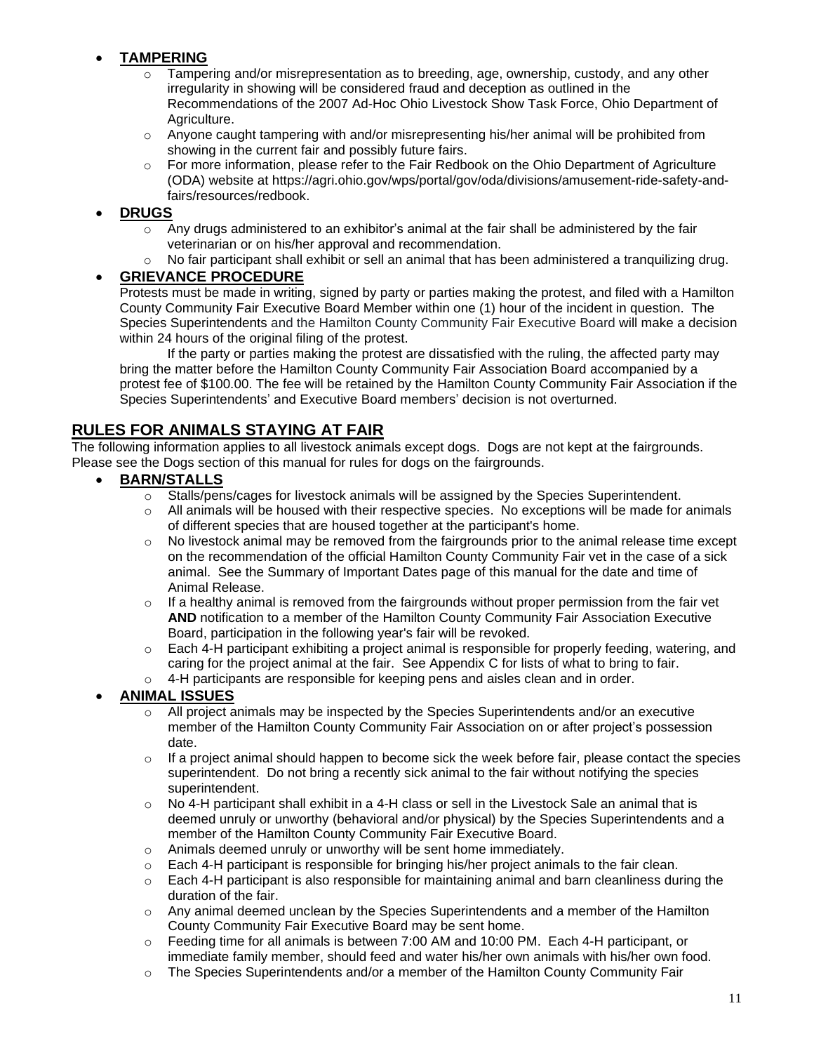- **TAMPERING**
  - Tampering and/or misrepresentation as to breeding, age, ownership, custody, and any other irregularity in showing will be considered fraud and deception as outlined in the Recommendations of the 2007 Ad-Hoc Ohio Livestock Show Task Force, Ohio Department of Agriculture.
  - Anyone caught tampering with and/or misrepresenting his/her animal will be prohibited from showing in the current fair and possibly future fairs.
  - For more information, please refer to the Fair Redbook on the Ohio Department of Agriculture (ODA) website at https://agri.ohio.gov/wps/portal/gov/oda/divisions/amusement-ride-safety-and-fairs/resources/redbook.
- **DRUGS**
  - Any drugs administered to an exhibitor's animal at the fair shall be administered by the fair veterinarian or on his/her approval and recommendation.
  - No fair participant shall exhibit or sell an animal that has been administered a tranquilizing drug.
- **GRIEVANCE PROCEDURE**

  Protests must be made in writing, signed by party or parties making the protest, and filed with a Hamilton County Community Fair Executive Board Member within one (1) hour of the incident in question. The Species Superintendents and the Hamilton County Community Fair Executive Board will make a decision within 24 hours of the original filing of the protest.

  If the party or parties making the protest are dissatisfied with the ruling, the affected party may bring the matter before the Hamilton County Community Fair Association Board accompanied by a protest fee of $100.00. The fee will be retained by the Hamilton County Community Fair Association if the Species Superintendents' and Executive Board members' decision is not overturned.

## RULES FOR ANIMALS STAYING AT FAIR

The following information applies to all livestock animals except dogs. Dogs are not kept at the fairgrounds. Please see the Dogs section of this manual for rules for dogs on the fairgrounds.

- **BARN/STALLS**
  - Stalls/pens/cages for livestock animals will be assigned by the Species Superintendent.
  - All animals will be housed with their respective species. No exceptions will be made for animals of different species that are housed together at the participant's home.
  - No livestock animal may be removed from the fairgrounds prior to the animal release time except on the recommendation of the official Hamilton County Community Fair vet in the case of a sick animal. See the Summary of Important Dates page of this manual for the date and time of Animal Release.
  - If a healthy animal is removed from the fairgrounds without proper permission from the fair vet **AND** notification to a member of the Hamilton County Community Fair Association Executive Board, participation in the following year's fair will be revoked.
  - Each 4-H participant exhibiting a project animal is responsible for properly feeding, watering, and caring for the project animal at the fair. See Appendix C for lists of what to bring to fair.
  - 4-H participants are responsible for keeping pens and aisles clean and in order.
- **ANIMAL ISSUES**
  - All project animals may be inspected by the Species Superintendents and/or an executive member of the Hamilton County Community Fair Association on or after project's possession date.
  - If a project animal should happen to become sick the week before fair, please contact the species superintendent. Do not bring a recently sick animal to the fair without notifying the species superintendent.
  - No 4-H participant shall exhibit in a 4-H class or sell in the Livestock Sale an animal that is deemed unruly or unworthy (behavioral and/or physical) by the Species Superintendents and a member of the Hamilton County Community Fair Executive Board.
  - Animals deemed unruly or unworthy will be sent home immediately.
  - Each 4-H participant is responsible for bringing his/her project animals to the fair clean.
  - Each 4-H participant is also responsible for maintaining animal and barn cleanliness during the duration of the fair.
  - Any animal deemed unclean by the Species Superintendents and a member of the Hamilton County Community Fair Executive Board may be sent home.
  - Feeding time for all animals is between 7:00 AM and 10:00 PM. Each 4-H participant, or immediate family member, should feed and water his/her own animals with his/her own food.
  - The Species Superintendents and/or a member of the Hamilton County Community Fair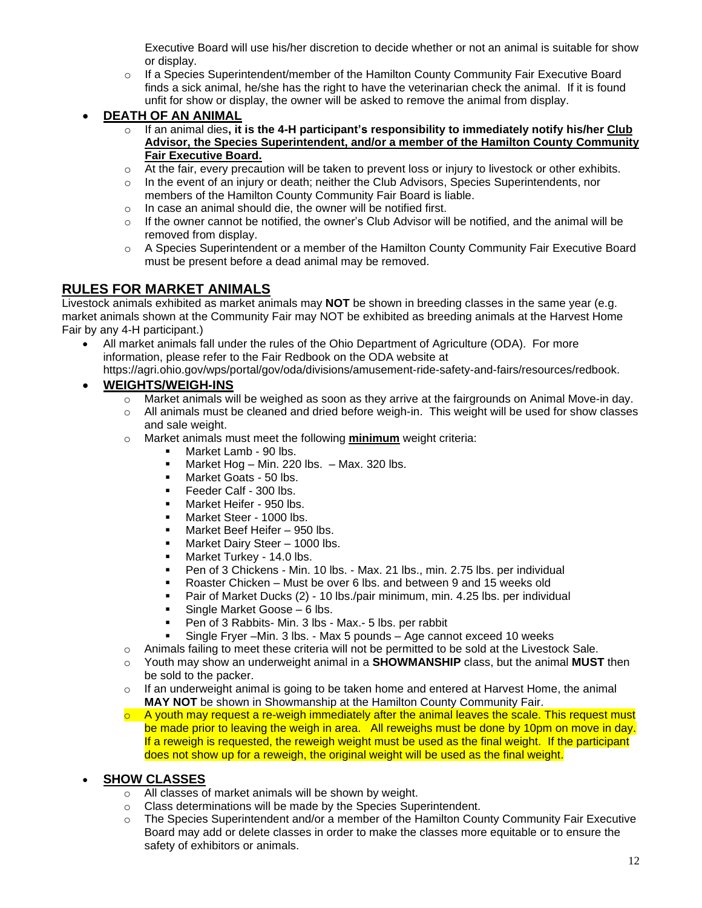Executive Board will use his/her discretion to decide whether or not an animal is suitable for show or display.

- If a Species Superintendent/member of the Hamilton County Community Fair Executive Board finds a sick animal, he/she has the right to have the veterinarian check the animal. If it is found unfit for show or display, the owner will be asked to remove the animal from display.

- **DEATH OF AN ANIMAL**
  - If an animal dies**, it is the 4-H participant's responsibility to immediately notify his/her Club Advisor, the Species Superintendent, and/or a member of the Hamilton County Community Fair Executive Board.**
  - At the fair, every precaution will be taken to prevent loss or injury to livestock or other exhibits.
  - In the event of an injury or death; neither the Club Advisors, Species Superintendents, nor members of the Hamilton County Community Fair Board is liable.
  - In case an animal should die, the owner will be notified first.
  - If the owner cannot be notified, the owner's Club Advisor will be notified, and the animal will be removed from display.
  - A Species Superintendent or a member of the Hamilton County Community Fair Executive Board must be present before a dead animal may be removed.

## RULES FOR MARKET ANIMALS

Livestock animals exhibited as market animals may **NOT** be shown in breeding classes in the same year (e.g. market animals shown at the Community Fair may NOT be exhibited as breeding animals at the Harvest Home Fair by any 4-H participant.)

- All market animals fall under the rules of the Ohio Department of Agriculture (ODA). For more information, please refer to the Fair Redbook on the ODA website at https://agri.ohio.gov/wps/portal/gov/oda/divisions/amusement-ride-safety-and-fairs/resources/redbook.
- **WEIGHTS/WEIGH-INS**
  - Market animals will be weighed as soon as they arrive at the fairgrounds on Animal Move-in day.
  - All animals must be cleaned and dried before weigh-in. This weight will be used for show classes and sale weight.
  - Market animals must meet the following **minimum** weight criteria:
    - Market Lamb - 90 lbs.
    - Market Hog – Min. 220 lbs. – Max. 320 lbs.
    - Market Goats - 50 lbs.
    - Feeder Calf - 300 lbs.
    - Market Heifer - 950 lbs.
    - Market Steer - 1000 lbs.
    - Market Beef Heifer – 950 lbs.
    - Market Dairy Steer – 1000 lbs.
    - Market Turkey - 14.0 lbs.
    - Pen of 3 Chickens - Min. 10 lbs. - Max. 21 lbs., min. 2.75 lbs. per individual
    - Roaster Chicken – Must be over 6 lbs. and between 9 and 15 weeks old
    - Pair of Market Ducks (2) - 10 lbs./pair minimum, min. 4.25 lbs. per individual
    - Single Market Goose – 6 lbs.
    - Pen of 3 Rabbits- Min. 3 lbs - Max.- 5 lbs. per rabbit
    - Single Fryer –Min. 3 lbs. - Max 5 pounds – Age cannot exceed 10 weeks
  - Animals failing to meet these criteria will not be permitted to be sold at the Livestock Sale.
  - Youth may show an underweight animal in a **SHOWMANSHIP** class, but the animal **MUST** then be sold to the packer.
  - If an underweight animal is going to be taken home and entered at Harvest Home, the animal **MAY NOT** be shown in Showmanship at the Hamilton County Community Fair.
  - A youth may request a re-weigh immediately after the animal leaves the scale. This request must be made prior to leaving the weigh in area. All reweighs must be done by 10pm on move in day. If a reweigh is requested, the reweigh weight must be used as the final weight. If the participant does not show up for a reweigh, the original weight will be used as the final weight.

- **SHOW CLASSES**
  - All classes of market animals will be shown by weight.
  - Class determinations will be made by the Species Superintendent.
  - The Species Superintendent and/or a member of the Hamilton County Community Fair Executive Board may add or delete classes in order to make the classes more equitable or to ensure the safety of exhibitors or animals.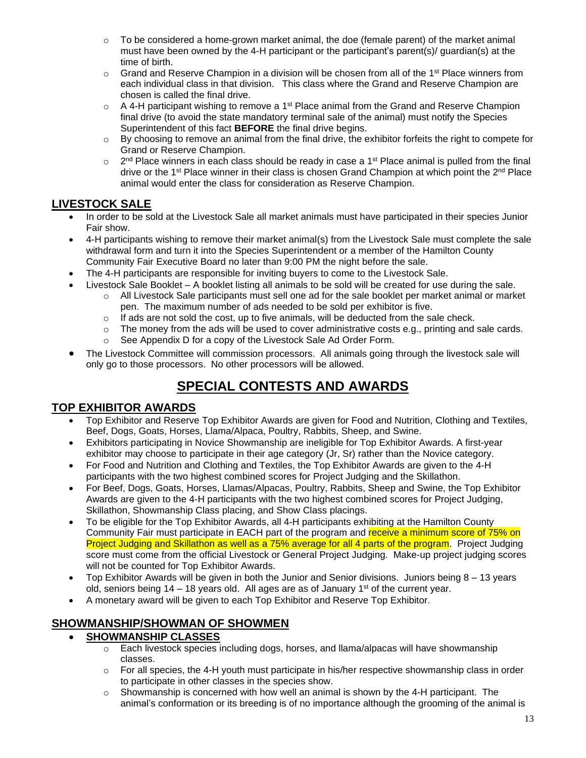- To be considered a home-grown market animal, the doe (female parent) of the market animal must have been owned by the 4-H participant or the participant's parent(s)/ guardian(s) at the time of birth.
    - Grand and Reserve Champion in a division will be chosen from all of the 1st Place winners from each individual class in that division. This class where the Grand and Reserve Champion are chosen is called the final drive.
    - A 4-H participant wishing to remove a 1st Place animal from the Grand and Reserve Champion final drive (to avoid the state mandatory terminal sale of the animal) must notify the Species Superintendent of this fact **BEFORE** the final drive begins.
    - By choosing to remove an animal from the final drive, the exhibitor forfeits the right to compete for Grand or Reserve Champion.
    - 2nd Place winners in each class should be ready in case a 1st Place animal is pulled from the final drive or the 1st Place winner in their class is chosen Grand Champion at which point the 2nd Place animal would enter the class for consideration as Reserve Champion.

## LIVESTOCK SALE

- In order to be sold at the Livestock Sale all market animals must have participated in their species Junior Fair show.
- 4-H participants wishing to remove their market animal(s) from the Livestock Sale must complete the sale withdrawal form and turn it into the Species Superintendent or a member of the Hamilton County Community Fair Executive Board no later than 9:00 PM the night before the sale.
- The 4-H participants are responsible for inviting buyers to come to the Livestock Sale.
- Livestock Sale Booklet – A booklet listing all animals to be sold will be created for use during the sale.
    - All Livestock Sale participants must sell one ad for the sale booklet per market animal or market pen. The maximum number of ads needed to be sold per exhibitor is five.
    - If ads are not sold the cost, up to five animals, will be deducted from the sale check.
    - The money from the ads will be used to cover administrative costs e.g., printing and sale cards.
    - See Appendix D for a copy of the Livestock Sale Ad Order Form.
- The Livestock Committee will commission processors. All animals going through the livestock sale will only go to those processors. No other processors will be allowed.

# SPECIAL CONTESTS AND AWARDS

## TOP EXHIBITOR AWARDS

- Top Exhibitor and Reserve Top Exhibitor Awards are given for Food and Nutrition, Clothing and Textiles, Beef, Dogs, Goats, Horses, Llama/Alpaca, Poultry, Rabbits, Sheep, and Swine.
- Exhibitors participating in Novice Showmanship are ineligible for Top Exhibitor Awards. A first-year exhibitor may choose to participate in their age category (Jr, Sr) rather than the Novice category.
- For Food and Nutrition and Clothing and Textiles, the Top Exhibitor Awards are given to the 4-H participants with the two highest combined scores for Project Judging and the Skillathon.
- For Beef, Dogs, Goats, Horses, Llamas/Alpacas, Poultry, Rabbits, Sheep and Swine, the Top Exhibitor Awards are given to the 4-H participants with the two highest combined scores for Project Judging, Skillathon, Showmanship Class placing, and Show Class placings.
- To be eligible for the Top Exhibitor Awards, all 4-H participants exhibiting at the Hamilton County Community Fair must participate in EACH part of the program and receive a minimum score of 75% on Project Judging and Skillathon as well as a 75% average for all 4 parts of the program. Project Judging score must come from the official Livestock or General Project Judging. Make-up project judging scores will not be counted for Top Exhibitor Awards.
- Top Exhibitor Awards will be given in both the Junior and Senior divisions. Juniors being 8 – 13 years old, seniors being 14 – 18 years old. All ages are as of January 1st of the current year.
- A monetary award will be given to each Top Exhibitor and Reserve Top Exhibitor.

## SHOWMANSHIP/SHOWMAN OF SHOWMEN

- **SHOWMANSHIP CLASSES**
    - Each livestock species including dogs, horses, and llama/alpacas will have showmanship classes.
    - For all species, the 4-H youth must participate in his/her respective showmanship class in order to participate in other classes in the species show.
    - Showmanship is concerned with how well an animal is shown by the 4-H participant. The animal's conformation or its breeding is of no importance although the grooming of the animal is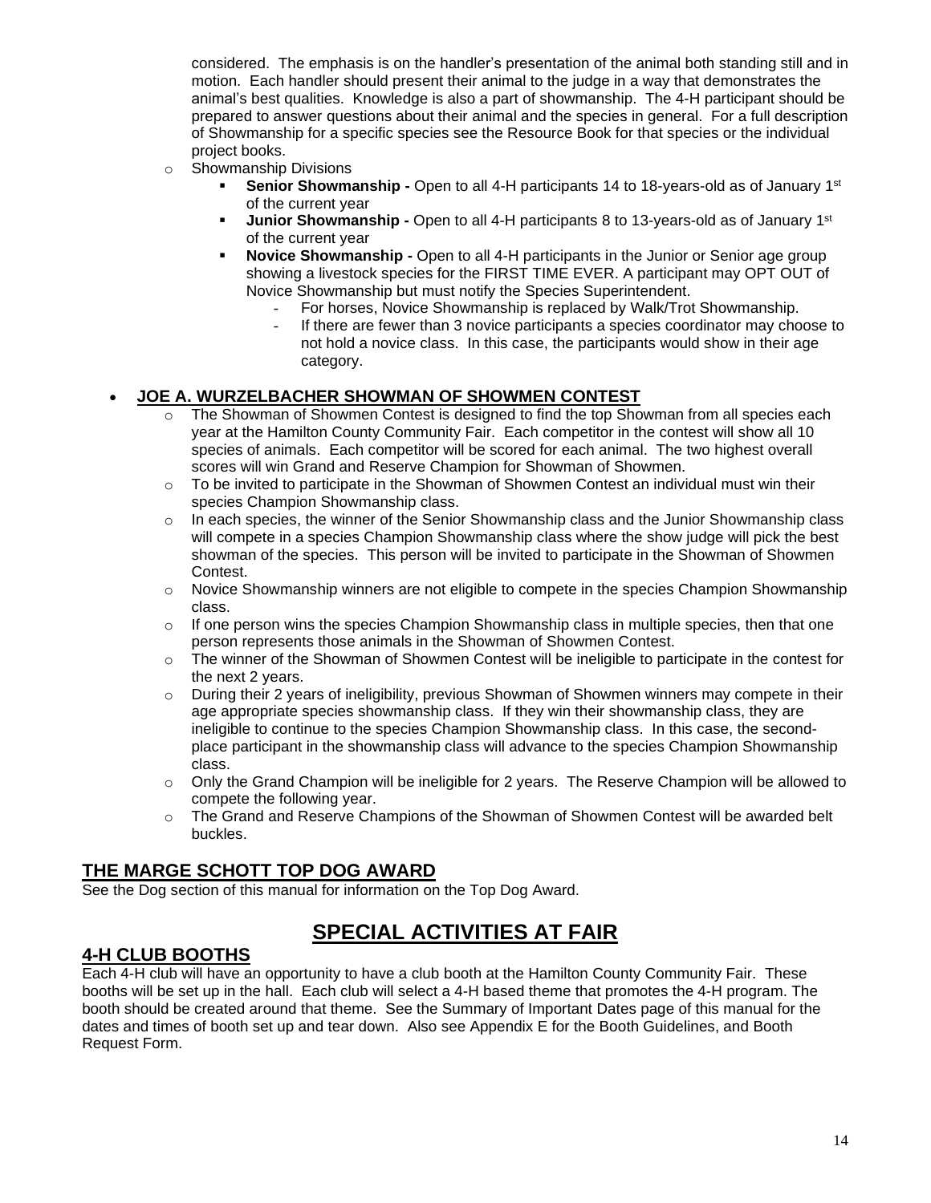considered. The emphasis is on the handler's presentation of the animal both standing still and in motion. Each handler should present their animal to the judge in a way that demonstrates the animal's best qualities. Knowledge is also a part of showmanship. The 4-H participant should be prepared to answer questions about their animal and the species in general. For a full description of Showmanship for a specific species see the Resource Book for that species or the individual project books.

- Showmanship Divisions
  - **Senior Showmanship -** Open to all 4-H participants 14 to 18-years-old as of January 1st of the current year
  - **Junior Showmanship -** Open to all 4-H participants 8 to 13-years-old as of January 1st of the current year
  - **Novice Showmanship -** Open to all 4-H participants in the Junior or Senior age group showing a livestock species for the FIRST TIME EVER. A participant may OPT OUT of Novice Showmanship but must notify the Species Superintendent.
    - For horses, Novice Showmanship is replaced by Walk/Trot Showmanship.
    - If there are fewer than 3 novice participants a species coordinator may choose to not hold a novice class. In this case, the participants would show in their age category.

- **JOE A. WURZELBACHER SHOWMAN OF SHOWMEN CONTEST**
  - The Showman of Showmen Contest is designed to find the top Showman from all species each year at the Hamilton County Community Fair. Each competitor in the contest will show all 10 species of animals. Each competitor will be scored for each animal. The two highest overall scores will win Grand and Reserve Champion for Showman of Showmen.
  - To be invited to participate in the Showman of Showmen Contest an individual must win their species Champion Showmanship class.
  - In each species, the winner of the Senior Showmanship class and the Junior Showmanship class will compete in a species Champion Showmanship class where the show judge will pick the best showman of the species. This person will be invited to participate in the Showman of Showmen Contest.
  - Novice Showmanship winners are not eligible to compete in the species Champion Showmanship class.
  - If one person wins the species Champion Showmanship class in multiple species, then that one person represents those animals in the Showman of Showmen Contest.
  - The winner of the Showman of Showmen Contest will be ineligible to participate in the contest for the next 2 years.
  - During their 2 years of ineligibility, previous Showman of Showmen winners may compete in their age appropriate species showmanship class. If they win their showmanship class, they are ineligible to continue to the species Champion Showmanship class. In this case, the second-place participant in the showmanship class will advance to the species Champion Showmanship class.
  - Only the Grand Champion will be ineligible for 2 years. The Reserve Champion will be allowed to compete the following year.
  - The Grand and Reserve Champions of the Showman of Showmen Contest will be awarded belt buckles.

## THE MARGE SCHOTT TOP DOG AWARD

See the Dog section of this manual for information on the Top Dog Award.

# SPECIAL ACTIVITIES AT FAIR

## 4-H CLUB BOOTHS

Each 4-H club will have an opportunity to have a club booth at the Hamilton County Community Fair. These booths will be set up in the hall. Each club will select a 4-H based theme that promotes the 4-H program. The booth should be created around that theme. See the Summary of Important Dates page of this manual for the dates and times of booth set up and tear down. Also see Appendix E for the Booth Guidelines, and Booth Request Form.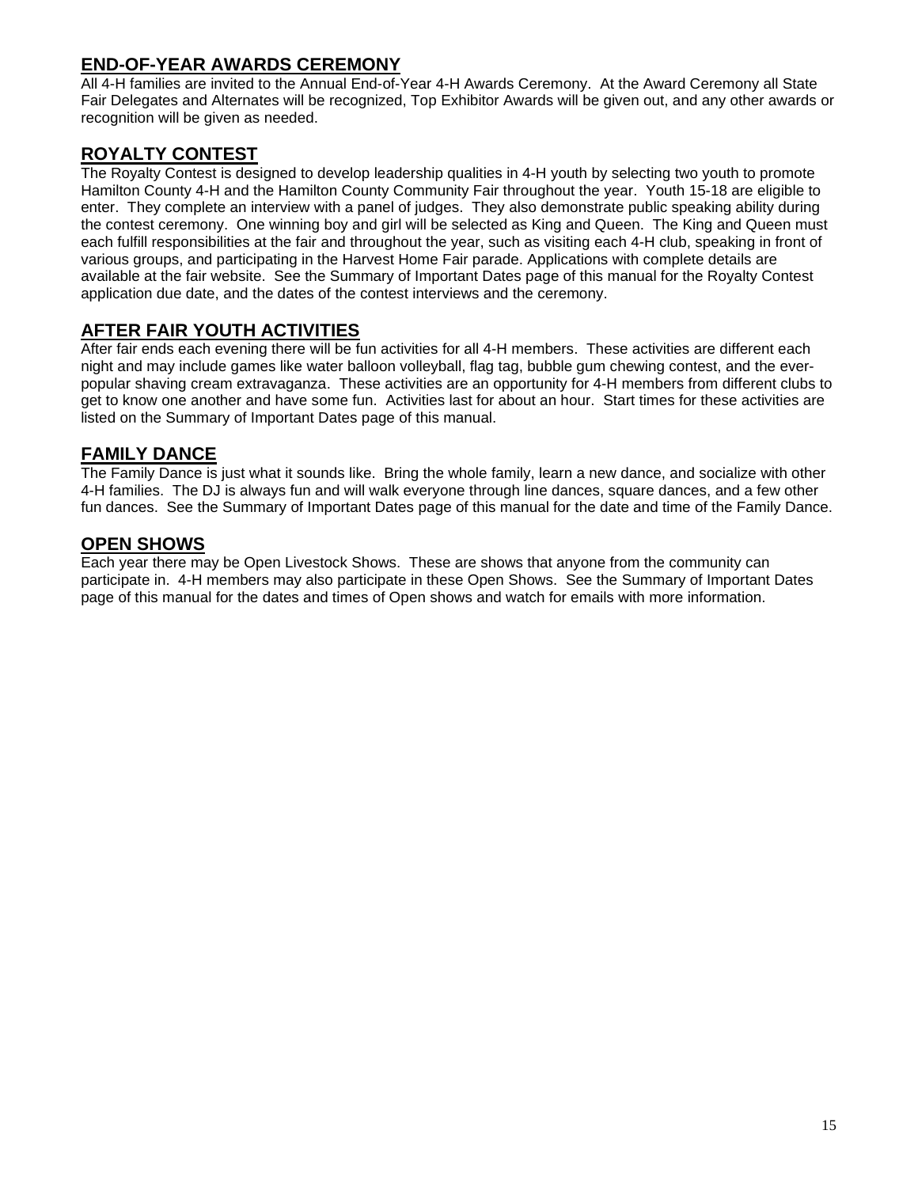## END-OF-YEAR AWARDS CEREMONY

All 4-H families are invited to the Annual End-of-Year 4-H Awards Ceremony. At the Award Ceremony all State Fair Delegates and Alternates will be recognized, Top Exhibitor Awards will be given out, and any other awards or recognition will be given as needed.

## ROYALTY CONTEST

The Royalty Contest is designed to develop leadership qualities in 4-H youth by selecting two youth to promote Hamilton County 4-H and the Hamilton County Community Fair throughout the year. Youth 15-18 are eligible to enter. They complete an interview with a panel of judges. They also demonstrate public speaking ability during the contest ceremony. One winning boy and girl will be selected as King and Queen. The King and Queen must each fulfill responsibilities at the fair and throughout the year, such as visiting each 4-H club, speaking in front of various groups, and participating in the Harvest Home Fair parade. Applications with complete details are available at the fair website. See the Summary of Important Dates page of this manual for the Royalty Contest application due date, and the dates of the contest interviews and the ceremony.

## AFTER FAIR YOUTH ACTIVITIES

After fair ends each evening there will be fun activities for all 4-H members. These activities are different each night and may include games like water balloon volleyball, flag tag, bubble gum chewing contest, and the ever-popular shaving cream extravaganza. These activities are an opportunity for 4-H members from different clubs to get to know one another and have some fun. Activities last for about an hour. Start times for these activities are listed on the Summary of Important Dates page of this manual.

## FAMILY DANCE

The Family Dance is just what it sounds like. Bring the whole family, learn a new dance, and socialize with other 4-H families. The DJ is always fun and will walk everyone through line dances, square dances, and a few other fun dances. See the Summary of Important Dates page of this manual for the date and time of the Family Dance.

## OPEN SHOWS

Each year there may be Open Livestock Shows. These are shows that anyone from the community can participate in. 4-H members may also participate in these Open Shows. See the Summary of Important Dates page of this manual for the dates and times of Open shows and watch for emails with more information.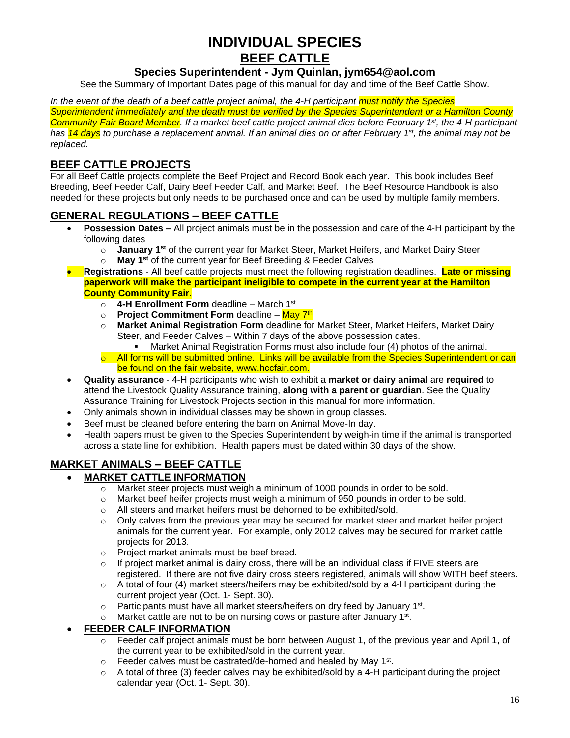# INDIVIDUAL SPECIES

## BEEF CATTLE

### Species Superintendent - Jym Quinlan, jym654@aol.com

See the Summary of Important Dates page of this manual for day and time of the Beef Cattle Show.

*In the event of the death of a beef cattle project animal, the 4-H participant must notify the Species Superintendent immediately and the death must be verified by the Species Superintendent or a Hamilton County Community Fair Board Member. If a market beef cattle project animal dies before February 1st, the 4-H participant has 14 days to purchase a replacement animal. If an animal dies on or after February 1st, the animal may not be replaced.*

## BEEF CATTLE PROJECTS

For all Beef Cattle projects complete the Beef Project and Record Book each year. This book includes Beef Breeding, Beef Feeder Calf, Dairy Beef Feeder Calf, and Market Beef. The Beef Resource Handbook is also needed for these projects but only needs to be purchased once and can be used by multiple family members.

## GENERAL REGULATIONS – BEEF CATTLE

- **Possession Dates –** All project animals must be in the possession and care of the 4-H participant by the following dates
  - **January 1st** of the current year for Market Steer, Market Heifers, and Market Dairy Steer
  - **May 1st** of the current year for Beef Breeding & Feeder Calves
- **Registrations** - All beef cattle projects must meet the following registration deadlines. **Late or missing paperwork will make the participant ineligible to compete in the current year at the Hamilton County Community Fair.**
  - **4-H Enrollment Form** deadline – March 1st
  - **Project Commitment Form** deadline – May 7th
  - **Market Animal Registration Form** deadline for Market Steer, Market Heifers, Market Dairy Steer, and Feeder Calves – Within 7 days of the above possession dates.
    - Market Animal Registration Forms must also include four (4) photos of the animal.
  - All forms will be submitted online. Links will be available from the Species Superintendent or can be found on the fair website, www.hccfair.com.
- **Quality assurance** - 4-H participants who wish to exhibit a **market or dairy animal** are **required** to attend the Livestock Quality Assurance training, **along with a parent or guardian**. See the Quality Assurance Training for Livestock Projects section in this manual for more information.
- Only animals shown in individual classes may be shown in group classes.
- Beef must be cleaned before entering the barn on Animal Move-In day.
- Health papers must be given to the Species Superintendent by weigh-in time if the animal is transported across a state line for exhibition. Health papers must be dated within 30 days of the show.

## MARKET ANIMALS – BEEF CATTLE

- **MARKET CATTLE INFORMATION**
  - Market steer projects must weigh a minimum of 1000 pounds in order to be sold.
  - Market beef heifer projects must weigh a minimum of 950 pounds in order to be sold.
  - All steers and market heifers must be dehorned to be exhibited/sold.
  - Only calves from the previous year may be secured for market steer and market heifer project animals for the current year. For example, only 2012 calves may be secured for market cattle projects for 2013.
  - Project market animals must be beef breed.
  - If project market animal is dairy cross, there will be an individual class if FIVE steers are registered. If there are not five dairy cross steers registered, animals will show WITH beef steers.
  - A total of four (4) market steers/heifers may be exhibited/sold by a 4-H participant during the current project year (Oct. 1- Sept. 30).
  - Participants must have all market steers/heifers on dry feed by January 1st.
  - Market cattle are not to be on nursing cows or pasture after January 1st.
- **FEEDER CALF INFORMATION**
  - Feeder calf project animals must be born between August 1, of the previous year and April 1, of the current year to be exhibited/sold in the current year.
  - Feeder calves must be castrated/de-horned and healed by May 1st.
  - A total of three (3) feeder calves may be exhibited/sold by a 4-H participant during the project calendar year (Oct. 1- Sept. 30).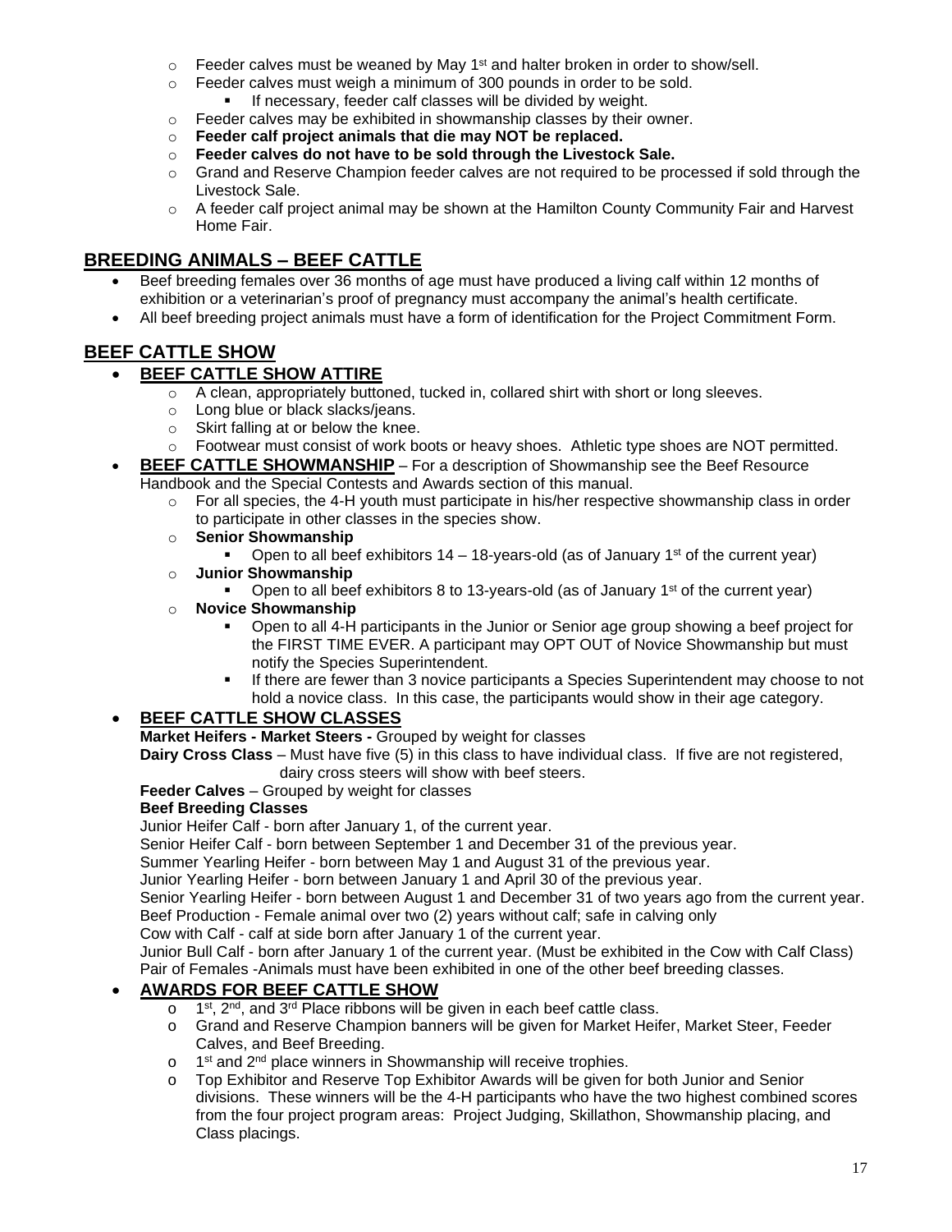- Feeder calves must be weaned by May 1st and halter broken in order to show/sell.
- Feeder calves must weigh a minimum of 300 pounds in order to be sold.
  - If necessary, feeder calf classes will be divided by weight.
- Feeder calves may be exhibited in showmanship classes by their owner.
- **Feeder calf project animals that die may NOT be replaced.**
- **Feeder calves do not have to be sold through the Livestock Sale.**
- Grand and Reserve Champion feeder calves are not required to be processed if sold through the Livestock Sale.
- A feeder calf project animal may be shown at the Hamilton County Community Fair and Harvest Home Fair.

## BREEDING ANIMALS – BEEF CATTLE

- Beef breeding females over 36 months of age must have produced a living calf within 12 months of exhibition or a veterinarian's proof of pregnancy must accompany the animal's health certificate.
- All beef breeding project animals must have a form of identification for the Project Commitment Form.

## BEEF CATTLE SHOW

- **BEEF CATTLE SHOW ATTIRE**
  - A clean, appropriately buttoned, tucked in, collared shirt with short or long sleeves.
  - Long blue or black slacks/jeans.
  - Skirt falling at or below the knee.
  - Footwear must consist of work boots or heavy shoes. Athletic type shoes are NOT permitted.
- **BEEF CATTLE SHOWMANSHIP** – For a description of Showmanship see the Beef Resource Handbook and the Special Contests and Awards section of this manual.
  - For all species, the 4-H youth must participate in his/her respective showmanship class in order to participate in other classes in the species show.
  - **Senior Showmanship**
    - Open to all beef exhibitors 14 – 18-years-old (as of January 1st of the current year)
  - **Junior Showmanship**
    - Open to all beef exhibitors 8 to 13-years-old (as of January 1st of the current year)
  - **Novice Showmanship**
    - Open to all 4-H participants in the Junior or Senior age group showing a beef project for the FIRST TIME EVER. A participant may OPT OUT of Novice Showmanship but must notify the Species Superintendent.
    - If there are fewer than 3 novice participants a Species Superintendent may choose to not hold a novice class. In this case, the participants would show in their age category.
- **BEEF CATTLE SHOW CLASSES**

  **Market Heifers - Market Steers -** Grouped by weight for classes

  **Dairy Cross Class** – Must have five (5) in this class to have individual class. If five are not registered, dairy cross steers will show with beef steers.

  **Feeder Calves** – Grouped by weight for classes

  **Beef Breeding Classes**

  Junior Heifer Calf - born after January 1, of the current year.

  Senior Heifer Calf - born between September 1 and December 31 of the previous year.

  Summer Yearling Heifer - born between May 1 and August 31 of the previous year.

  Junior Yearling Heifer - born between January 1 and April 30 of the previous year.

  Senior Yearling Heifer - born between August 1 and December 31 of two years ago from the current year.

  Beef Production - Female animal over two (2) years without calf; safe in calving only

  Cow with Calf - calf at side born after January 1 of the current year.

  Junior Bull Calf - born after January 1 of the current year. (Must be exhibited in the Cow with Calf Class)

  Pair of Females -Animals must have been exhibited in one of the other beef breeding classes.
- **AWARDS FOR BEEF CATTLE SHOW**
  - 1st, 2nd, and 3rd Place ribbons will be given in each beef cattle class.
  - Grand and Reserve Champion banners will be given for Market Heifer, Market Steer, Feeder Calves, and Beef Breeding.
  - 1st and 2nd place winners in Showmanship will receive trophies.
  - Top Exhibitor and Reserve Top Exhibitor Awards will be given for both Junior and Senior divisions. These winners will be the 4-H participants who have the two highest combined scores from the four project program areas: Project Judging, Skillathon, Showmanship placing, and Class placings.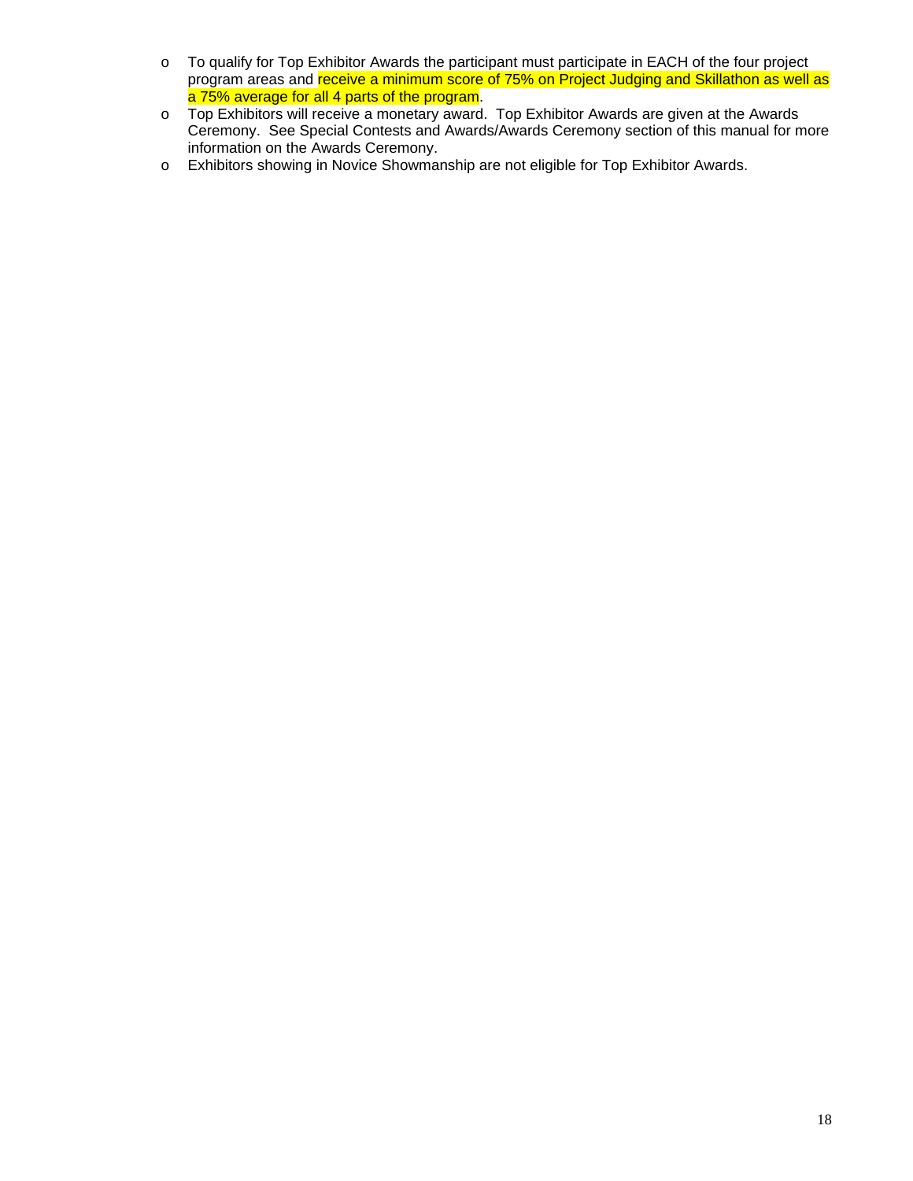- To qualify for Top Exhibitor Awards the participant must participate in EACH of the four project program areas and receive a minimum score of 75% on Project Judging and Skillathon as well as a 75% average for all 4 parts of the program.
- Top Exhibitors will receive a monetary award. Top Exhibitor Awards are given at the Awards Ceremony. See Special Contests and Awards/Awards Ceremony section of this manual for more information on the Awards Ceremony.
- Exhibitors showing in Novice Showmanship are not eligible for Top Exhibitor Awards.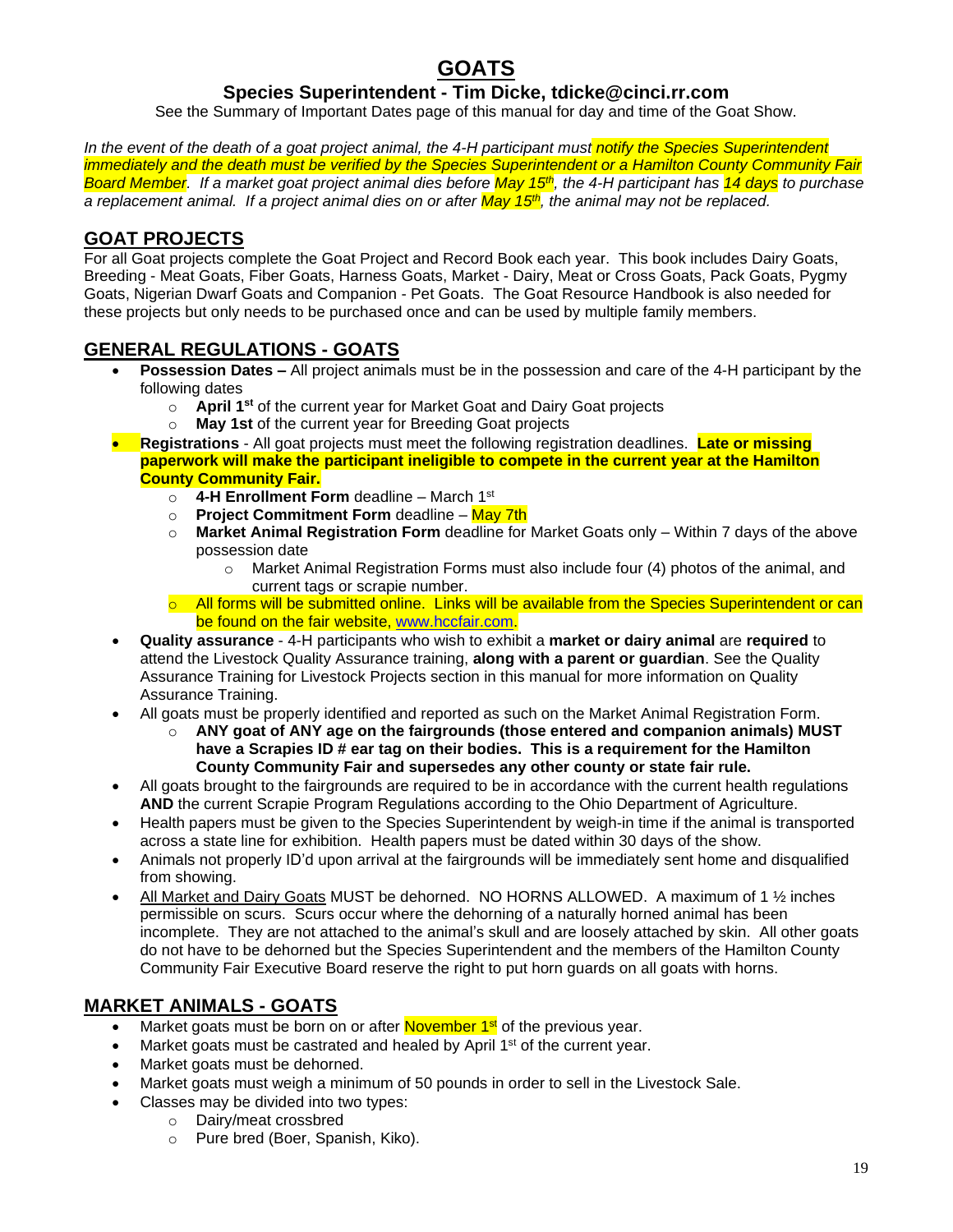# GOATS

### Species Superintendent - Tim Dicke, tdicke@cinci.rr.com

See the Summary of Important Dates page of this manual for day and time of the Goat Show.

*In the event of the death of a goat project animal, the 4-H participant must notify the Species Superintendent immediately and the death must be verified by the Species Superintendent or a Hamilton County Community Fair Board Member. If a market goat project animal dies before May 15th, the 4-H participant has 14 days to purchase a replacement animal. If a project animal dies on or after May 15th, the animal may not be replaced.*

## GOAT PROJECTS

For all Goat projects complete the Goat Project and Record Book each year. This book includes Dairy Goats, Breeding - Meat Goats, Fiber Goats, Harness Goats, Market - Dairy, Meat or Cross Goats, Pack Goats, Pygmy Goats, Nigerian Dwarf Goats and Companion - Pet Goats. The Goat Resource Handbook is also needed for these projects but only needs to be purchased once and can be used by multiple family members.

## GENERAL REGULATIONS - GOATS

- **Possession Dates –** All project animals must be in the possession and care of the 4-H participant by the following dates
  - **April 1st** of the current year for Market Goat and Dairy Goat projects
  - **May 1st** of the current year for Breeding Goat projects
- **Registrations** - All goat projects must meet the following registration deadlines. **Late or missing paperwork will make the participant ineligible to compete in the current year at the Hamilton County Community Fair.**
  - **4-H Enrollment Form** deadline – March 1st
  - **Project Commitment Form** deadline – May 7th
  - **Market Animal Registration Form** deadline for Market Goats only – Within 7 days of the above possession date
    - Market Animal Registration Forms must also include four (4) photos of the animal, and current tags or scrapie number.
  - All forms will be submitted online. Links will be available from the Species Superintendent or can be found on the fair website, www.hccfair.com.
- **Quality assurance** - 4-H participants who wish to exhibit a **market or dairy animal** are **required** to attend the Livestock Quality Assurance training, **along with a parent or guardian**. See the Quality Assurance Training for Livestock Projects section in this manual for more information on Quality Assurance Training.
- All goats must be properly identified and reported as such on the Market Animal Registration Form.
  - **ANY goat of ANY age on the fairgrounds (those entered and companion animals) MUST have a Scrapies ID # ear tag on their bodies. This is a requirement for the Hamilton County Community Fair and supersedes any other county or state fair rule.**
- All goats brought to the fairgrounds are required to be in accordance with the current health regulations **AND** the current Scrapie Program Regulations according to the Ohio Department of Agriculture.
- Health papers must be given to the Species Superintendent by weigh-in time if the animal is transported across a state line for exhibition. Health papers must be dated within 30 days of the show.
- Animals not properly ID'd upon arrival at the fairgrounds will be immediately sent home and disqualified from showing.
- All Market and Dairy Goats MUST be dehorned. NO HORNS ALLOWED. A maximum of 1 ½ inches permissible on scurs. Scurs occur where the dehorning of a naturally horned animal has been incomplete. They are not attached to the animal's skull and are loosely attached by skin. All other goats do not have to be dehorned but the Species Superintendent and the members of the Hamilton County Community Fair Executive Board reserve the right to put horn guards on all goats with horns.

## MARKET ANIMALS - GOATS

- Market goats must be born on or after November 1st of the previous year.
- Market goats must be castrated and healed by April 1st of the current year.
- Market goats must be dehorned.
- Market goats must weigh a minimum of 50 pounds in order to sell in the Livestock Sale.
- Classes may be divided into two types:
  - Dairy/meat crossbred
  - Pure bred (Boer, Spanish, Kiko).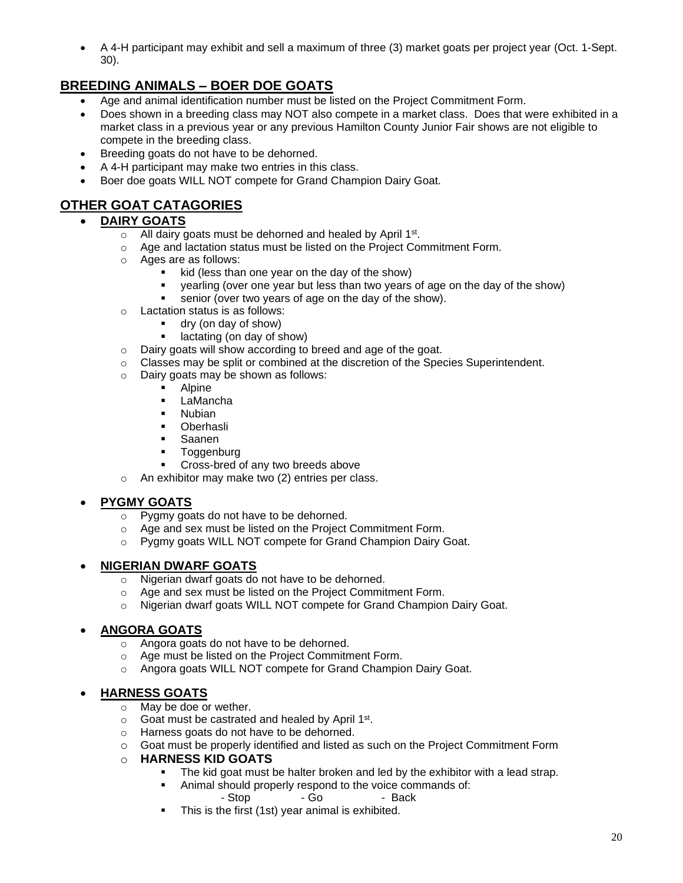- A 4-H participant may exhibit and sell a maximum of three (3) market goats per project year (Oct. 1-Sept. 30).

## BREEDING ANIMALS – BOER DOE GOATS

- Age and animal identification number must be listed on the Project Commitment Form.
- Does shown in a breeding class may NOT also compete in a market class. Does that were exhibited in a market class in a previous year or any previous Hamilton County Junior Fair shows are not eligible to compete in the breeding class.
- Breeding goats do not have to be dehorned.
- A 4-H participant may make two entries in this class.
- Boer doe goats WILL NOT compete for Grand Champion Dairy Goat.

## OTHER GOAT CATAGORIES

- **DAIRY GOATS**
  - All dairy goats must be dehorned and healed by April 1st.
  - Age and lactation status must be listed on the Project Commitment Form.
  - Ages are as follows:
    - kid (less than one year on the day of the show)
    - yearling (over one year but less than two years of age on the day of the show)
    - senior (over two years of age on the day of the show).
  - Lactation status is as follows:
    - dry (on day of show)
    - lactating (on day of show)
  - Dairy goats will show according to breed and age of the goat.
  - Classes may be split or combined at the discretion of the Species Superintendent.
  - Dairy goats may be shown as follows:
    - Alpine
    - LaMancha
    - Nubian
    - Oberhasli
    - Saanen
    - Toggenburg
    - Cross-bred of any two breeds above
  - An exhibitor may make two (2) entries per class.

- **PYGMY GOATS**
  - Pygmy goats do not have to be dehorned.
  - Age and sex must be listed on the Project Commitment Form.
  - Pygmy goats WILL NOT compete for Grand Champion Dairy Goat.

- **NIGERIAN DWARF GOATS**
  - Nigerian dwarf goats do not have to be dehorned.
  - Age and sex must be listed on the Project Commitment Form.
  - Nigerian dwarf goats WILL NOT compete for Grand Champion Dairy Goat.

- **ANGORA GOATS**
  - Angora goats do not have to be dehorned.
  - Age must be listed on the Project Commitment Form.
  - Angora goats WILL NOT compete for Grand Champion Dairy Goat.

- **HARNESS GOATS**
  - May be doe or wether.
  - Goat must be castrated and healed by April 1st.
  - Harness goats do not have to be dehorned.
  - Goat must be properly identified and listed as such on the Project Commitment Form
  - **HARNESS KID GOATS**
    - The kid goat must be halter broken and led by the exhibitor with a lead strap.
    - Animal should properly respond to the voice commands of:
      - Stop - Go - Back
    - This is the first (1st) year animal is exhibited.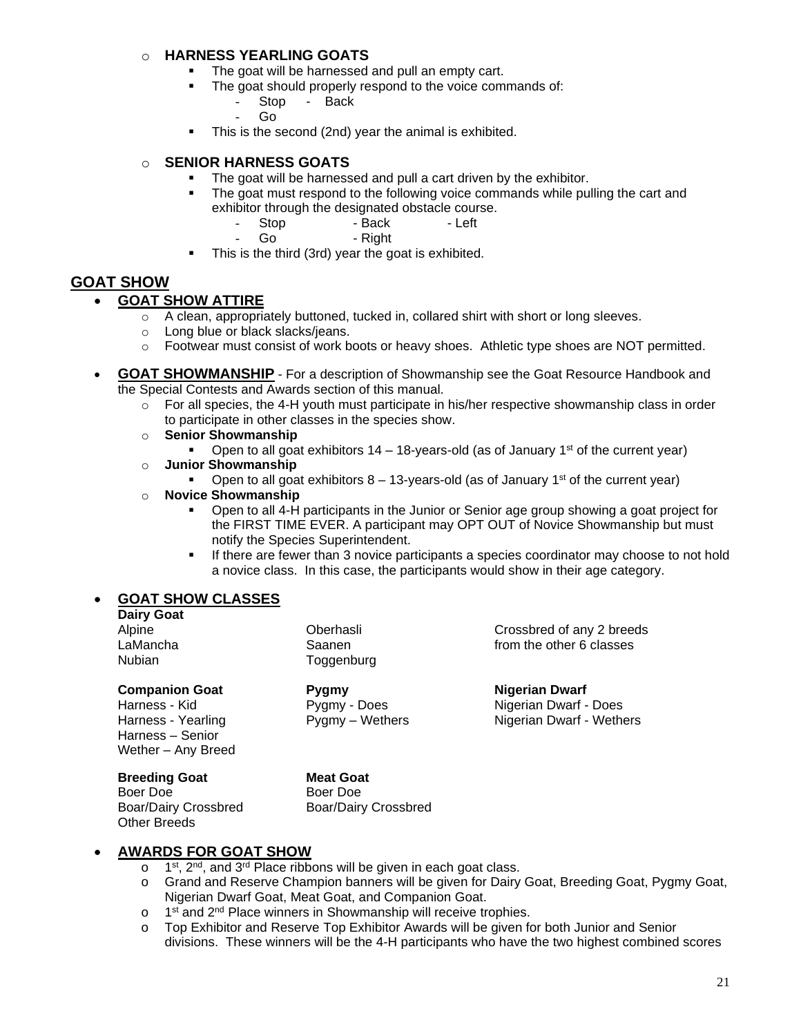- **HARNESS YEARLING GOATS**
  - The goat will be harnessed and pull an empty cart.
  - The goat should properly respond to the voice commands of:
    - Stop
    - Back
    - Go
  - This is the second (2nd) year the animal is exhibited.

- **SENIOR HARNESS GOATS**
  - The goat will be harnessed and pull a cart driven by the exhibitor.
  - The goat must respond to the following voice commands while pulling the cart and exhibitor through the designated obstacle course.
    - Stop
    - Back
    - Left
    - Go
    - Right
  - This is the third (3rd) year the goat is exhibited.

## GOAT SHOW

- **GOAT SHOW ATTIRE**
  - A clean, appropriately buttoned, tucked in, collared shirt with short or long sleeves.
  - Long blue or black slacks/jeans.
  - Footwear must consist of work boots or heavy shoes. Athletic type shoes are NOT permitted.

- **GOAT SHOWMANSHIP** - For a description of Showmanship see the Goat Resource Handbook and the Special Contests and Awards section of this manual.
  - For all species, the 4-H youth must participate in his/her respective showmanship class in order to participate in other classes in the species show.
  - **Senior Showmanship**
    - Open to all goat exhibitors 14 – 18-years-old (as of January 1st of the current year)
  - **Junior Showmanship**
    - Open to all goat exhibitors 8 – 13-years-old (as of January 1st of the current year)
  - **Novice Showmanship**
    - Open to all 4-H participants in the Junior or Senior age group showing a goat project for the FIRST TIME EVER. A participant may OPT OUT of Novice Showmanship but must notify the Species Superintendent.
    - If there are fewer than 3 novice participants a species coordinator may choose to not hold a novice class. In this case, the participants would show in their age category.

- **GOAT SHOW CLASSES**

**Dairy Goat**
- Alpine
- LaMancha
- Nubian
- Oberhasli
- Saanen
- Toggenburg
- Crossbred of any 2 breeds from the other 6 classes

**Companion Goat**
- Harness - Kid
- Harness - Yearling
- Harness – Senior
- Wether – Any Breed

**Pygmy**
- Pygmy - Does
- Pygmy – Wethers

**Nigerian Dwarf**
- Nigerian Dwarf - Does
- Nigerian Dwarf - Wethers

**Breeding Goat**
- Boer Doe
- Boar/Dairy Crossbred
- Other Breeds

**Meat Goat**
- Boer Doe
- Boar/Dairy Crossbred

- **AWARDS FOR GOAT SHOW**
  - 1st, 2nd, and 3rd Place ribbons will be given in each goat class.
  - Grand and Reserve Champion banners will be given for Dairy Goat, Breeding Goat, Pygmy Goat, Nigerian Dwarf Goat, Meat Goat, and Companion Goat.
  - 1st and 2nd Place winners in Showmanship will receive trophies.
  - Top Exhibitor and Reserve Top Exhibitor Awards will be given for both Junior and Senior divisions. These winners will be the 4-H participants who have the two highest combined scores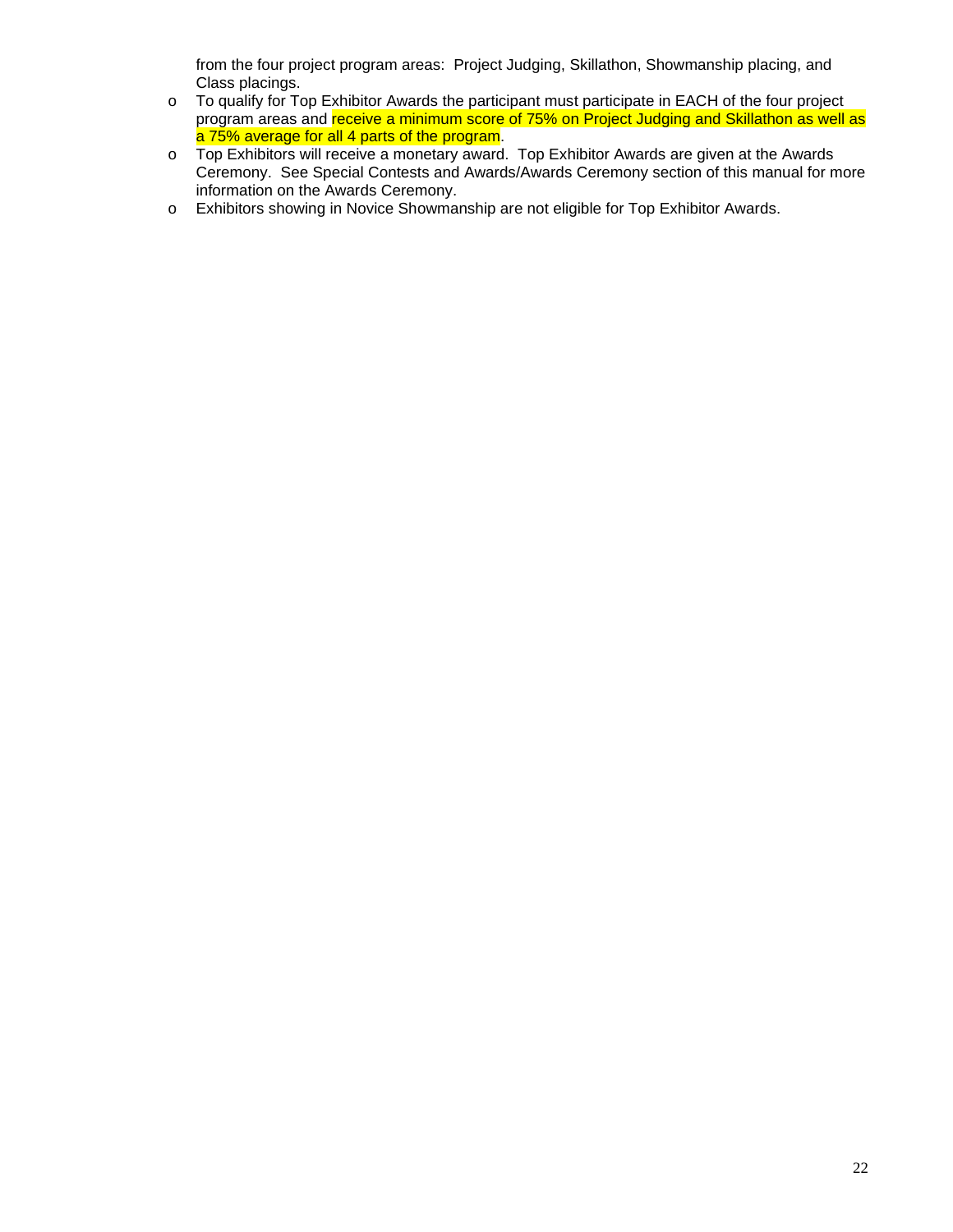from the four project program areas: Project Judging, Skillathon, Showmanship placing, and Class placings.

- To qualify for Top Exhibitor Awards the participant must participate in EACH of the four project program areas and receive a minimum score of 75% on Project Judging and Skillathon as well as a 75% average for all 4 parts of the program.
- Top Exhibitors will receive a monetary award. Top Exhibitor Awards are given at the Awards Ceremony. See Special Contests and Awards/Awards Ceremony section of this manual for more information on the Awards Ceremony.
- Exhibitors showing in Novice Showmanship are not eligible for Top Exhibitor Awards.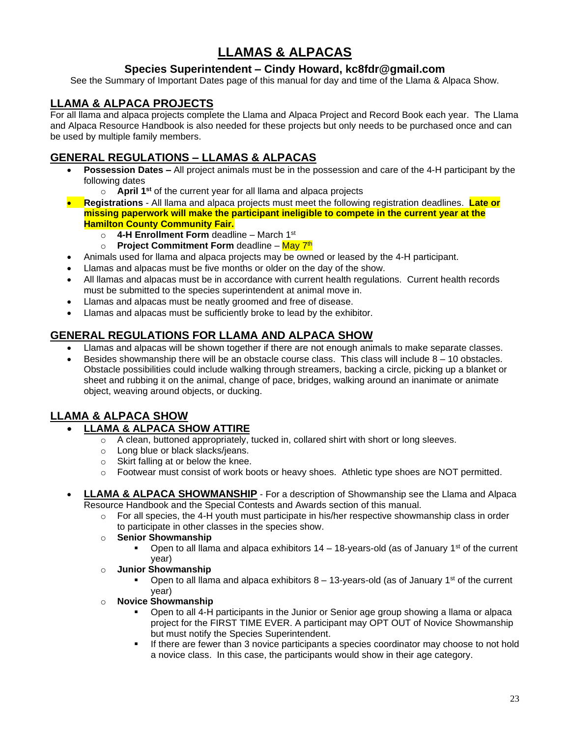# LLAMAS & ALPACAS

### Species Superintendent – Cindy Howard, kc8fdr@gmail.com

See the Summary of Important Dates page of this manual for day and time of the Llama & Alpaca Show.

## LLAMA & ALPACA PROJECTS

For all llama and alpaca projects complete the Llama and Alpaca Project and Record Book each year. The Llama and Alpaca Resource Handbook is also needed for these projects but only needs to be purchased once and can be used by multiple family members.

## GENERAL REGULATIONS – LLAMAS & ALPACAS

- **Possession Dates –** All project animals must be in the possession and care of the 4-H participant by the following dates
  - **April 1st** of the current year for all llama and alpaca projects
- **Registrations** - All llama and alpaca projects must meet the following registration deadlines. **Late or missing paperwork will make the participant ineligible to compete in the current year at the Hamilton County Community Fair.**
  - **4-H Enrollment Form** deadline – March 1st
  - **Project Commitment Form** deadline – May 7th
- Animals used for llama and alpaca projects may be owned or leased by the 4-H participant.
- Llamas and alpacas must be five months or older on the day of the show.
- All llamas and alpacas must be in accordance with current health regulations. Current health records must be submitted to the species superintendent at animal move in.
- Llamas and alpacas must be neatly groomed and free of disease.
- Llamas and alpacas must be sufficiently broke to lead by the exhibitor.

## GENERAL REGULATIONS FOR LLAMA AND ALPACA SHOW

- Llamas and alpacas will be shown together if there are not enough animals to make separate classes.
- Besides showmanship there will be an obstacle course class. This class will include 8 – 10 obstacles. Obstacle possibilities could include walking through streamers, backing a circle, picking up a blanket or sheet and rubbing it on the animal, change of pace, bridges, walking around an inanimate or animate object, weaving around objects, or ducking.

## LLAMA & ALPACA SHOW

- **LLAMA & ALPACA SHOW ATTIRE**
  - A clean, buttoned appropriately, tucked in, collared shirt with short or long sleeves.
  - Long blue or black slacks/jeans.
  - Skirt falling at or below the knee.
  - Footwear must consist of work boots or heavy shoes. Athletic type shoes are NOT permitted.

- **LLAMA & ALPACA SHOWMANSHIP** - For a description of Showmanship see the Llama and Alpaca Resource Handbook and the Special Contests and Awards section of this manual.
  - For all species, the 4-H youth must participate in his/her respective showmanship class in order to participate in other classes in the species show.
  - **Senior Showmanship**
    - Open to all llama and alpaca exhibitors 14 – 18-years-old (as of January 1st of the current year)
  - **Junior Showmanship**
    - Open to all llama and alpaca exhibitors 8 – 13-years-old (as of January 1st of the current year)
  - **Novice Showmanship**
    - Open to all 4-H participants in the Junior or Senior age group showing a llama or alpaca project for the FIRST TIME EVER. A participant may OPT OUT of Novice Showmanship but must notify the Species Superintendent.
    - If there are fewer than 3 novice participants a species coordinator may choose to not hold a novice class. In this case, the participants would show in their age category.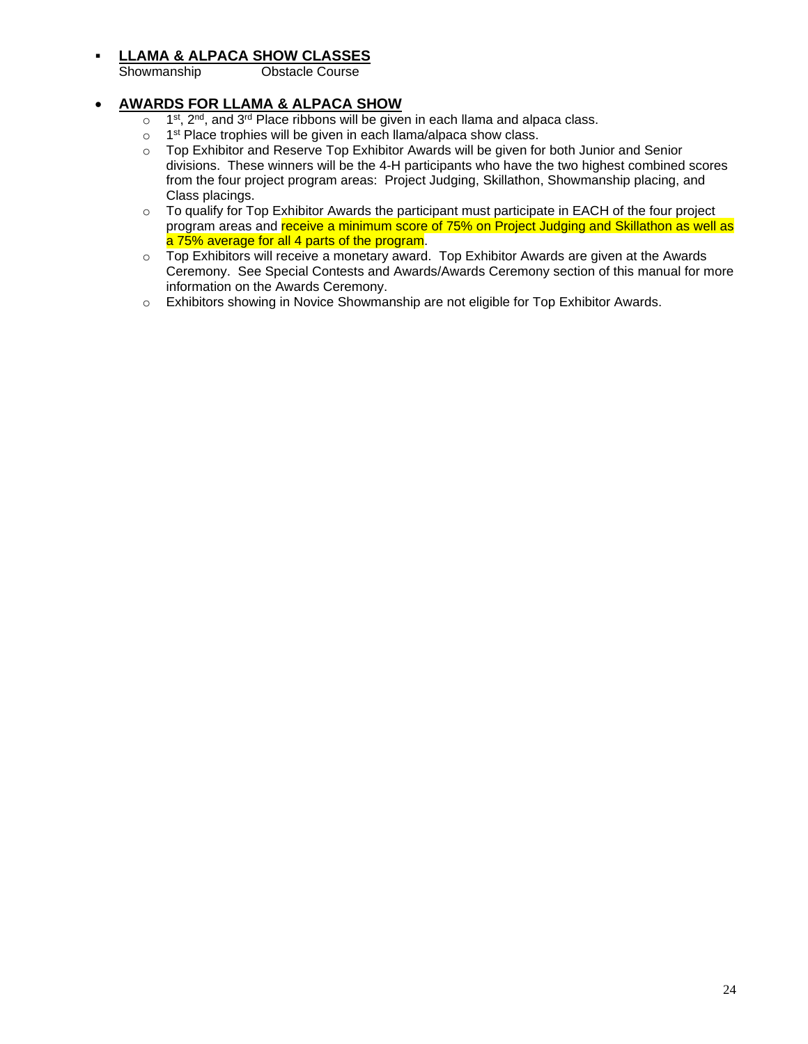- **LLAMA & ALPACA SHOW CLASSES**
  Showmanship Obstacle Course

- **AWARDS FOR LLAMA & ALPACA SHOW**
  - 1st, 2nd, and 3rd Place ribbons will be given in each llama and alpaca class.
  - 1st Place trophies will be given in each llama/alpaca show class.
  - Top Exhibitor and Reserve Top Exhibitor Awards will be given for both Junior and Senior divisions. These winners will be the 4-H participants who have the two highest combined scores from the four project program areas: Project Judging, Skillathon, Showmanship placing, and Class placings.
  - To qualify for Top Exhibitor Awards the participant must participate in EACH of the four project program areas and receive a minimum score of 75% on Project Judging and Skillathon as well as a 75% average for all 4 parts of the program.
  - Top Exhibitors will receive a monetary award. Top Exhibitor Awards are given at the Awards Ceremony. See Special Contests and Awards/Awards Ceremony section of this manual for more information on the Awards Ceremony.
  - Exhibitors showing in Novice Showmanship are not eligible for Top Exhibitor Awards.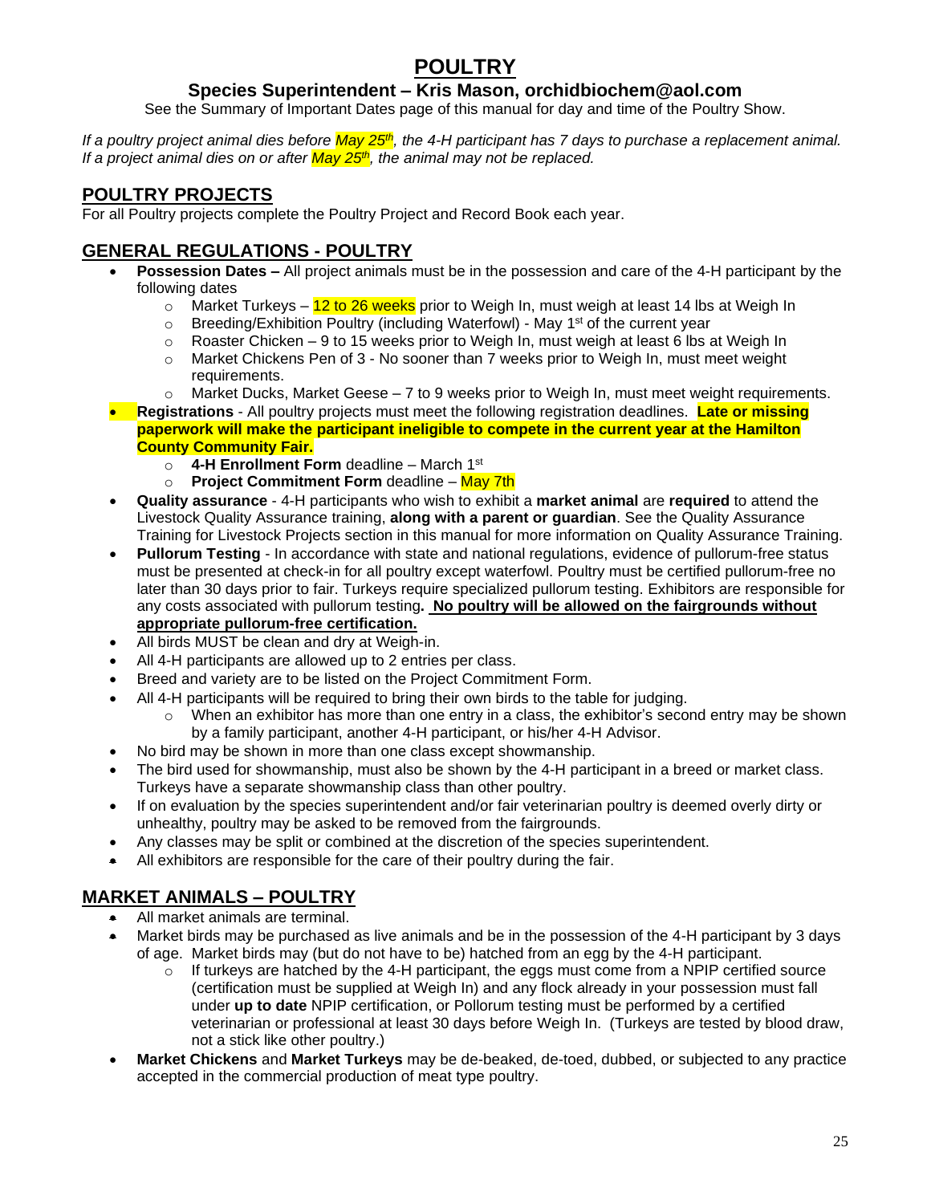# POULTRY

## Species Superintendent – Kris Mason, orchidbiochem@aol.com

See the Summary of Important Dates page of this manual for day and time of the Poultry Show.

*If a poultry project animal dies before May 25th, the 4-H participant has 7 days to purchase a replacement animal. If a project animal dies on or after May 25th, the animal may not be replaced.*

## POULTRY PROJECTS

For all Poultry projects complete the Poultry Project and Record Book each year.

## GENERAL REGULATIONS - POULTRY

- **Possession Dates –** All project animals must be in the possession and care of the 4-H participant by the following dates
  - Market Turkeys – 12 to 26 weeks prior to Weigh In, must weigh at least 14 lbs at Weigh In
  - Breeding/Exhibition Poultry (including Waterfowl) - May 1st of the current year
  - Roaster Chicken – 9 to 15 weeks prior to Weigh In, must weigh at least 6 lbs at Weigh In
  - Market Chickens Pen of 3 - No sooner than 7 weeks prior to Weigh In, must meet weight requirements.
  - Market Ducks, Market Geese – 7 to 9 weeks prior to Weigh In, must meet weight requirements.
- **Registrations** - All poultry projects must meet the following registration deadlines. **Late or missing paperwork will make the participant ineligible to compete in the current year at the Hamilton County Community Fair.**
  - **4-H Enrollment Form** deadline – March 1st
  - **Project Commitment Form** deadline – May 7th
- **Quality assurance** - 4-H participants who wish to exhibit a **market animal** are **required** to attend the Livestock Quality Assurance training, **along with a parent or guardian**. See the Quality Assurance Training for Livestock Projects section in this manual for more information on Quality Assurance Training.
- **Pullorum Testing** - In accordance with state and national regulations, evidence of pullorum-free status must be presented at check-in for all poultry except waterfowl. Poultry must be certified pullorum-free no later than 30 days prior to fair. Turkeys require specialized pullorum testing. Exhibitors are responsible for any costs associated with pullorum testing**. No poultry will be allowed on the fairgrounds without appropriate pullorum-free certification.**
- All birds MUST be clean and dry at Weigh-in.
- All 4-H participants are allowed up to 2 entries per class.
- Breed and variety are to be listed on the Project Commitment Form.
- All 4-H participants will be required to bring their own birds to the table for judging.
  - When an exhibitor has more than one entry in a class, the exhibitor's second entry may be shown by a family participant, another 4-H participant, or his/her 4-H Advisor.
- No bird may be shown in more than one class except showmanship.
- The bird used for showmanship, must also be shown by the 4-H participant in a breed or market class. Turkeys have a separate showmanship class than other poultry.
- If on evaluation by the species superintendent and/or fair veterinarian poultry is deemed overly dirty or unhealthy, poultry may be asked to be removed from the fairgrounds.
- Any classes may be split or combined at the discretion of the species superintendent.
- All exhibitors are responsible for the care of their poultry during the fair.

## MARKET ANIMALS – POULTRY

- All market animals are terminal.
- Market birds may be purchased as live animals and be in the possession of the 4-H participant by 3 days of age. Market birds may (but do not have to be) hatched from an egg by the 4-H participant.
  - If turkeys are hatched by the 4-H participant, the eggs must come from a NPIP certified source (certification must be supplied at Weigh In) and any flock already in your possession must fall under **up to date** NPIP certification, or Pollorum testing must be performed by a certified veterinarian or professional at least 30 days before Weigh In. (Turkeys are tested by blood draw, not a stick like other poultry.)
- **Market Chickens** and **Market Turkeys** may be de-beaked, de-toed, dubbed, or subjected to any practice accepted in the commercial production of meat type poultry.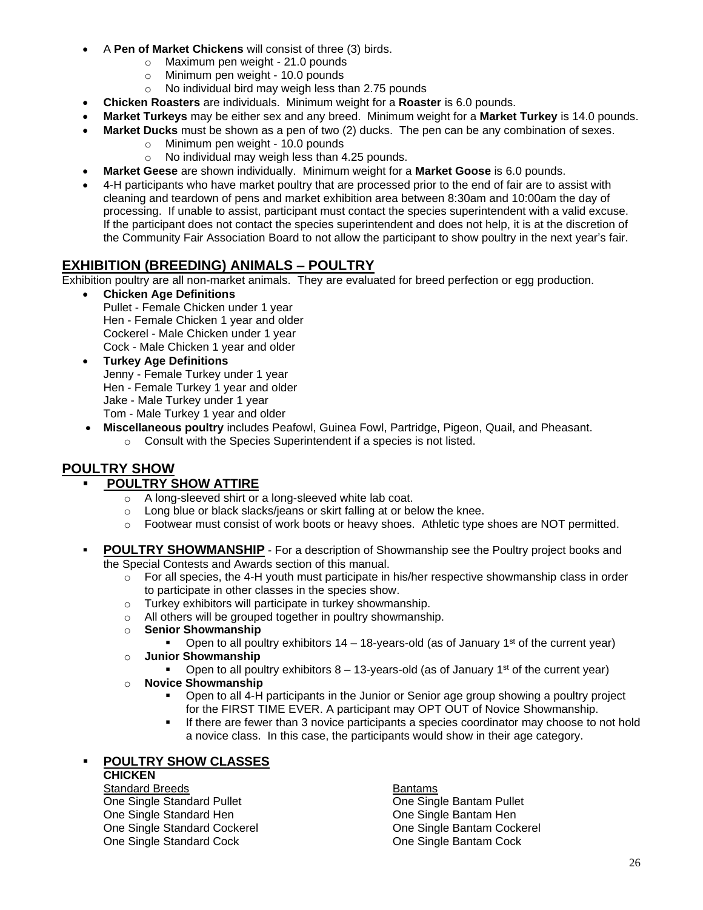- A **Pen of Market Chickens** will consist of three (3) birds.
  - Maximum pen weight - 21.0 pounds
  - Minimum pen weight - 10.0 pounds
  - No individual bird may weigh less than 2.75 pounds
- **Chicken Roasters** are individuals. Minimum weight for a **Roaster** is 6.0 pounds.
- **Market Turkeys** may be either sex and any breed. Minimum weight for a **Market Turkey** is 14.0 pounds.
- **Market Ducks** must be shown as a pen of two (2) ducks. The pen can be any combination of sexes.
  - Minimum pen weight - 10.0 pounds
  - No individual may weigh less than 4.25 pounds.
- **Market Geese** are shown individually. Minimum weight for a **Market Goose** is 6.0 pounds.
- 4-H participants who have market poultry that are processed prior to the end of fair are to assist with cleaning and teardown of pens and market exhibition area between 8:30am and 10:00am the day of processing. If unable to assist, participant must contact the species superintendent with a valid excuse. If the participant does not contact the species superintendent and does not help, it is at the discretion of the Community Fair Association Board to not allow the participant to show poultry in the next year's fair.

## EXHIBITION (BREEDING) ANIMALS – POULTRY

Exhibition poultry are all non-market animals. They are evaluated for breed perfection or egg production.

- **Chicken Age Definitions**
  Pullet - Female Chicken under 1 year
  Hen - Female Chicken 1 year and older
  Cockerel - Male Chicken under 1 year
  Cock - Male Chicken 1 year and older
- **Turkey Age Definitions**
  Jenny - Female Turkey under 1 year
  Hen - Female Turkey 1 year and older
  Jake - Male Turkey under 1 year
  Tom - Male Turkey 1 year and older
- **Miscellaneous poultry** includes Peafowl, Guinea Fowl, Partridge, Pigeon, Quail, and Pheasant.
  - Consult with the Species Superintendent if a species is not listed.

## POULTRY SHOW

- **POULTRY SHOW ATTIRE**
  - A long-sleeved shirt or a long-sleeved white lab coat.
  - Long blue or black slacks/jeans or skirt falling at or below the knee.
  - Footwear must consist of work boots or heavy shoes. Athletic type shoes are NOT permitted.

- **POULTRY SHOWMANSHIP** - For a description of Showmanship see the Poultry project books and the Special Contests and Awards section of this manual.
  - For all species, the 4-H youth must participate in his/her respective showmanship class in order to participate in other classes in the species show.
  - Turkey exhibitors will participate in turkey showmanship.
  - All others will be grouped together in poultry showmanship.
  - **Senior Showmanship**
    - Open to all poultry exhibitors 14 – 18-years-old (as of January 1st of the current year)
  - **Junior Showmanship**
    - Open to all poultry exhibitors 8 – 13-years-old (as of January 1st of the current year)
  - **Novice Showmanship**
    - Open to all 4-H participants in the Junior or Senior age group showing a poultry project for the FIRST TIME EVER. A participant may OPT OUT of Novice Showmanship.
    - If there are fewer than 3 novice participants a species coordinator may choose to not hold a novice class. In this case, the participants would show in their age category.

- **POULTRY SHOW CLASSES**

**CHICKEN**

Standard Breeds
One Single Standard Pullet
One Single Standard Hen
One Single Standard Cockerel
One Single Standard Cock

Bantams
One Single Bantam Pullet
One Single Bantam Hen
One Single Bantam Cockerel
One Single Bantam Cock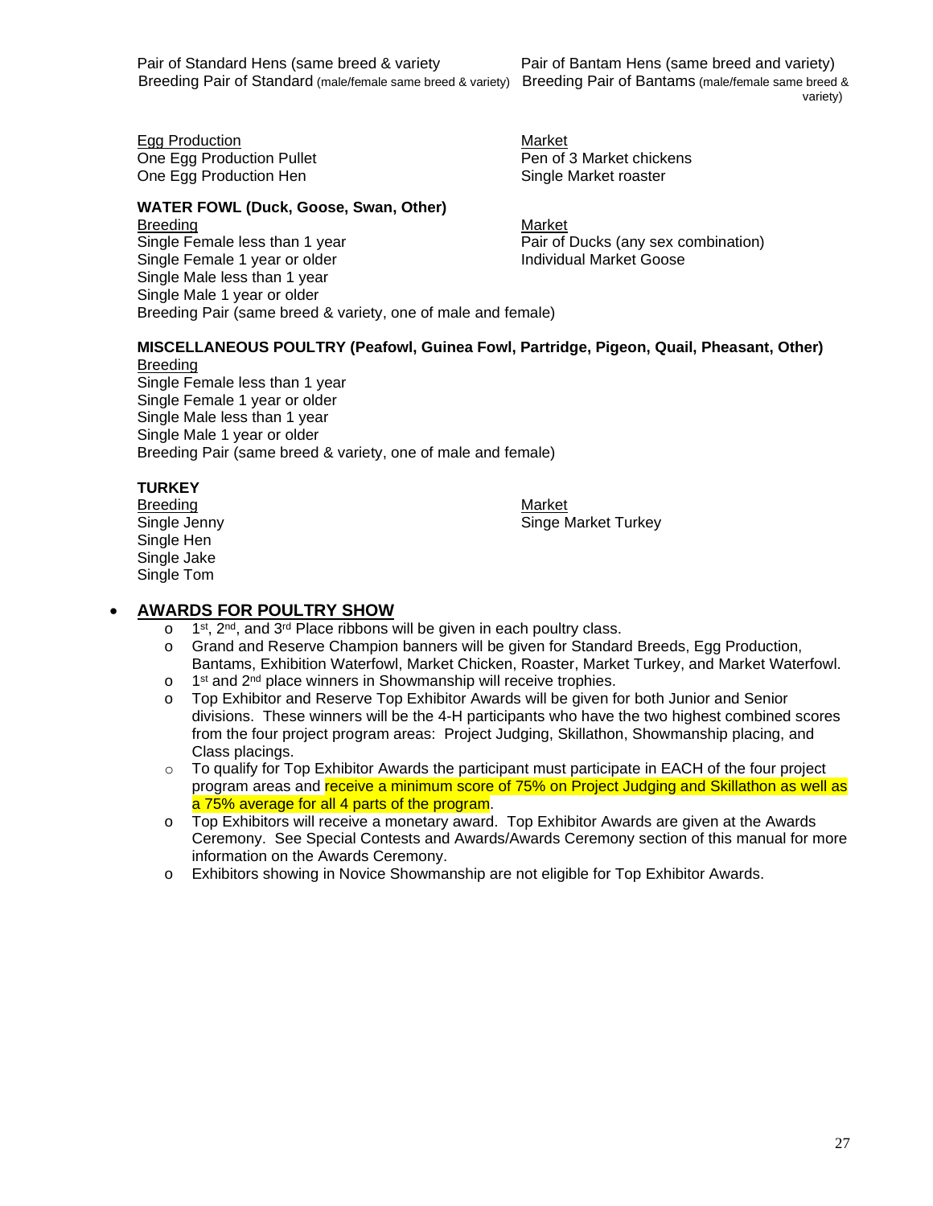Pair of Standard Hens (same breed & variety
Breeding Pair of Standard (male/female same breed & variety)

Pair of Bantam Hens (same breed and variety)
Breeding Pair of Bantams (male/female same breed & variety)

Egg Production
One Egg Production Pullet
One Egg Production Hen

Market
Pen of 3 Market chickens
Single Market roaster

**WATER FOWL (Duck, Goose, Swan, Other)**

Breeding
Single Female less than 1 year
Single Female 1 year or older
Single Male less than 1 year
Single Male 1 year or older
Breeding Pair (same breed & variety, one of male and female)

Market
Pair of Ducks (any sex combination)
Individual Market Goose

**MISCELLANEOUS POULTRY (Peafowl, Guinea Fowl, Partridge, Pigeon, Quail, Pheasant, Other)**

Breeding
Single Female less than 1 year
Single Female 1 year or older
Single Male less than 1 year
Single Male 1 year or older
Breeding Pair (same breed & variety, one of male and female)

**TURKEY**

Breeding
Single Jenny
Single Hen
Single Jake
Single Tom

Market
Singe Market Turkey

- **AWARDS FOR POULTRY SHOW**
  - 1st, 2nd, and 3rd Place ribbons will be given in each poultry class.
  - Grand and Reserve Champion banners will be given for Standard Breeds, Egg Production, Bantams, Exhibition Waterfowl, Market Chicken, Roaster, Market Turkey, and Market Waterfowl.
  - 1st and 2nd place winners in Showmanship will receive trophies.
  - Top Exhibitor and Reserve Top Exhibitor Awards will be given for both Junior and Senior divisions. These winners will be the 4-H participants who have the two highest combined scores from the four project program areas: Project Judging, Skillathon, Showmanship placing, and Class placings.
  - To qualify for Top Exhibitor Awards the participant must participate in EACH of the four project program areas and receive a minimum score of 75% on Project Judging and Skillathon as well as a 75% average for all 4 parts of the program.
  - Top Exhibitors will receive a monetary award. Top Exhibitor Awards are given at the Awards Ceremony. See Special Contests and Awards/Awards Ceremony section of this manual for more information on the Awards Ceremony.
  - Exhibitors showing in Novice Showmanship are not eligible for Top Exhibitor Awards.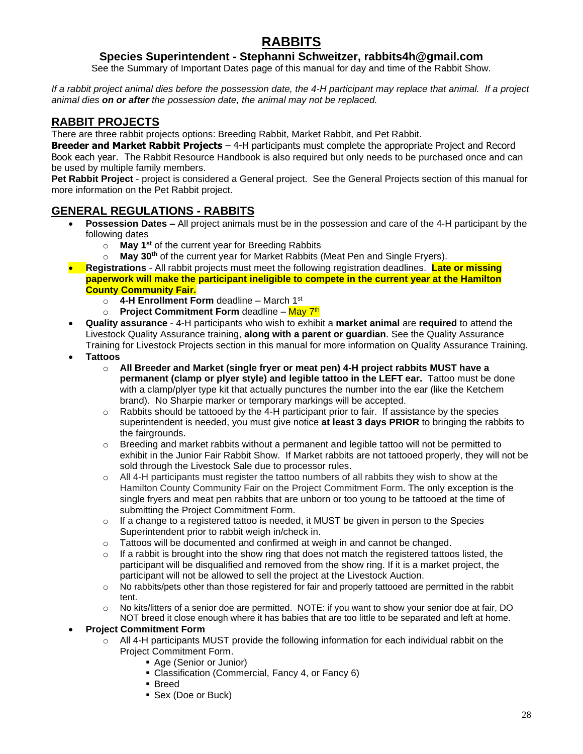# RABBITS

## Species Superintendent - Stephanni Schweitzer, rabbits4h@gmail.com

See the Summary of Important Dates page of this manual for day and time of the Rabbit Show.

*If a rabbit project animal dies before the possession date, the 4-H participant may replace that animal. If a project animal dies **on or after** the possession date, the animal may not be replaced.*

## RABBIT PROJECTS

There are three rabbit projects options: Breeding Rabbit, Market Rabbit, and Pet Rabbit.

**Breeder and Market Rabbit Projects** – 4-H participants must complete the appropriate Project and Record Book each year. The Rabbit Resource Handbook is also required but only needs to be purchased once and can be used by multiple family members.

**Pet Rabbit Project** - project is considered a General project. See the General Projects section of this manual for more information on the Pet Rabbit project.

## GENERAL REGULATIONS - RABBITS

- **Possession Dates –** All project animals must be in the possession and care of the 4-H participant by the following dates
  - **May 1st** of the current year for Breeding Rabbits
  - **May 30th** of the current year for Market Rabbits (Meat Pen and Single Fryers).
- **Registrations** - All rabbit projects must meet the following registration deadlines. **Late or missing paperwork will make the participant ineligible to compete in the current year at the Hamilton County Community Fair.**
  - **4-H Enrollment Form** deadline – March 1st
  - **Project Commitment Form** deadline – May 7th
- **Quality assurance** - 4-H participants who wish to exhibit a **market animal** are **required** to attend the Livestock Quality Assurance training, **along with a parent or guardian**. See the Quality Assurance Training for Livestock Projects section in this manual for more information on Quality Assurance Training.
- **Tattoos**
  - **All Breeder and Market (single fryer or meat pen) 4-H project rabbits MUST have a permanent (clamp or plyer style) and legible tattoo in the LEFT ear.** Tattoo must be done with a clamp/plyer type kit that actually punctures the number into the ear (like the Ketchem brand). No Sharpie marker or temporary markings will be accepted.
  - Rabbits should be tattooed by the 4-H participant prior to fair. If assistance by the species superintendent is needed, you must give notice **at least 3 days PRIOR** to bringing the rabbits to the fairgrounds.
  - Breeding and market rabbits without a permanent and legible tattoo will not be permitted to exhibit in the Junior Fair Rabbit Show. If Market rabbits are not tattooed properly, they will not be sold through the Livestock Sale due to processor rules.
  - All 4-H participants must register the tattoo numbers of all rabbits they wish to show at the Hamilton County Community Fair on the Project Commitment Form. The only exception is the single fryers and meat pen rabbits that are unborn or too young to be tattooed at the time of submitting the Project Commitment Form.
  - If a change to a registered tattoo is needed, it MUST be given in person to the Species Superintendent prior to rabbit weigh in/check in.
  - Tattoos will be documented and confirmed at weigh in and cannot be changed.
  - If a rabbit is brought into the show ring that does not match the registered tattoos listed, the participant will be disqualified and removed from the show ring. If it is a market project, the participant will not be allowed to sell the project at the Livestock Auction.
  - No rabbits/pets other than those registered for fair and properly tattooed are permitted in the rabbit tent.
  - No kits/litters of a senior doe are permitted. NOTE: if you want to show your senior doe at fair, DO NOT breed it close enough where it has babies that are too little to be separated and left at home.
- **Project Commitment Form**
  - All 4-H participants MUST provide the following information for each individual rabbit on the Project Commitment Form.
    - Age (Senior or Junior)
    - Classification (Commercial, Fancy 4, or Fancy 6)
    - Breed
    - Sex (Doe or Buck)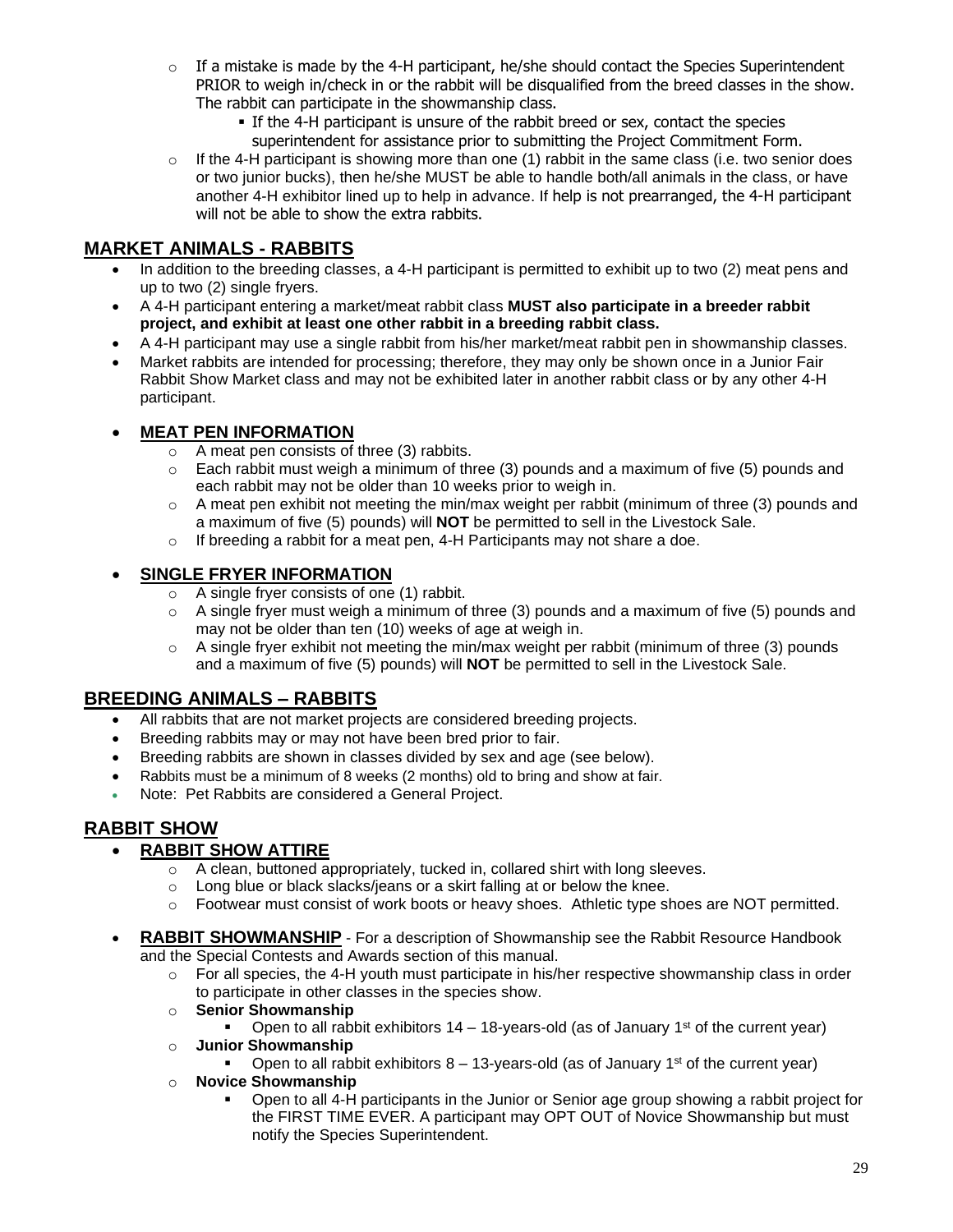- If a mistake is made by the 4-H participant, he/she should contact the Species Superintendent PRIOR to weigh in/check in or the rabbit will be disqualified from the breed classes in the show. The rabbit can participate in the showmanship class.
  - If the 4-H participant is unsure of the rabbit breed or sex, contact the species superintendent for assistance prior to submitting the Project Commitment Form.
- If the 4-H participant is showing more than one (1) rabbit in the same class (i.e. two senior does or two junior bucks), then he/she MUST be able to handle both/all animals in the class, or have another 4-H exhibitor lined up to help in advance. If help is not prearranged, the 4-H participant will not be able to show the extra rabbits.

## MARKET ANIMALS - RABBITS

- In addition to the breeding classes, a 4-H participant is permitted to exhibit up to two (2) meat pens and up to two (2) single fryers.
- A 4-H participant entering a market/meat rabbit class **MUST also participate in a breeder rabbit project, and exhibit at least one other rabbit in a breeding rabbit class.**
- A 4-H participant may use a single rabbit from his/her market/meat rabbit pen in showmanship classes.
- Market rabbits are intended for processing; therefore, they may only be shown once in a Junior Fair Rabbit Show Market class and may not be exhibited later in another rabbit class or by any other 4-H participant.

- **MEAT PEN INFORMATION**
  - A meat pen consists of three (3) rabbits.
  - Each rabbit must weigh a minimum of three (3) pounds and a maximum of five (5) pounds and each rabbit may not be older than 10 weeks prior to weigh in.
  - A meat pen exhibit not meeting the min/max weight per rabbit (minimum of three (3) pounds and a maximum of five (5) pounds) will **NOT** be permitted to sell in the Livestock Sale.
  - If breeding a rabbit for a meat pen, 4-H Participants may not share a doe.

- **SINGLE FRYER INFORMATION**
  - A single fryer consists of one (1) rabbit.
  - A single fryer must weigh a minimum of three (3) pounds and a maximum of five (5) pounds and may not be older than ten (10) weeks of age at weigh in.
  - A single fryer exhibit not meeting the min/max weight per rabbit (minimum of three (3) pounds and a maximum of five (5) pounds) will **NOT** be permitted to sell in the Livestock Sale.

## BREEDING ANIMALS – RABBITS

- All rabbits that are not market projects are considered breeding projects.
- Breeding rabbits may or may not have been bred prior to fair.
- Breeding rabbits are shown in classes divided by sex and age (see below).
- Rabbits must be a minimum of 8 weeks (2 months) old to bring and show at fair.
- Note: Pet Rabbits are considered a General Project.

## RABBIT SHOW

- **RABBIT SHOW ATTIRE**
  - A clean, buttoned appropriately, tucked in, collared shirt with long sleeves.
  - Long blue or black slacks/jeans or a skirt falling at or below the knee.
  - Footwear must consist of work boots or heavy shoes. Athletic type shoes are NOT permitted.

- **RABBIT SHOWMANSHIP** - For a description of Showmanship see the Rabbit Resource Handbook and the Special Contests and Awards section of this manual.
  - For all species, the 4-H youth must participate in his/her respective showmanship class in order to participate in other classes in the species show.
  - **Senior Showmanship**
    - Open to all rabbit exhibitors 14 – 18-years-old (as of January 1st of the current year)
  - **Junior Showmanship**
    - Open to all rabbit exhibitors 8 – 13-years-old (as of January 1st of the current year)
  - **Novice Showmanship**
    - Open to all 4-H participants in the Junior or Senior age group showing a rabbit project for the FIRST TIME EVER. A participant may OPT OUT of Novice Showmanship but must notify the Species Superintendent.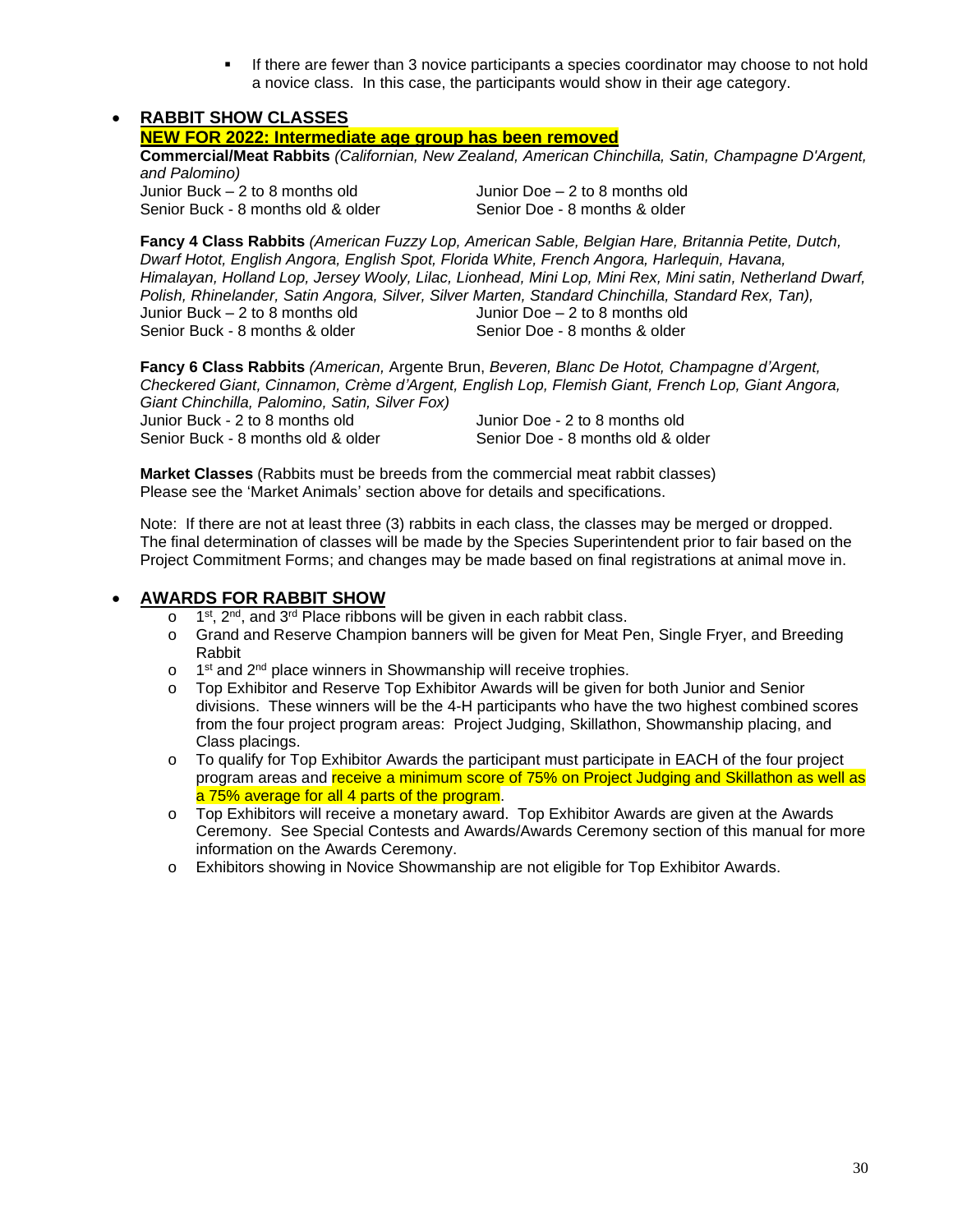- If there are fewer than 3 novice participants a species coordinator may choose to not hold a novice class. In this case, the participants would show in their age category.

- **RABBIT SHOW CLASSES**

  **NEW FOR 2022: Intermediate age group has been removed**

  **Commercial/Meat Rabbits** *(Californian, New Zealand, American Chinchilla, Satin, Champagne D'Argent, and Palomino)*

  Junior Buck – 2 to 8 months old
  Senior Buck - 8 months old & older
  Junior Doe – 2 to 8 months old
  Senior Doe - 8 months & older

  **Fancy 4 Class Rabbits** *(American Fuzzy Lop, American Sable, Belgian Hare, Britannia Petite, Dutch, Dwarf Hotot, English Angora, English Spot, Florida White, French Angora, Harlequin, Havana, Himalayan, Holland Lop, Jersey Wooly, Lilac, Lionhead, Mini Lop, Mini Rex, Mini satin, Netherland Dwarf, Polish, Rhinelander, Satin Angora, Silver, Silver Marten, Standard Chinchilla, Standard Rex, Tan),*

  Junior Buck – 2 to 8 months old
  Senior Buck - 8 months & older
  Junior Doe – 2 to 8 months old
  Senior Doe - 8 months & older

  **Fancy 6 Class Rabbits** *(American,* Argente Brun, *Beveren, Blanc De Hotot, Champagne d'Argent, Checkered Giant, Cinnamon, Crème d'Argent, English Lop, Flemish Giant, French Lop, Giant Angora, Giant Chinchilla, Palomino, Satin, Silver Fox)*

  Junior Buck - 2 to 8 months old
  Senior Buck - 8 months old & older
  Junior Doe - 2 to 8 months old
  Senior Doe - 8 months old & older

  **Market Classes** (Rabbits must be breeds from the commercial meat rabbit classes)
  Please see the 'Market Animals' section above for details and specifications.

  Note: If there are not at least three (3) rabbits in each class, the classes may be merged or dropped. The final determination of classes will be made by the Species Superintendent prior to fair based on the Project Commitment Forms; and changes may be made based on final registrations at animal move in.

- **AWARDS FOR RABBIT SHOW**
  - 1st, 2nd, and 3rd Place ribbons will be given in each rabbit class.
  - Grand and Reserve Champion banners will be given for Meat Pen, Single Fryer, and Breeding Rabbit
  - 1st and 2nd place winners in Showmanship will receive trophies.
  - Top Exhibitor and Reserve Top Exhibitor Awards will be given for both Junior and Senior divisions. These winners will be the 4-H participants who have the two highest combined scores from the four project program areas: Project Judging, Skillathon, Showmanship placing, and Class placings.
  - To qualify for Top Exhibitor Awards the participant must participate in EACH of the four project program areas and receive a minimum score of 75% on Project Judging and Skillathon as well as a 75% average for all 4 parts of the program.
  - Top Exhibitors will receive a monetary award. Top Exhibitor Awards are given at the Awards Ceremony. See Special Contests and Awards/Awards Ceremony section of this manual for more information on the Awards Ceremony.
  - Exhibitors showing in Novice Showmanship are not eligible for Top Exhibitor Awards.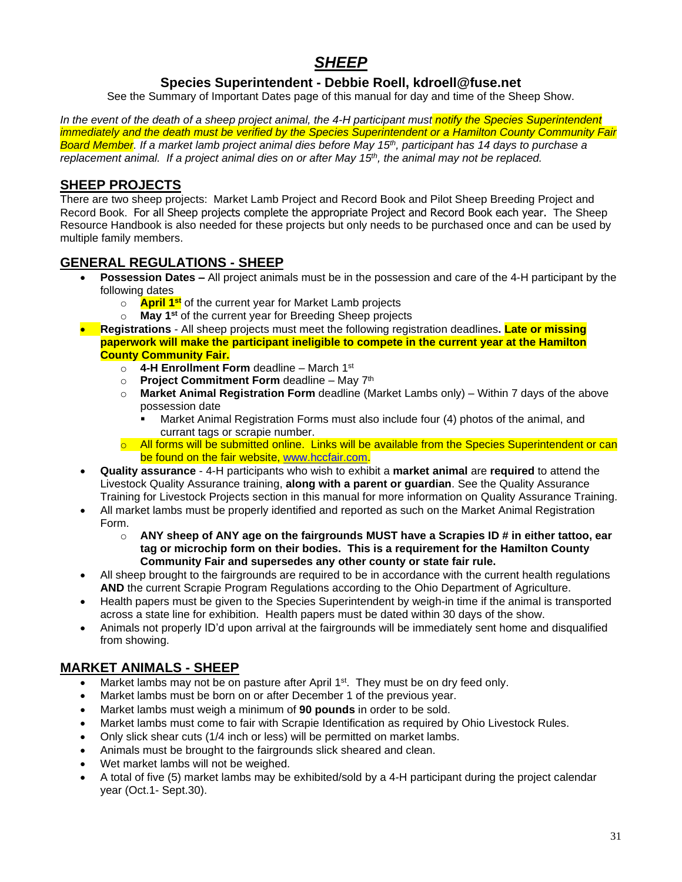# *SHEEP*

### Species Superintendent - Debbie Roell, kdroell@fuse.net

See the Summary of Important Dates page of this manual for day and time of the Sheep Show.

*In the event of the death of a sheep project animal, the 4-H participant must notify the Species Superintendent immediately and the death must be verified by the Species Superintendent or a Hamilton County Community Fair Board Member. If a market lamb project animal dies before May 15th, participant has 14 days to purchase a replacement animal. If a project animal dies on or after May 15th, the animal may not be replaced.*

## SHEEP PROJECTS

There are two sheep projects: Market Lamb Project and Record Book and Pilot Sheep Breeding Project and Record Book. For all Sheep projects complete the appropriate Project and Record Book each year. The Sheep Resource Handbook is also needed for these projects but only needs to be purchased once and can be used by multiple family members.

## GENERAL REGULATIONS - SHEEP

- **Possession Dates –** All project animals must be in the possession and care of the 4-H participant by the following dates
  - **April 1st** of the current year for Market Lamb projects
  - **May 1st** of the current year for Breeding Sheep projects
- **Registrations** - All sheep projects must meet the following registration deadlines**. Late or missing paperwork will make the participant ineligible to compete in the current year at the Hamilton County Community Fair.**
  - **4-H Enrollment Form** deadline – March 1st
  - **Project Commitment Form** deadline – May 7th
  - **Market Animal Registration Form** deadline (Market Lambs only) – Within 7 days of the above possession date
    - Market Animal Registration Forms must also include four (4) photos of the animal, and currant tags or scrapie number.
  - All forms will be submitted online. Links will be available from the Species Superintendent or can be found on the fair website, www.hccfair.com.
- **Quality assurance** - 4-H participants who wish to exhibit a **market animal** are **required** to attend the Livestock Quality Assurance training, **along with a parent or guardian**. See the Quality Assurance Training for Livestock Projects section in this manual for more information on Quality Assurance Training.
- All market lambs must be properly identified and reported as such on the Market Animal Registration Form.
  - **ANY sheep of ANY age on the fairgrounds MUST have a Scrapies ID # in either tattoo, ear tag or microchip form on their bodies. This is a requirement for the Hamilton County Community Fair and supersedes any other county or state fair rule.**
- All sheep brought to the fairgrounds are required to be in accordance with the current health regulations **AND** the current Scrapie Program Regulations according to the Ohio Department of Agriculture.
- Health papers must be given to the Species Superintendent by weigh-in time if the animal is transported across a state line for exhibition. Health papers must be dated within 30 days of the show.
- Animals not properly ID'd upon arrival at the fairgrounds will be immediately sent home and disqualified from showing.

## MARKET ANIMALS - SHEEP

- Market lambs may not be on pasture after April 1st. They must be on dry feed only.
- Market lambs must be born on or after December 1 of the previous year.
- Market lambs must weigh a minimum of **90 pounds** in order to be sold.
- Market lambs must come to fair with Scrapie Identification as required by Ohio Livestock Rules.
- Only slick shear cuts (1/4 inch or less) will be permitted on market lambs.
- Animals must be brought to the fairgrounds slick sheared and clean.
- Wet market lambs will not be weighed.
- A total of five (5) market lambs may be exhibited/sold by a 4-H participant during the project calendar year (Oct.1- Sept.30).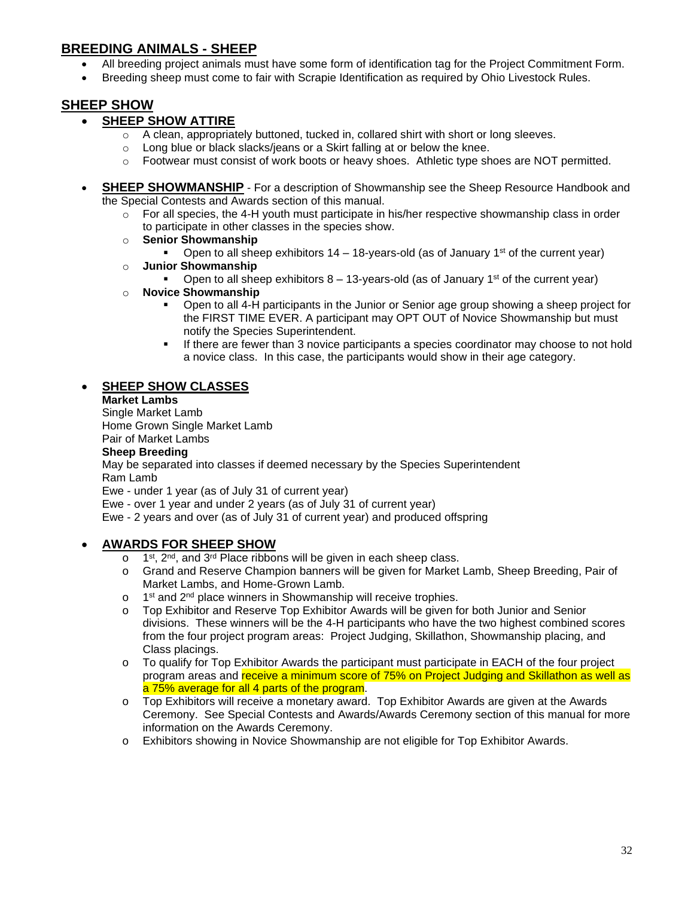## BREEDING ANIMALS - SHEEP

- All breeding project animals must have some form of identification tag for the Project Commitment Form.
- Breeding sheep must come to fair with Scrapie Identification as required by Ohio Livestock Rules.

## SHEEP SHOW

- **SHEEP SHOW ATTIRE**
  - A clean, appropriately buttoned, tucked in, collared shirt with short or long sleeves.
  - Long blue or black slacks/jeans or a Skirt falling at or below the knee.
  - Footwear must consist of work boots or heavy shoes. Athletic type shoes are NOT permitted.

- **SHEEP SHOWMANSHIP** - For a description of Showmanship see the Sheep Resource Handbook and the Special Contests and Awards section of this manual.
  - For all species, the 4-H youth must participate in his/her respective showmanship class in order to participate in other classes in the species show.
  - **Senior Showmanship**
    - Open to all sheep exhibitors 14 – 18-years-old (as of January 1st of the current year)
  - **Junior Showmanship**
    - Open to all sheep exhibitors 8 – 13-years-old (as of January 1st of the current year)
  - **Novice Showmanship**
    - Open to all 4-H participants in the Junior or Senior age group showing a sheep project for the FIRST TIME EVER. A participant may OPT OUT of Novice Showmanship but must notify the Species Superintendent.
    - If there are fewer than 3 novice participants a species coordinator may choose to not hold a novice class. In this case, the participants would show in their age category.

- **SHEEP SHOW CLASSES**

  **Market Lambs**
  Single Market Lamb
  Home Grown Single Market Lamb
  Pair of Market Lambs
  **Sheep Breeding**
  May be separated into classes if deemed necessary by the Species Superintendent
  Ram Lamb
  Ewe - under 1 year (as of July 31 of current year)
  Ewe - over 1 year and under 2 years (as of July 31 of current year)
  Ewe - 2 years and over (as of July 31 of current year) and produced offspring

- **AWARDS FOR SHEEP SHOW**
  - 1st, 2nd, and 3rd Place ribbons will be given in each sheep class.
  - Grand and Reserve Champion banners will be given for Market Lamb, Sheep Breeding, Pair of Market Lambs, and Home-Grown Lamb.
  - 1st and 2nd place winners in Showmanship will receive trophies.
  - Top Exhibitor and Reserve Top Exhibitor Awards will be given for both Junior and Senior divisions. These winners will be the 4-H participants who have the two highest combined scores from the four project program areas: Project Judging, Skillathon, Showmanship placing, and Class placings.
  - To qualify for Top Exhibitor Awards the participant must participate in EACH of the four project program areas and receive a minimum score of 75% on Project Judging and Skillathon as well as a 75% average for all 4 parts of the program.
  - Top Exhibitors will receive a monetary award. Top Exhibitor Awards are given at the Awards Ceremony. See Special Contests and Awards/Awards Ceremony section of this manual for more information on the Awards Ceremony.
  - Exhibitors showing in Novice Showmanship are not eligible for Top Exhibitor Awards.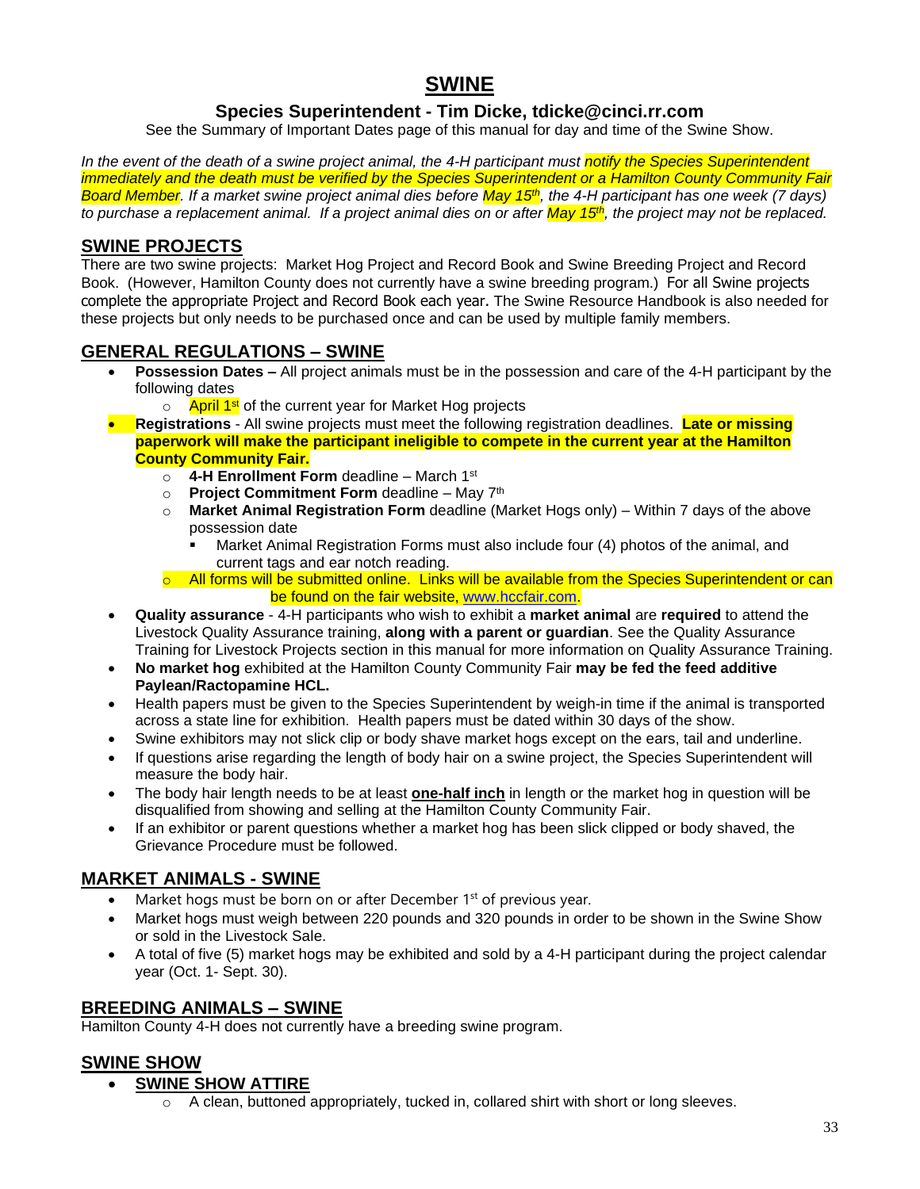# SWINE

### Species Superintendent - Tim Dicke, tdicke@cinci.rr.com

See the Summary of Important Dates page of this manual for day and time of the Swine Show.

*In the event of the death of a swine project animal, the 4-H participant must notify the Species Superintendent immediately and the death must be verified by the Species Superintendent or a Hamilton County Community Fair Board Member. If a market swine project animal dies before May 15th, the 4-H participant has one week (7 days) to purchase a replacement animal. If a project animal dies on or after May 15th, the project may not be replaced.*

## SWINE PROJECTS

There are two swine projects: Market Hog Project and Record Book and Swine Breeding Project and Record Book. (However, Hamilton County does not currently have a swine breeding program.) For all Swine projects complete the appropriate Project and Record Book each year. The Swine Resource Handbook is also needed for these projects but only needs to be purchased once and can be used by multiple family members.

## GENERAL REGULATIONS – SWINE

- **Possession Dates –** All project animals must be in the possession and care of the 4-H participant by the following dates
  - April 1st of the current year for Market Hog projects
- **Registrations** - All swine projects must meet the following registration deadlines. **Late or missing paperwork will make the participant ineligible to compete in the current year at the Hamilton County Community Fair.**
  - **4-H Enrollment Form** deadline – March 1st
  - **Project Commitment Form** deadline – May 7th
  - **Market Animal Registration Form** deadline (Market Hogs only) – Within 7 days of the above possession date
    - Market Animal Registration Forms must also include four (4) photos of the animal, and current tags and ear notch reading.
  - All forms will be submitted online. Links will be available from the Species Superintendent or can be found on the fair website, www.hccfair.com.
- **Quality assurance** - 4-H participants who wish to exhibit a **market animal** are **required** to attend the Livestock Quality Assurance training, **along with a parent or guardian**. See the Quality Assurance Training for Livestock Projects section in this manual for more information on Quality Assurance Training.
- **No market hog** exhibited at the Hamilton County Community Fair **may be fed the feed additive Paylean/Ractopamine HCL.**
- Health papers must be given to the Species Superintendent by weigh-in time if the animal is transported across a state line for exhibition. Health papers must be dated within 30 days of the show.
- Swine exhibitors may not slick clip or body shave market hogs except on the ears, tail and underline.
- If questions arise regarding the length of body hair on a swine project, the Species Superintendent will measure the body hair.
- The body hair length needs to be at least **one-half inch** in length or the market hog in question will be disqualified from showing and selling at the Hamilton County Community Fair.
- If an exhibitor or parent questions whether a market hog has been slick clipped or body shaved, the Grievance Procedure must be followed.

## MARKET ANIMALS - SWINE

- Market hogs must be born on or after December 1st of previous year.
- Market hogs must weigh between 220 pounds and 320 pounds in order to be shown in the Swine Show or sold in the Livestock Sale.
- A total of five (5) market hogs may be exhibited and sold by a 4-H participant during the project calendar year (Oct. 1- Sept. 30).

## BREEDING ANIMALS – SWINE

Hamilton County 4-H does not currently have a breeding swine program.

## SWINE SHOW

- **SWINE SHOW ATTIRE**
  - A clean, buttoned appropriately, tucked in, collared shirt with short or long sleeves.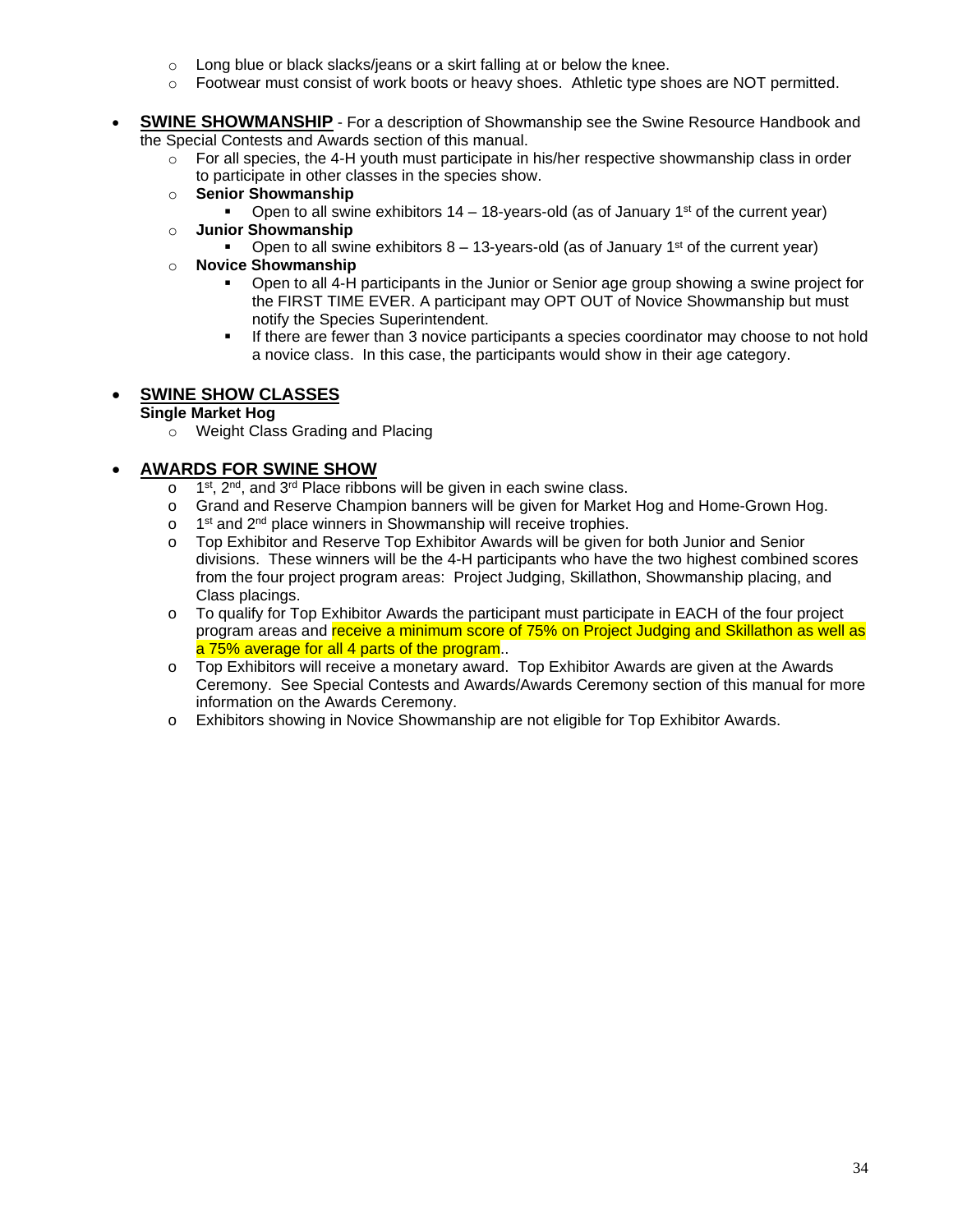- Long blue or black slacks/jeans or a skirt falling at or below the knee.
- Footwear must consist of work boots or heavy shoes. Athletic type shoes are NOT permitted.

- **SWINE SHOWMANSHIP** - For a description of Showmanship see the Swine Resource Handbook and the Special Contests and Awards section of this manual.
  - For all species, the 4-H youth must participate in his/her respective showmanship class in order to participate in other classes in the species show.
  - **Senior Showmanship**
    - Open to all swine exhibitors 14 – 18-years-old (as of January 1st of the current year)
  - **Junior Showmanship**
    - Open to all swine exhibitors 8 – 13-years-old (as of January 1st of the current year)
  - **Novice Showmanship**
    - Open to all 4-H participants in the Junior or Senior age group showing a swine project for the FIRST TIME EVER. A participant may OPT OUT of Novice Showmanship but must notify the Species Superintendent.
    - If there are fewer than 3 novice participants a species coordinator may choose to not hold a novice class. In this case, the participants would show in their age category.

- **SWINE SHOW CLASSES**

  **Single Market Hog**
  - Weight Class Grading and Placing

- **AWARDS FOR SWINE SHOW**
  - 1st, 2nd, and 3rd Place ribbons will be given in each swine class.
  - Grand and Reserve Champion banners will be given for Market Hog and Home-Grown Hog.
  - 1st and 2nd place winners in Showmanship will receive trophies.
  - Top Exhibitor and Reserve Top Exhibitor Awards will be given for both Junior and Senior divisions. These winners will be the 4-H participants who have the two highest combined scores from the four project program areas: Project Judging, Skillathon, Showmanship placing, and Class placings.
  - To qualify for Top Exhibitor Awards the participant must participate in EACH of the four project program areas and receive a minimum score of 75% on Project Judging and Skillathon as well as a 75% average for all 4 parts of the program..
  - Top Exhibitors will receive a monetary award. Top Exhibitor Awards are given at the Awards Ceremony. See Special Contests and Awards/Awards Ceremony section of this manual for more information on the Awards Ceremony.
  - Exhibitors showing in Novice Showmanship are not eligible for Top Exhibitor Awards.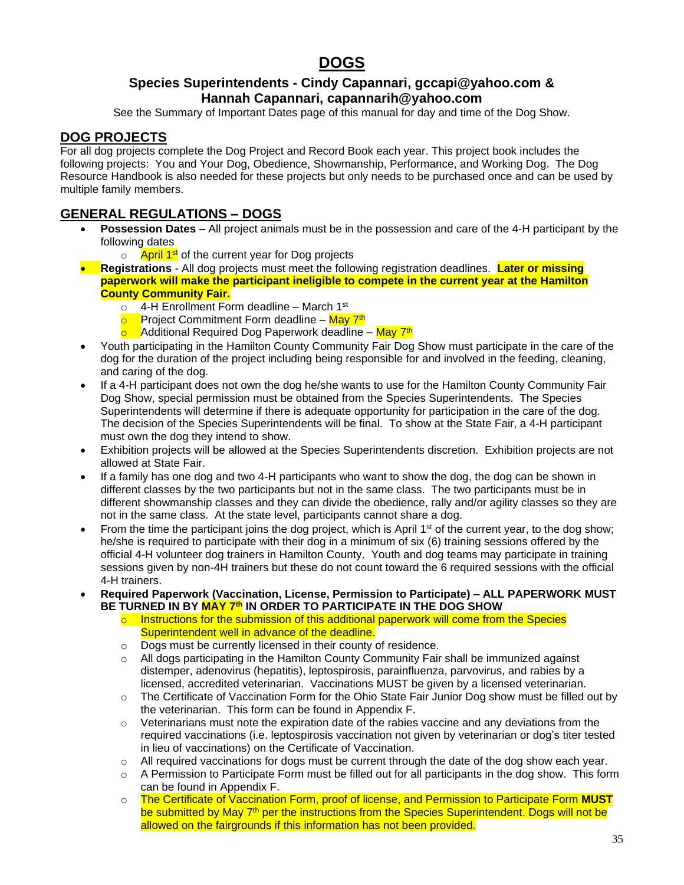# DOGS

### Species Superintendents - Cindy Capannari, gccapi@yahoo.com & Hannah Capannari, capannarih@yahoo.com

See the Summary of Important Dates page of this manual for day and time of the Dog Show.

## DOG PROJECTS

For all dog projects complete the Dog Project and Record Book each year. This project book includes the following projects: You and Your Dog, Obedience, Showmanship, Performance, and Working Dog. The Dog Resource Handbook is also needed for these projects but only needs to be purchased once and can be used by multiple family members.

## GENERAL REGULATIONS – DOGS

- **Possession Dates –** All project animals must be in the possession and care of the 4-H participant by the following dates
  - April 1st of the current year for Dog projects
- **Registrations** - All dog projects must meet the following registration deadlines. **Later or missing paperwork will make the participant ineligible to compete in the current year at the Hamilton County Community Fair.**
  - 4-H Enrollment Form deadline – March 1st
  - Project Commitment Form deadline – May 7th
  - Additional Required Dog Paperwork deadline – May 7th
- Youth participating in the Hamilton County Community Fair Dog Show must participate in the care of the dog for the duration of the project including being responsible for and involved in the feeding, cleaning, and caring of the dog.
- If a 4-H participant does not own the dog he/she wants to use for the Hamilton County Community Fair Dog Show, special permission must be obtained from the Species Superintendents. The Species Superintendents will determine if there is adequate opportunity for participation in the care of the dog. The decision of the Species Superintendents will be final. To show at the State Fair, a 4-H participant must own the dog they intend to show.
- Exhibition projects will be allowed at the Species Superintendents discretion. Exhibition projects are not allowed at State Fair.
- If a family has one dog and two 4-H participants who want to show the dog, the dog can be shown in different classes by the two participants but not in the same class. The two participants must be in different showmanship classes and they can divide the obedience, rally and/or agility classes so they are not in the same class. At the state level, participants cannot share a dog.
- From the time the participant joins the dog project, which is April 1st of the current year, to the dog show; he/she is required to participate with their dog in a minimum of six (6) training sessions offered by the official 4-H volunteer dog trainers in Hamilton County. Youth and dog teams may participate in training sessions given by non-4H trainers but these do not count toward the 6 required sessions with the official 4-H trainers.
- **Required Paperwork (Vaccination, License, Permission to Participate) – ALL PAPERWORK MUST BE TURNED IN BY MAY 7th IN ORDER TO PARTICIPATE IN THE DOG SHOW**
  - Instructions for the submission of this additional paperwork will come from the Species Superintendent well in advance of the deadline.
  - Dogs must be currently licensed in their county of residence.
  - All dogs participating in the Hamilton County Community Fair shall be immunized against distemper, adenovirus (hepatitis), leptospirosis, parainfluenza, parvovirus, and rabies by a licensed, accredited veterinarian. Vaccinations MUST be given by a licensed veterinarian.
  - The Certificate of Vaccination Form for the Ohio State Fair Junior Dog show must be filled out by the veterinarian. This form can be found in Appendix F.
  - Veterinarians must note the expiration date of the rabies vaccine and any deviations from the required vaccinations (i.e. leptospirosis vaccination not given by veterinarian or dog's titer tested in lieu of vaccinations) on the Certificate of Vaccination.
  - All required vaccinations for dogs must be current through the date of the dog show each year.
  - A Permission to Participate Form must be filled out for all participants in the dog show. This form can be found in Appendix F.
  - The Certificate of Vaccination Form, proof of license, and Permission to Participate Form **MUST** be submitted by May 7th per the instructions from the Species Superintendent. Dogs will not be allowed on the fairgrounds if this information has not been provided.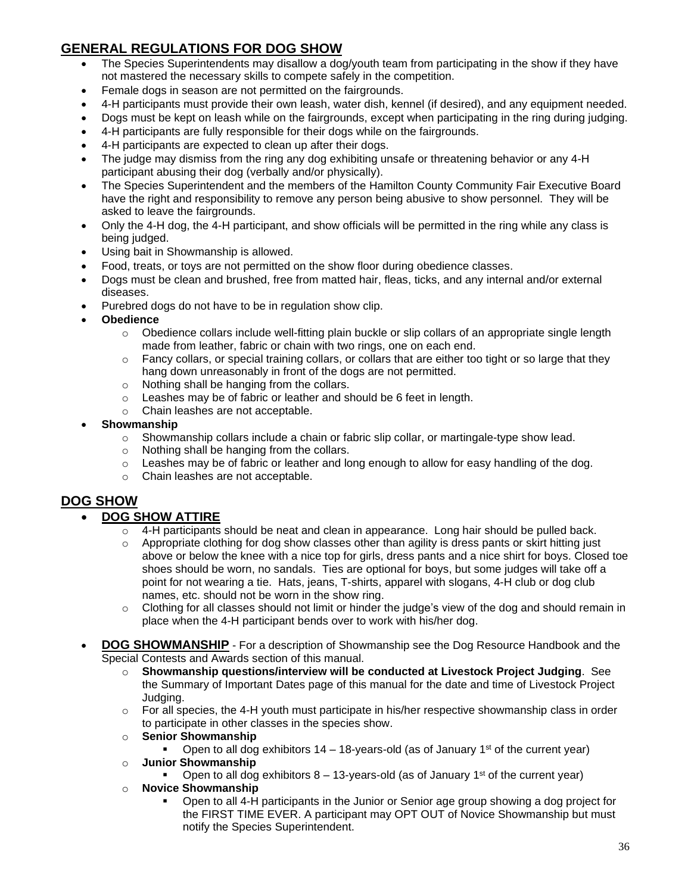## GENERAL REGULATIONS FOR DOG SHOW

- The Species Superintendents may disallow a dog/youth team from participating in the show if they have not mastered the necessary skills to compete safely in the competition.
- Female dogs in season are not permitted on the fairgrounds.
- 4-H participants must provide their own leash, water dish, kennel (if desired), and any equipment needed.
- Dogs must be kept on leash while on the fairgrounds, except when participating in the ring during judging.
- 4-H participants are fully responsible for their dogs while on the fairgrounds.
- 4-H participants are expected to clean up after their dogs.
- The judge may dismiss from the ring any dog exhibiting unsafe or threatening behavior or any 4-H participant abusing their dog (verbally and/or physically).
- The Species Superintendent and the members of the Hamilton County Community Fair Executive Board have the right and responsibility to remove any person being abusive to show personnel. They will be asked to leave the fairgrounds.
- Only the 4-H dog, the 4-H participant, and show officials will be permitted in the ring while any class is being judged.
- Using bait in Showmanship is allowed.
- Food, treats, or toys are not permitted on the show floor during obedience classes.
- Dogs must be clean and brushed, free from matted hair, fleas, ticks, and any internal and/or external diseases.
- Purebred dogs do not have to be in regulation show clip.
- **Obedience**
  - Obedience collars include well-fitting plain buckle or slip collars of an appropriate single length made from leather, fabric or chain with two rings, one on each end.
  - Fancy collars, or special training collars, or collars that are either too tight or so large that they hang down unreasonably in front of the dogs are not permitted.
  - Nothing shall be hanging from the collars.
  - Leashes may be of fabric or leather and should be 6 feet in length.
  - Chain leashes are not acceptable.
- **Showmanship**
  - Showmanship collars include a chain or fabric slip collar, or martingale-type show lead.
  - Nothing shall be hanging from the collars.
  - Leashes may be of fabric or leather and long enough to allow for easy handling of the dog.
  - Chain leashes are not acceptable.

## DOG SHOW

- **DOG SHOW ATTIRE**
  - 4-H participants should be neat and clean in appearance. Long hair should be pulled back.
  - Appropriate clothing for dog show classes other than agility is dress pants or skirt hitting just above or below the knee with a nice top for girls, dress pants and a nice shirt for boys. Closed toe shoes should be worn, no sandals. Ties are optional for boys, but some judges will take off a point for not wearing a tie. Hats, jeans, T-shirts, apparel with slogans, 4-H club or dog club names, etc. should not be worn in the show ring.
  - Clothing for all classes should not limit or hinder the judge's view of the dog and should remain in place when the 4-H participant bends over to work with his/her dog.

- **DOG SHOWMANSHIP** - For a description of Showmanship see the Dog Resource Handbook and the Special Contests and Awards section of this manual.
  - **Showmanship questions/interview will be conducted at Livestock Project Judging**. See the Summary of Important Dates page of this manual for the date and time of Livestock Project Judging.
  - For all species, the 4-H youth must participate in his/her respective showmanship class in order to participate in other classes in the species show.
  - **Senior Showmanship**
    - Open to all dog exhibitors 14 – 18-years-old (as of January 1st of the current year)
  - **Junior Showmanship**
    - Open to all dog exhibitors 8 – 13-years-old (as of January 1st of the current year)
  - **Novice Showmanship**
    - Open to all 4-H participants in the Junior or Senior age group showing a dog project for the FIRST TIME EVER. A participant may OPT OUT of Novice Showmanship but must notify the Species Superintendent.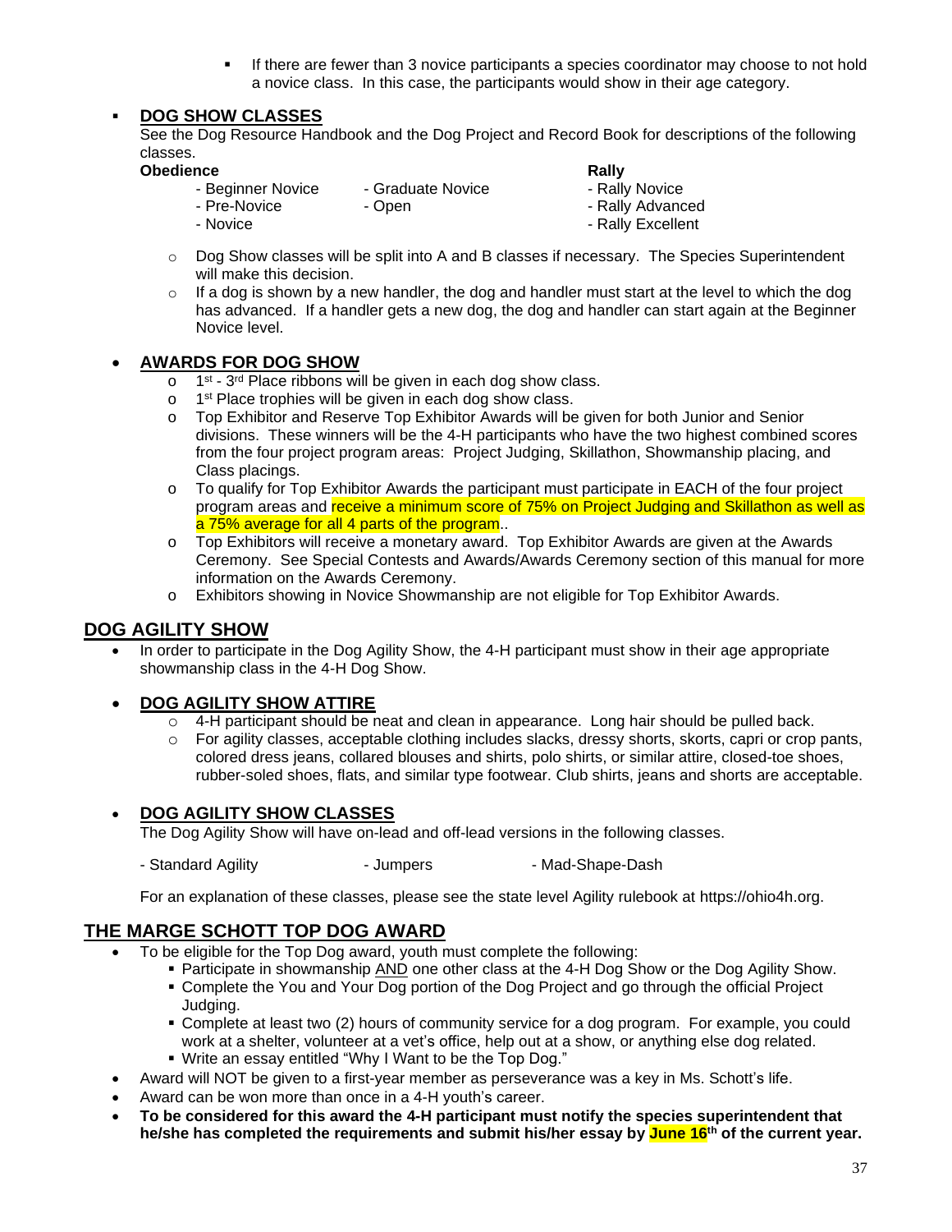- If there are fewer than 3 novice participants a species coordinator may choose to not hold a novice class. In this case, the participants would show in their age category.

- **DOG SHOW CLASSES**

  See the Dog Resource Handbook and the Dog Project and Record Book for descriptions of the following classes.

  **Obedience**
  - Beginner Novice
  - Pre-Novice
  - Novice
  - Graduate Novice
  - Open

  **Rally**
  - Rally Novice
  - Rally Advanced
  - Rally Excellent

  - Dog Show classes will be split into A and B classes if necessary. The Species Superintendent will make this decision.
  - If a dog is shown by a new handler, the dog and handler must start at the level to which the dog has advanced. If a handler gets a new dog, the dog and handler can start again at the Beginner Novice level.

- **AWARDS FOR DOG SHOW**
  - 1st - 3rd Place ribbons will be given in each dog show class.
  - 1st Place trophies will be given in each dog show class.
  - Top Exhibitor and Reserve Top Exhibitor Awards will be given for both Junior and Senior divisions. These winners will be the 4-H participants who have the two highest combined scores from the four project program areas: Project Judging, Skillathon, Showmanship placing, and Class placings.
  - To qualify for Top Exhibitor Awards the participant must participate in EACH of the four project program areas and receive a minimum score of 75% on Project Judging and Skillathon as well as a 75% average for all 4 parts of the program..
  - Top Exhibitors will receive a monetary award. Top Exhibitor Awards are given at the Awards Ceremony. See Special Contests and Awards/Awards Ceremony section of this manual for more information on the Awards Ceremony.
  - Exhibitors showing in Novice Showmanship are not eligible for Top Exhibitor Awards.

## DOG AGILITY SHOW

- In order to participate in the Dog Agility Show, the 4-H participant must show in their age appropriate showmanship class in the 4-H Dog Show.

- **DOG AGILITY SHOW ATTIRE**
  - 4-H participant should be neat and clean in appearance. Long hair should be pulled back.
  - For agility classes, acceptable clothing includes slacks, dressy shorts, skorts, capri or crop pants, colored dress jeans, collared blouses and shirts, polo shirts, or similar attire, closed-toe shoes, rubber-soled shoes, flats, and similar type footwear. Club shirts, jeans and shorts are acceptable.

- **DOG AGILITY SHOW CLASSES**

  The Dog Agility Show will have on-lead and off-lead versions in the following classes.

  - Standard Agility
  - Jumpers
  - Mad-Shape-Dash

  For an explanation of these classes, please see the state level Agility rulebook at https://ohio4h.org.

## THE MARGE SCHOTT TOP DOG AWARD

- To be eligible for the Top Dog award, youth must complete the following:
  - Participate in showmanship AND one other class at the 4-H Dog Show or the Dog Agility Show.
  - Complete the You and Your Dog portion of the Dog Project and go through the official Project Judging.
  - Complete at least two (2) hours of community service for a dog program. For example, you could work at a shelter, volunteer at a vet's office, help out at a show, or anything else dog related.
  - Write an essay entitled "Why I Want to be the Top Dog."
- Award will NOT be given to a first-year member as perseverance was a key in Ms. Schott's life.
- Award can be won more than once in a 4-H youth's career.
- **To be considered for this award the 4-H participant must notify the species superintendent that he/she has completed the requirements and submit his/her essay by June 16th of the current year.**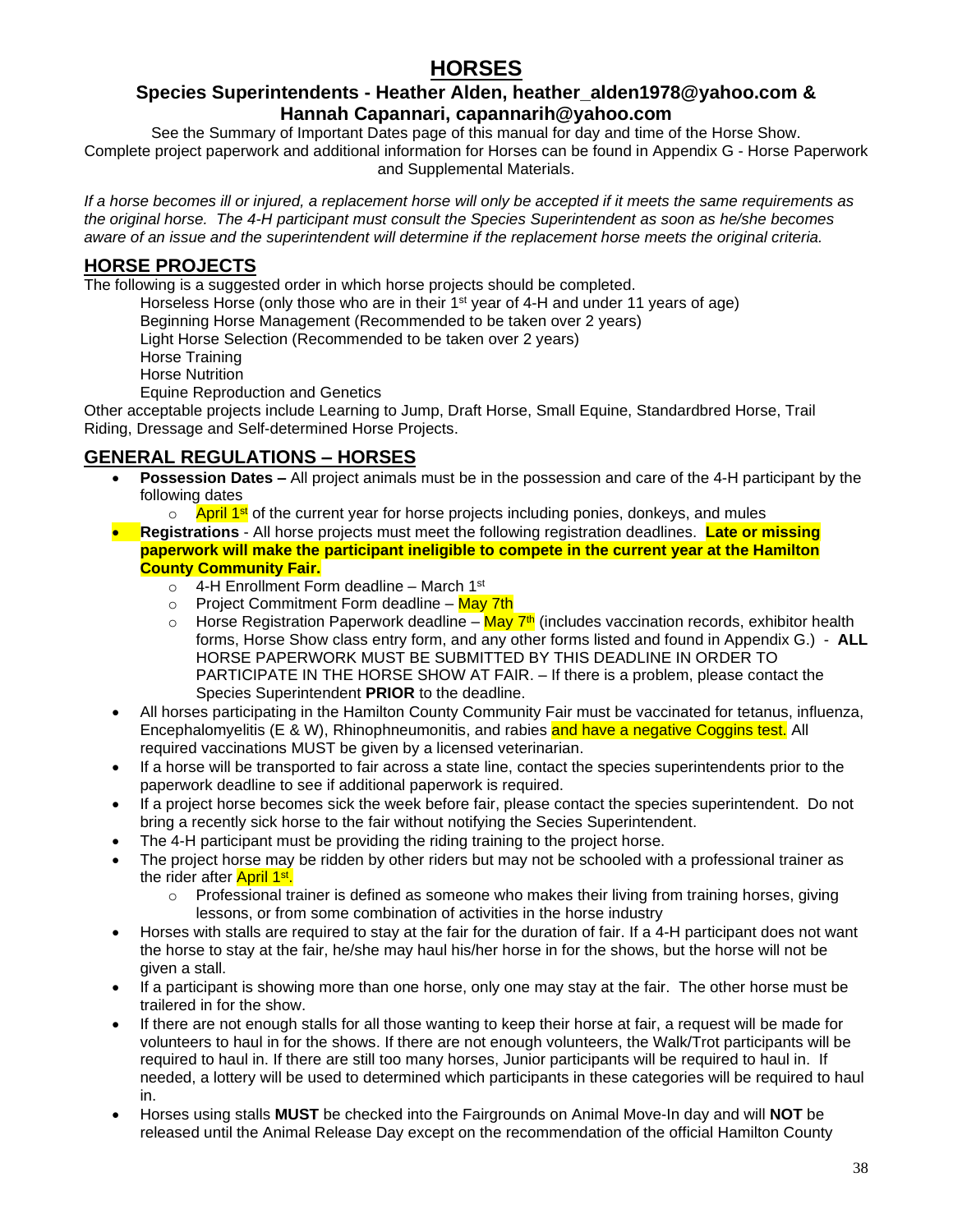# HORSES

### Species Superintendents - Heather Alden, heather_alden1978@yahoo.com & Hannah Capannari, capannarih@yahoo.com

See the Summary of Important Dates page of this manual for day and time of the Horse Show. Complete project paperwork and additional information for Horses can be found in Appendix G - Horse Paperwork and Supplemental Materials.

*If a horse becomes ill or injured, a replacement horse will only be accepted if it meets the same requirements as the original horse. The 4-H participant must consult the Species Superintendent as soon as he/she becomes aware of an issue and the superintendent will determine if the replacement horse meets the original criteria.*

## HORSE PROJECTS

The following is a suggested order in which horse projects should be completed.

- Horseless Horse (only those who are in their 1st year of 4-H and under 11 years of age)
- Beginning Horse Management (Recommended to be taken over 2 years)
- Light Horse Selection (Recommended to be taken over 2 years)
- Horse Training
- Horse Nutrition
- Equine Reproduction and Genetics

Other acceptable projects include Learning to Jump, Draft Horse, Small Equine, Standardbred Horse, Trail Riding, Dressage and Self-determined Horse Projects.

## GENERAL REGULATIONS – HORSES

- **Possession Dates –** All project animals must be in the possession and care of the 4-H participant by the following dates
  - April 1st of the current year for horse projects including ponies, donkeys, and mules
- **Registrations** - All horse projects must meet the following registration deadlines. **Late or missing paperwork will make the participant ineligible to compete in the current year at the Hamilton County Community Fair.**
  - 4-H Enrollment Form deadline – March 1st
  - Project Commitment Form deadline – May 7th
  - Horse Registration Paperwork deadline – May 7th (includes vaccination records, exhibitor health forms, Horse Show class entry form, and any other forms listed and found in Appendix G.) - **ALL** HORSE PAPERWORK MUST BE SUBMITTED BY THIS DEADLINE IN ORDER TO PARTICIPATE IN THE HORSE SHOW AT FAIR. – If there is a problem, please contact the Species Superintendent **PRIOR** to the deadline.
- All horses participating in the Hamilton County Community Fair must be vaccinated for tetanus, influenza, Encephalomyelitis (E & W), Rhinophneumonitis, and rabies and have a negative Coggins test. All required vaccinations MUST be given by a licensed veterinarian.
- If a horse will be transported to fair across a state line, contact the species superintendents prior to the paperwork deadline to see if additional paperwork is required.
- If a project horse becomes sick the week before fair, please contact the species superintendent. Do not bring a recently sick horse to the fair without notifying the Secies Superintendent.
- The 4-H participant must be providing the riding training to the project horse.
- The project horse may be ridden by other riders but may not be schooled with a professional trainer as the rider after April 1st.
  - Professional trainer is defined as someone who makes their living from training horses, giving lessons, or from some combination of activities in the horse industry
- Horses with stalls are required to stay at the fair for the duration of fair. If a 4-H participant does not want the horse to stay at the fair, he/she may haul his/her horse in for the shows, but the horse will not be given a stall.
- If a participant is showing more than one horse, only one may stay at the fair. The other horse must be trailered in for the show.
- If there are not enough stalls for all those wanting to keep their horse at fair, a request will be made for volunteers to haul in for the shows. If there are not enough volunteers, the Walk/Trot participants will be required to haul in. If there are still too many horses, Junior participants will be required to haul in. If needed, a lottery will be used to determined which participants in these categories will be required to haul in.
- Horses using stalls **MUST** be checked into the Fairgrounds on Animal Move-In day and will **NOT** be released until the Animal Release Day except on the recommendation of the official Hamilton County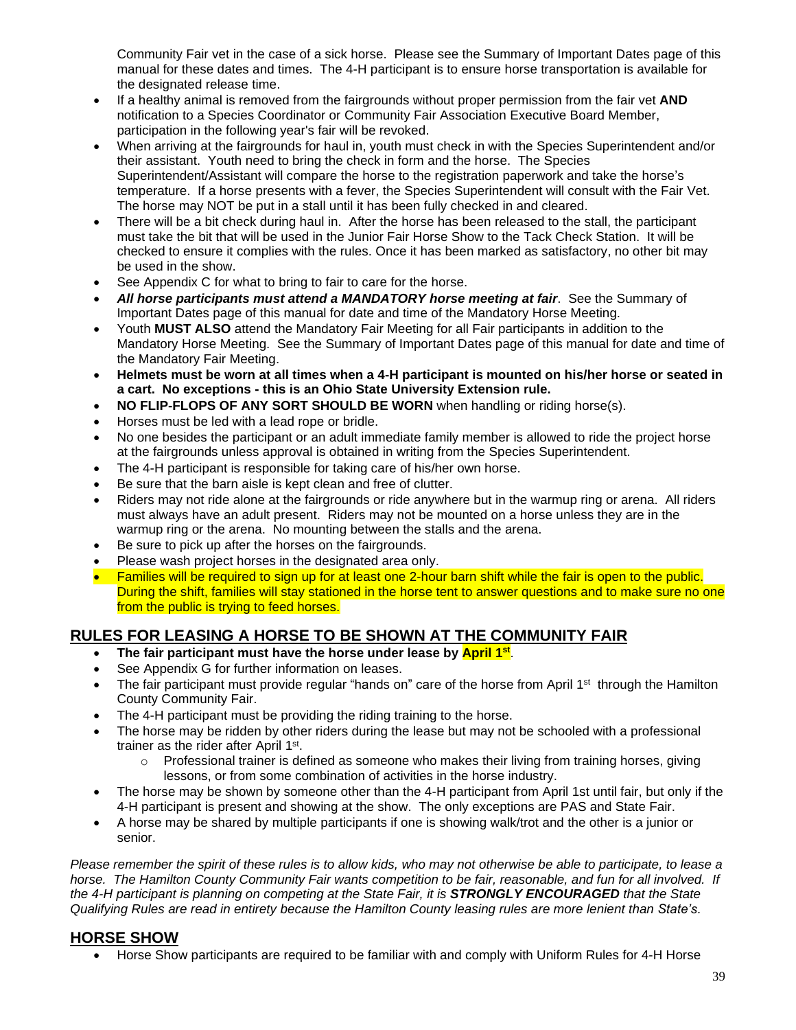Community Fair vet in the case of a sick horse. Please see the Summary of Important Dates page of this manual for these dates and times. The 4-H participant is to ensure horse transportation is available for the designated release time.

- If a healthy animal is removed from the fairgrounds without proper permission from the fair vet **AND** notification to a Species Coordinator or Community Fair Association Executive Board Member, participation in the following year's fair will be revoked.
- When arriving at the fairgrounds for haul in, youth must check in with the Species Superintendent and/or their assistant. Youth need to bring the check in form and the horse. The Species Superintendent/Assistant will compare the horse to the registration paperwork and take the horse's temperature. If a horse presents with a fever, the Species Superintendent will consult with the Fair Vet. The horse may NOT be put in a stall until it has been fully checked in and cleared.
- There will be a bit check during haul in. After the horse has been released to the stall, the participant must take the bit that will be used in the Junior Fair Horse Show to the Tack Check Station. It will be checked to ensure it complies with the rules. Once it has been marked as satisfactory, no other bit may be used in the show.
- See Appendix C for what to bring to fair to care for the horse.
- ***All horse participants must attend a MANDATORY horse meeting at fair***. See the Summary of Important Dates page of this manual for date and time of the Mandatory Horse Meeting.
- Youth **MUST ALSO** attend the Mandatory Fair Meeting for all Fair participants in addition to the Mandatory Horse Meeting. See the Summary of Important Dates page of this manual for date and time of the Mandatory Fair Meeting.
- **Helmets must be worn at all times when a 4-H participant is mounted on his/her horse or seated in a cart. No exceptions - this is an Ohio State University Extension rule.**
- **NO FLIP-FLOPS OF ANY SORT SHOULD BE WORN** when handling or riding horse(s).
- Horses must be led with a lead rope or bridle.
- No one besides the participant or an adult immediate family member is allowed to ride the project horse at the fairgrounds unless approval is obtained in writing from the Species Superintendent.
- The 4-H participant is responsible for taking care of his/her own horse.
- Be sure that the barn aisle is kept clean and free of clutter.
- Riders may not ride alone at the fairgrounds or ride anywhere but in the warmup ring or arena. All riders must always have an adult present. Riders may not be mounted on a horse unless they are in the warmup ring or the arena. No mounting between the stalls and the arena.
- Be sure to pick up after the horses on the fairgrounds.
- Please wash project horses in the designated area only.
- Families will be required to sign up for at least one 2-hour barn shift while the fair is open to the public. During the shift, families will stay stationed in the horse tent to answer questions and to make sure no one from the public is trying to feed horses.

## RULES FOR LEASING A HORSE TO BE SHOWN AT THE COMMUNITY FAIR

- **The fair participant must have the horse under lease by April 1st**.
- See Appendix G for further information on leases.
- The fair participant must provide regular "hands on" care of the horse from April 1st through the Hamilton County Community Fair.
- The 4-H participant must be providing the riding training to the horse.
- The horse may be ridden by other riders during the lease but may not be schooled with a professional trainer as the rider after April 1st.
  - Professional trainer is defined as someone who makes their living from training horses, giving lessons, or from some combination of activities in the horse industry.
- The horse may be shown by someone other than the 4-H participant from April 1st until fair, but only if the 4-H participant is present and showing at the show. The only exceptions are PAS and State Fair.
- A horse may be shared by multiple participants if one is showing walk/trot and the other is a junior or senior.

*Please remember the spirit of these rules is to allow kids, who may not otherwise be able to participate, to lease a horse. The Hamilton County Community Fair wants competition to be fair, reasonable, and fun for all involved. If the 4-H participant is planning on competing at the State Fair, it is **STRONGLY ENCOURAGED** that the State Qualifying Rules are read in entirety because the Hamilton County leasing rules are more lenient than State's.*

## HORSE SHOW

- Horse Show participants are required to be familiar with and comply with Uniform Rules for 4-H Horse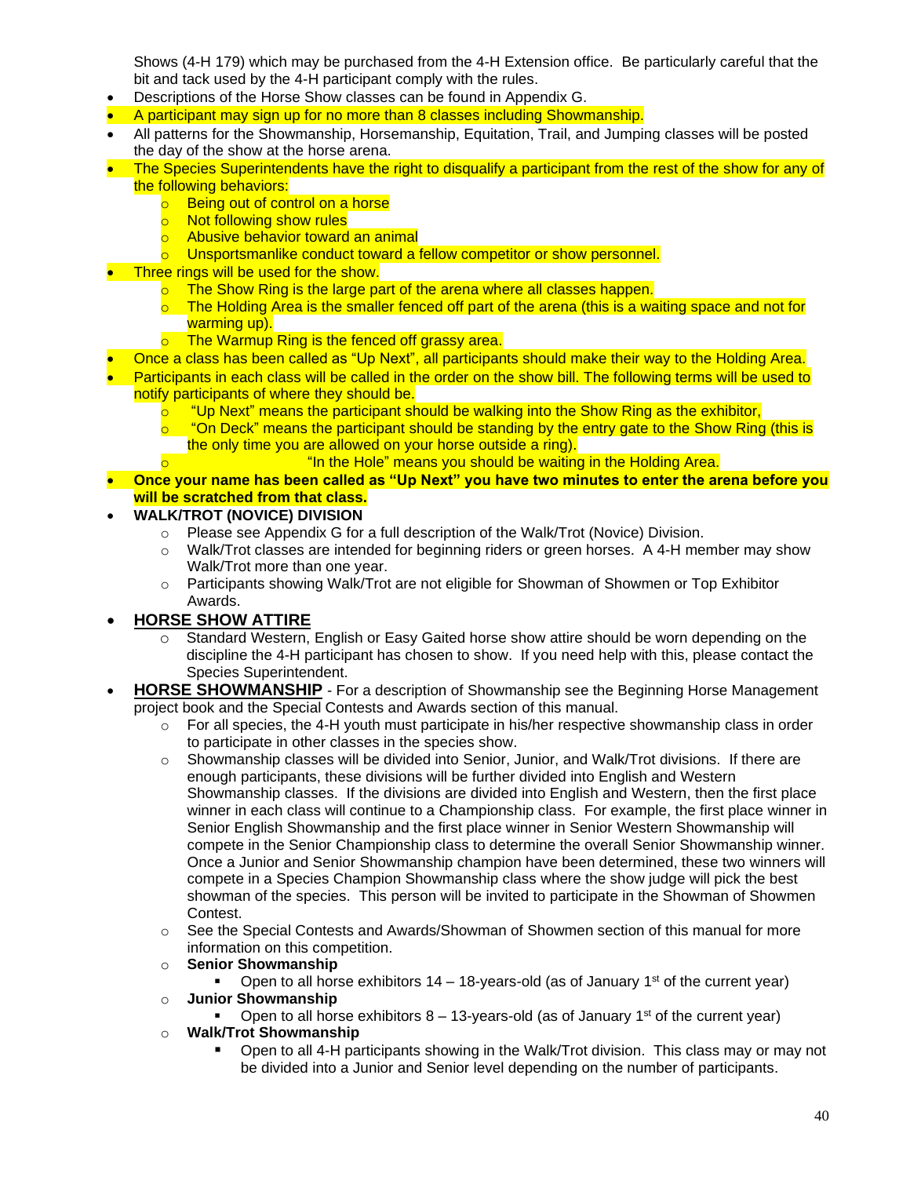Shows (4-H 179) which may be purchased from the 4-H Extension office. Be particularly careful that the bit and tack used by the 4-H participant comply with the rules.

- Descriptions of the Horse Show classes can be found in Appendix G.
- A participant may sign up for no more than 8 classes including Showmanship.
- All patterns for the Showmanship, Horsemanship, Equitation, Trail, and Jumping classes will be posted the day of the show at the horse arena.
- The Species Superintendents have the right to disqualify a participant from the rest of the show for any of the following behaviors:
    - Being out of control on a horse
    - Not following show rules
    - Abusive behavior toward an animal
    - Unsportsmanlike conduct toward a fellow competitor or show personnel.
- Three rings will be used for the show.
    - The Show Ring is the large part of the arena where all classes happen.
    - The Holding Area is the smaller fenced off part of the arena (this is a waiting space and not for warming up).
    - The Warmup Ring is the fenced off grassy area.
- Once a class has been called as "Up Next", all participants should make their way to the Holding Area.
- Participants in each class will be called in the order on the show bill. The following terms will be used to notify participants of where they should be.
    - "Up Next" means the participant should be walking into the Show Ring as the exhibitor,
    - "On Deck" means the participant should be standing by the entry gate to the Show Ring (this is the only time you are allowed on your horse outside a ring).
    - "In the Hole" means you should be waiting in the Holding Area.
- **Once your name has been called as "Up Next" you have two minutes to enter the arena before you will be scratched from that class.**
- **WALK/TROT (NOVICE) DIVISION**
    - Please see Appendix G for a full description of the Walk/Trot (Novice) Division.
    - Walk/Trot classes are intended for beginning riders or green horses. A 4-H member may show Walk/Trot more than one year.
    - Participants showing Walk/Trot are not eligible for Showman of Showmen or Top Exhibitor Awards.
- **HORSE SHOW ATTIRE**
    - Standard Western, English or Easy Gaited horse show attire should be worn depending on the discipline the 4-H participant has chosen to show. If you need help with this, please contact the Species Superintendent.
- **HORSE SHOWMANSHIP** - For a description of Showmanship see the Beginning Horse Management project book and the Special Contests and Awards section of this manual.
    - For all species, the 4-H youth must participate in his/her respective showmanship class in order to participate in other classes in the species show.
    - Showmanship classes will be divided into Senior, Junior, and Walk/Trot divisions. If there are enough participants, these divisions will be further divided into English and Western Showmanship classes. If the divisions are divided into English and Western, then the first place winner in each class will continue to a Championship class. For example, the first place winner in Senior English Showmanship and the first place winner in Senior Western Showmanship will compete in the Senior Championship class to determine the overall Senior Showmanship winner. Once a Junior and Senior Showmanship champion have been determined, these two winners will compete in a Species Champion Showmanship class where the show judge will pick the best showman of the species. This person will be invited to participate in the Showman of Showmen Contest.
    - See the Special Contests and Awards/Showman of Showmen section of this manual for more information on this competition.
    - **Senior Showmanship**
        - Open to all horse exhibitors 14 – 18-years-old (as of January 1st of the current year)
    - **Junior Showmanship**
        - Open to all horse exhibitors 8 – 13-years-old (as of January 1st of the current year)
    - **Walk/Trot Showmanship**
        - Open to all 4-H participants showing in the Walk/Trot division. This class may or may not be divided into a Junior and Senior level depending on the number of participants.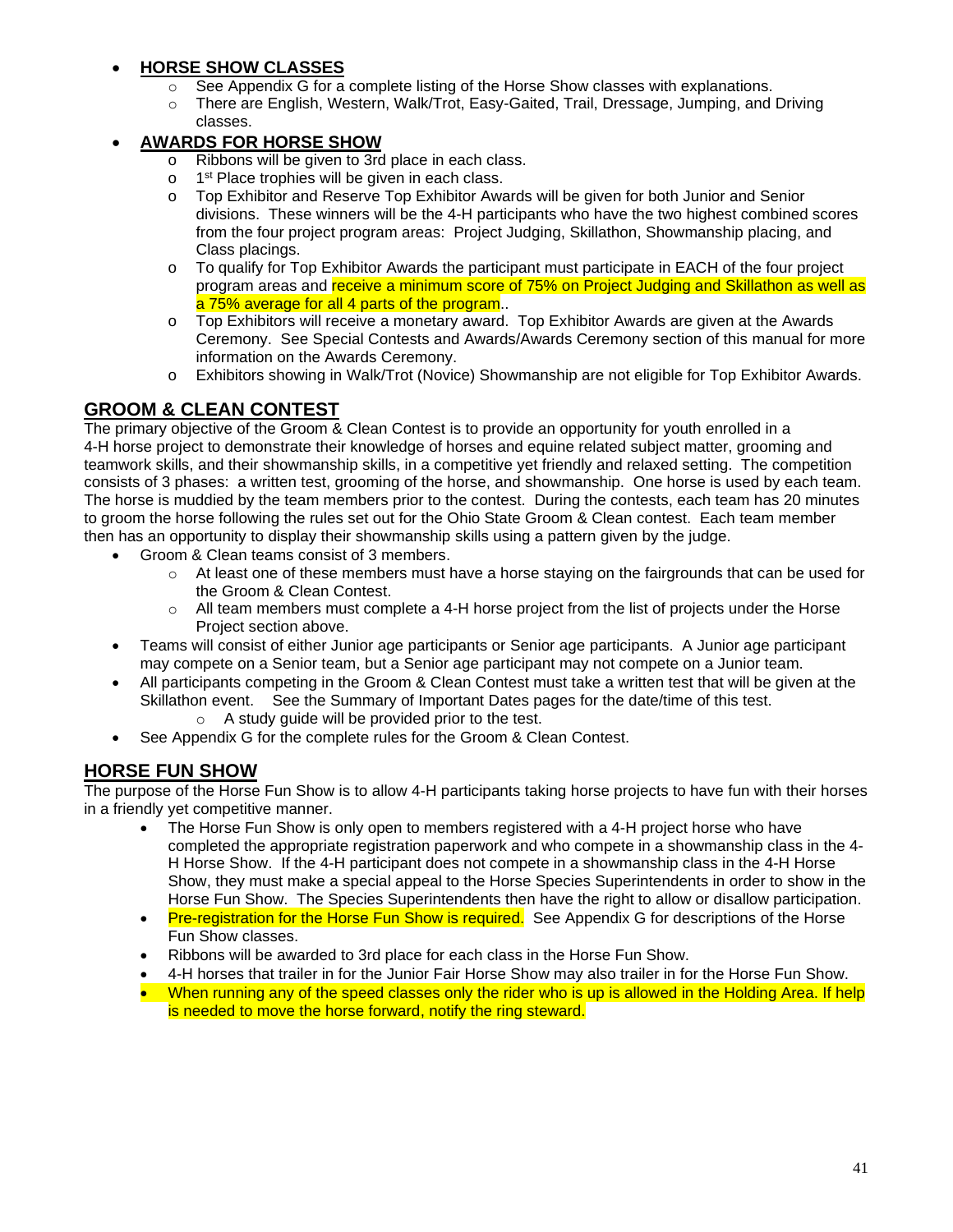- **HORSE SHOW CLASSES**
  - See Appendix G for a complete listing of the Horse Show classes with explanations.
  - There are English, Western, Walk/Trot, Easy-Gaited, Trail, Dressage, Jumping, and Driving classes.
- **AWARDS FOR HORSE SHOW**
  - Ribbons will be given to 3rd place in each class.
  - 1st Place trophies will be given in each class.
  - Top Exhibitor and Reserve Top Exhibitor Awards will be given for both Junior and Senior divisions. These winners will be the 4-H participants who have the two highest combined scores from the four project program areas: Project Judging, Skillathon, Showmanship placing, and Class placings.
  - To qualify for Top Exhibitor Awards the participant must participate in EACH of the four project program areas and receive a minimum score of 75% on Project Judging and Skillathon as well as a 75% average for all 4 parts of the program..
  - Top Exhibitors will receive a monetary award. Top Exhibitor Awards are given at the Awards Ceremony. See Special Contests and Awards/Awards Ceremony section of this manual for more information on the Awards Ceremony.
  - Exhibitors showing in Walk/Trot (Novice) Showmanship are not eligible for Top Exhibitor Awards.

## GROOM & CLEAN CONTEST

The primary objective of the Groom & Clean Contest is to provide an opportunity for youth enrolled in a 4-H horse project to demonstrate their knowledge of horses and equine related subject matter, grooming and teamwork skills, and their showmanship skills, in a competitive yet friendly and relaxed setting. The competition consists of 3 phases: a written test, grooming of the horse, and showmanship. One horse is used by each team. The horse is muddied by the team members prior to the contest. During the contests, each team has 20 minutes to groom the horse following the rules set out for the Ohio State Groom & Clean contest. Each team member then has an opportunity to display their showmanship skills using a pattern given by the judge.

- Groom & Clean teams consist of 3 members.
  - At least one of these members must have a horse staying on the fairgrounds that can be used for the Groom & Clean Contest.
  - All team members must complete a 4-H horse project from the list of projects under the Horse Project section above.
- Teams will consist of either Junior age participants or Senior age participants. A Junior age participant may compete on a Senior team, but a Senior age participant may not compete on a Junior team.
- All participants competing in the Groom & Clean Contest must take a written test that will be given at the Skillathon event. See the Summary of Important Dates pages for the date/time of this test.
  - A study guide will be provided prior to the test.
- See Appendix G for the complete rules for the Groom & Clean Contest.

## HORSE FUN SHOW

The purpose of the Horse Fun Show is to allow 4-H participants taking horse projects to have fun with their horses in a friendly yet competitive manner.

- The Horse Fun Show is only open to members registered with a 4-H project horse who have completed the appropriate registration paperwork and who compete in a showmanship class in the 4-H Horse Show. If the 4-H participant does not compete in a showmanship class in the 4-H Horse Show, they must make a special appeal to the Horse Species Superintendents in order to show in the Horse Fun Show. The Species Superintendents then have the right to allow or disallow participation.
- Pre-registration for the Horse Fun Show is required. See Appendix G for descriptions of the Horse Fun Show classes.
- Ribbons will be awarded to 3rd place for each class in the Horse Fun Show.
- 4-H horses that trailer in for the Junior Fair Horse Show may also trailer in for the Horse Fun Show.
- When running any of the speed classes only the rider who is up is allowed in the Holding Area. If help is needed to move the horse forward, notify the ring steward.